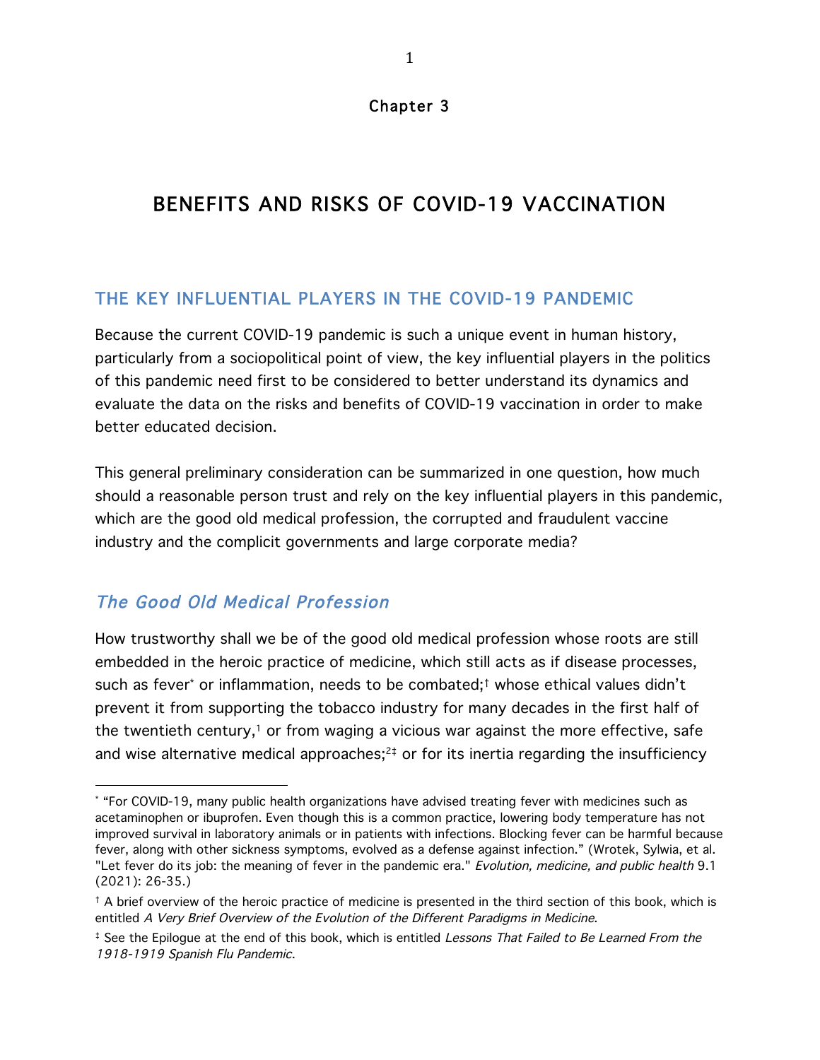# Chapter 3

# BENEFITS AND RISKS OF COVID-19 VACCINATION

## THE KEY INFLUENTIAL PLAYERS IN THE COVID-19 PANDEMIC

Because the current COVID-19 pandemic is such a unique event in human history, particularly from a sociopolitical point of view, the key influential players in the politics of this pandemic need first to be considered to better understand its dynamics and evaluate the data on the risks and benefits of COVID-19 vaccination in order to make better educated decision.

This general preliminary consideration can be summarized in one question, how much should a reasonable person trust and rely on the key influential players in this pandemic, which are the good old medical profession, the corrupted and fraudulent vaccine industry and the complicit governments and large corporate media?

### *The Good Old Medical Profession*

How trustworthy shall we be of the good old medical profession whose roots are still embedded in the heroic practice of medicine, which still acts as if disease processes, such as fever[*] or inflammation, needs to be combated;[†] whose ethical values didn't prevent it from supporting the tobacco industry for many decades in the first half of the twentieth century,[1] or from waging a vicious war against the more effective, safe and wise alternative medical approaches;[2‡] or for its inertia regarding the insufficiency

---

[*] "For COVID-19, many public health organizations have advised treating fever with medicines such as acetaminophen or ibuprofen. Even though this is a common practice, lowering body temperature has not improved survival in laboratory animals or in patients with infections. Blocking fever can be harmful because fever, along with other sickness symptoms, evolved as a defense against infection." (Wrotek, Sylwia, et al. "Let fever do its job: the meaning of fever in the pandemic era." *Evolution, medicine, and public health* 9.1 (2021): 26-35.)

[†] A brief overview of the heroic practice of medicine is presented in the third section of this book, which is entitled *A Very Brief Overview of the Evolution of the Different Paradigms in Medicine*.

[‡] See the Epilogue at the end of this book, which is entitled *Lessons That Failed to Be Learned From the 1918-1919 Spanish Flu Pandemic*.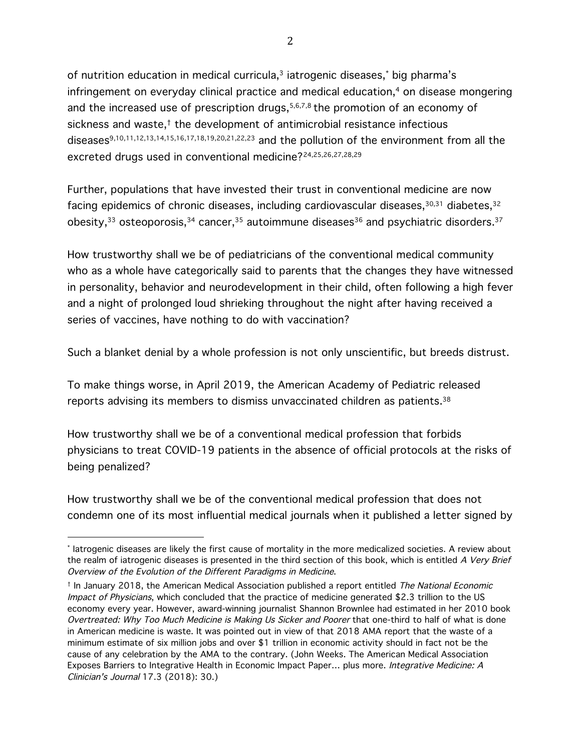of nutrition education in medical curricula,[3] iatrogenic diseases,[*] big pharma's infringement on everyday clinical practice and medical education,[4] on disease mongering and the increased use of prescription drugs,[5,6,7,8] the promotion of an economy of sickness and waste,[†] the development of antimicrobial resistance infectious diseases[9,10,11,12,13,14,15,16,17,18,19,20,21,22,23] and the pollution of the environment from all the excreted drugs used in conventional medicine?[24,25,26,27,28,29]

Further, populations that have invested their trust in conventional medicine are now facing epidemics of chronic diseases, including cardiovascular diseases,[30,31] diabetes,[32] obesity,[33] osteoporosis,[34] cancer,[35] autoimmune diseases[36] and psychiatric disorders.[37]

How trustworthy shall we be of pediatricians of the conventional medical community who as a whole have categorically said to parents that the changes they have witnessed in personality, behavior and neurodevelopment in their child, often following a high fever and a night of prolonged loud shrieking throughout the night after having received a series of vaccines, have nothing to do with vaccination?

Such a blanket denial by a whole profession is not only unscientific, but breeds distrust.

To make things worse, in April 2019, the American Academy of Pediatric released reports advising its members to dismiss unvaccinated children as patients.[38]

How trustworthy shall we be of a conventional medical profession that forbids physicians to treat COVID-19 patients in the absence of official protocols at the risks of being penalized?

How trustworthy shall we be of the conventional medical profession that does not condemn one of its most influential medical journals when it published a letter signed by

---

[*] Iatrogenic diseases are likely the first cause of mortality in the more medicalized societies. A review about the realm of iatrogenic diseases is presented in the third section of this book, which is entitled *A Very Brief Overview of the Evolution of the Different Paradigms in Medicine*.

[†] In January 2018, the American Medical Association published a report entitled *The National Economic Impact of Physicians*, which concluded that the practice of medicine generated $2.3 trillion to the US economy every year. However, award-winning journalist Shannon Brownlee had estimated in her 2010 book *Overtreated: Why Too Much Medicine is Making Us Sicker and Poorer* that one-third to half of what is done in American medicine is waste. It was pointed out in view of that 2018 AMA report that the waste of a minimum estimate of six million jobs and over $1 trillion in economic activity should in fact not be the cause of any celebration by the AMA to the contrary. (John Weeks. The American Medical Association Exposes Barriers to Integrative Health in Economic Impact Paper… plus more. *Integrative Medicine: A Clinician's Journal* 17.3 (2018): 30.)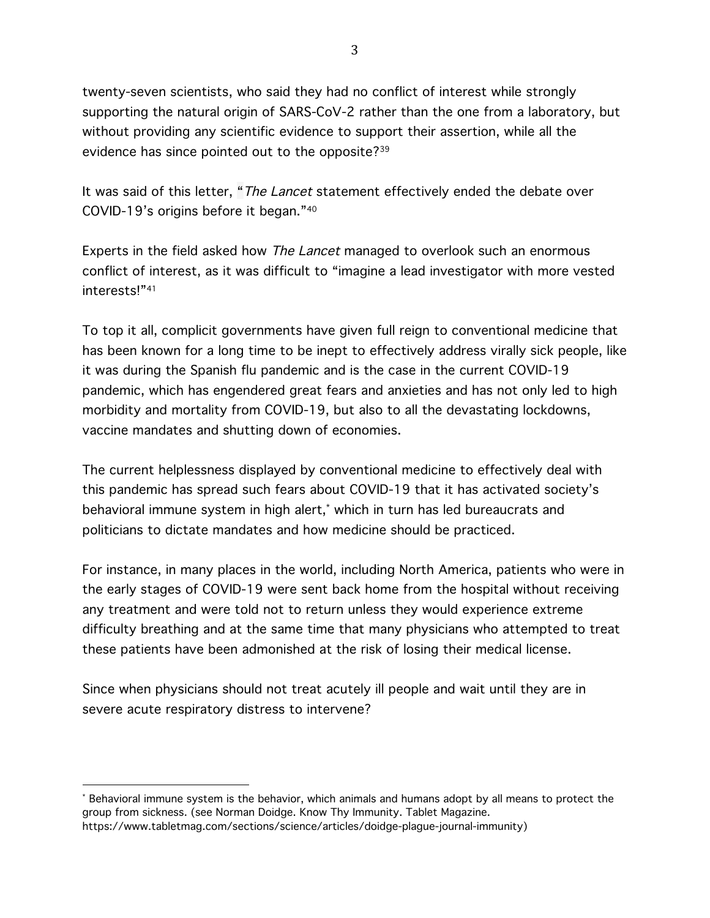twenty-seven scientists, who said they had no conflict of interest while strongly supporting the natural origin of SARS-CoV-2 rather than the one from a laboratory, but without providing any scientific evidence to support their assertion, while all the evidence has since pointed out to the opposite?[39]

It was said of this letter, "*The Lancet* statement effectively ended the debate over COVID-19's origins before it began."[40]

Experts in the field asked how *The Lancet* managed to overlook such an enormous conflict of interest, as it was difficult to "imagine a lead investigator with more vested interests!"[41]

To top it all, complicit governments have given full reign to conventional medicine that has been known for a long time to be inept to effectively address virally sick people, like it was during the Spanish flu pandemic and is the case in the current COVID-19 pandemic, which has engendered great fears and anxieties and has not only led to high morbidity and mortality from COVID-19, but also to all the devastating lockdowns, vaccine mandates and shutting down of economies.

The current helplessness displayed by conventional medicine to effectively deal with this pandemic has spread such fears about COVID-19 that it has activated society's behavioral immune system in high alert,[*] which in turn has led bureaucrats and politicians to dictate mandates and how medicine should be practiced.

For instance, in many places in the world, including North America, patients who were in the early stages of COVID-19 were sent back home from the hospital without receiving any treatment and were told not to return unless they would experience extreme difficulty breathing and at the same time that many physicians who attempted to treat these patients have been admonished at the risk of losing their medical license.

Since when physicians should not treat acutely ill people and wait until they are in severe acute respiratory distress to intervene?

---

[*] Behavioral immune system is the behavior, which animals and humans adopt by all means to protect the group from sickness. (see Norman Doidge. Know Thy Immunity. Tablet Magazine. https://www.tabletmag.com/sections/science/articles/doidge-plague-journal-immunity)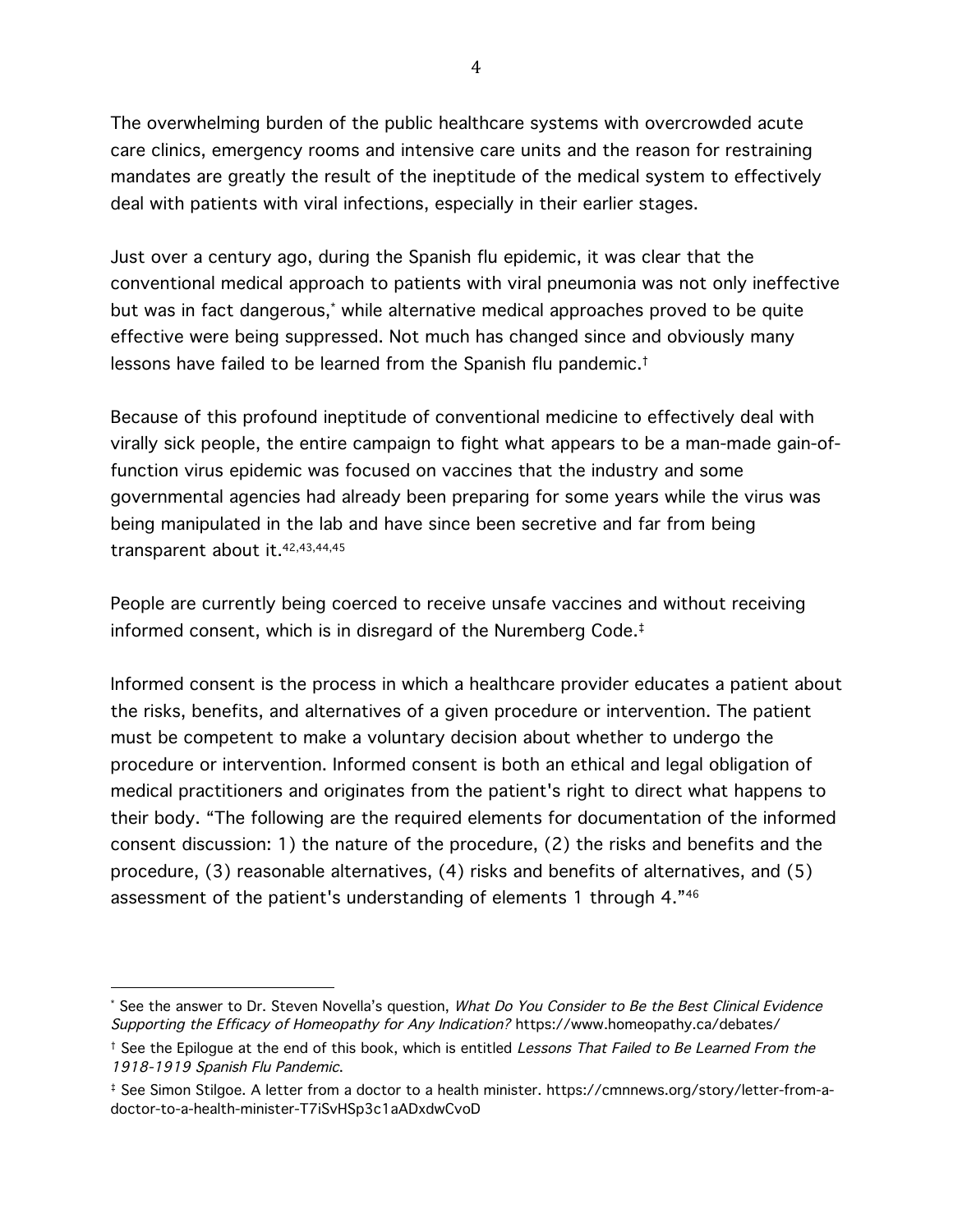The overwhelming burden of the public healthcare systems with overcrowded acute care clinics, emergency rooms and intensive care units and the reason for restraining mandates are greatly the result of the ineptitude of the medical system to effectively deal with patients with viral infections, especially in their earlier stages.

Just over a century ago, during the Spanish flu epidemic, it was clear that the conventional medical approach to patients with viral pneumonia was not only ineffective but was in fact dangerous,[*] while alternative medical approaches proved to be quite effective were being suppressed. Not much has changed since and obviously many lessons have failed to be learned from the Spanish flu pandemic.[†]

Because of this profound ineptitude of conventional medicine to effectively deal with virally sick people, the entire campaign to fight what appears to be a man-made gain-of-function virus epidemic was focused on vaccines that the industry and some governmental agencies had already been preparing for some years while the virus was being manipulated in the lab and have since been secretive and far from being transparent about it.[42,43,44,45]

People are currently being coerced to receive unsafe vaccines and without receiving informed consent, which is in disregard of the Nuremberg Code.[‡]

Informed consent is the process in which a healthcare provider educates a patient about the risks, benefits, and alternatives of a given procedure or intervention. The patient must be competent to make a voluntary decision about whether to undergo the procedure or intervention. Informed consent is both an ethical and legal obligation of medical practitioners and originates from the patient's right to direct what happens to their body. "The following are the required elements for documentation of the informed consent discussion: 1) the nature of the procedure, (2) the risks and benefits and the procedure, (3) reasonable alternatives, (4) risks and benefits of alternatives, and (5) assessment of the patient's understanding of elements 1 through 4."[46]

---

[*] See the answer to Dr. Steven Novella's question, *What Do You Consider to Be the Best Clinical Evidence Supporting the Efficacy of Homeopathy for Any Indication?* https://www.homeopathy.ca/debates/

[†] See the Epilogue at the end of this book, which is entitled *Lessons That Failed to Be Learned From the 1918-1919 Spanish Flu Pandemic*.

[‡] See Simon Stilgoe. A letter from a doctor to a health minister. https://cmnnews.org/story/letter-from-a-doctor-to-a-health-minister-T7iSvHSp3c1aADxdwCvoD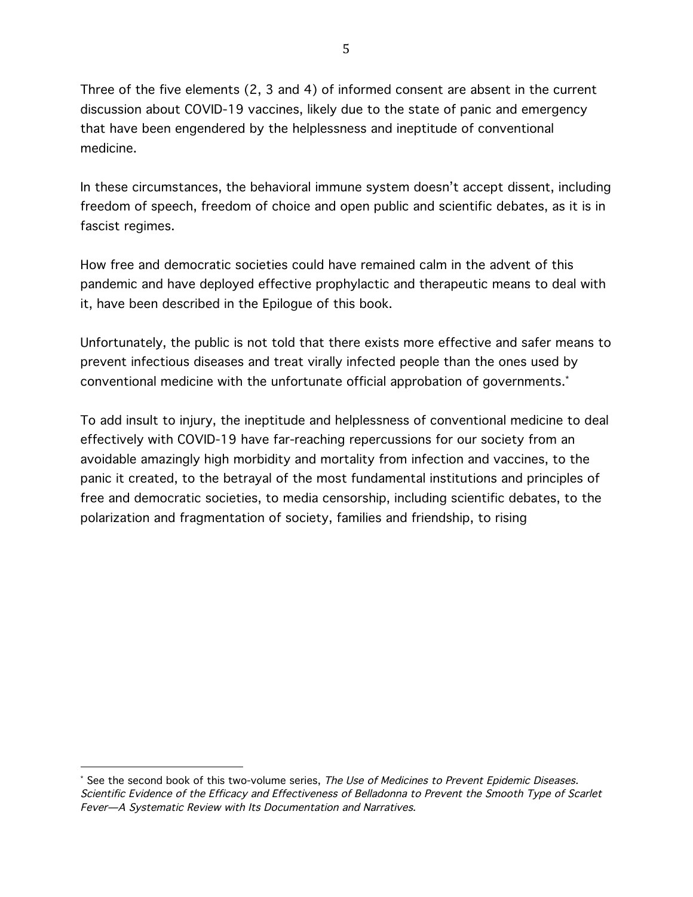Three of the five elements (2, 3 and 4) of informed consent are absent in the current discussion about COVID-19 vaccines, likely due to the state of panic and emergency that have been engendered by the helplessness and ineptitude of conventional medicine.

In these circumstances, the behavioral immune system doesn't accept dissent, including freedom of speech, freedom of choice and open public and scientific debates, as it is in fascist regimes.

How free and democratic societies could have remained calm in the advent of this pandemic and have deployed effective prophylactic and therapeutic means to deal with it, have been described in the Epilogue of this book.

Unfortunately, the public is not told that there exists more effective and safer means to prevent infectious diseases and treat virally infected people than the ones used by conventional medicine with the unfortunate official approbation of governments.*

To add insult to injury, the ineptitude and helplessness of conventional medicine to deal effectively with COVID-19 have far-reaching repercussions for our society from an avoidable amazingly high morbidity and mortality from infection and vaccines, to the panic it created, to the betrayal of the most fundamental institutions and principles of free and democratic societies, to media censorship, including scientific debates, to the polarization and fragmentation of society, families and friendship, to rising

---

* See the second book of this two-volume series, *The Use of Medicines to Prevent Epidemic Diseases. Scientific Evidence of the Efficacy and Effectiveness of Belladonna to Prevent the Smooth Type of Scarlet Fever—A Systematic Review with Its Documentation and Narratives*.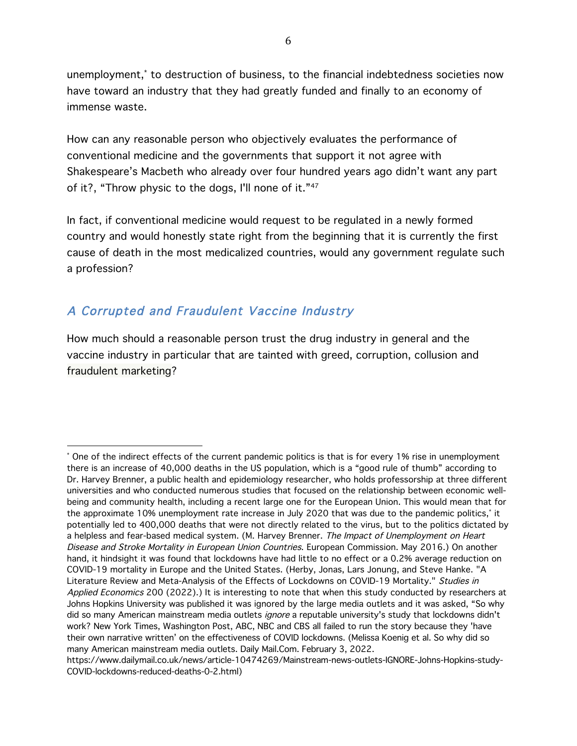unemployment,[*] to destruction of business, to the financial indebtedness societies now have toward an industry that they had greatly funded and finally to an economy of immense waste.

How can any reasonable person who objectively evaluates the performance of conventional medicine and the governments that support it not agree with Shakespeare's Macbeth who already over four hundred years ago didn't want any part of it?, "Throw physic to the dogs, I'll none of it."[47]

In fact, if conventional medicine would request to be regulated in a newly formed country and would honestly state right from the beginning that it is currently the first cause of death in the most medicalized countries, would any government regulate such a profession?

## *A Corrupted and Fraudulent Vaccine Industry*

How much should a reasonable person trust the drug industry in general and the vaccine industry in particular that are tainted with greed, corruption, collusion and fraudulent marketing?

---

[*] One of the indirect effects of the current pandemic politics is that is for every 1% rise in unemployment there is an increase of 40,000 deaths in the US population, which is a "good rule of thumb" according to Dr. Harvey Brenner, a public health and epidemiology researcher, who holds professorship at three different universities and who conducted numerous studies that focused on the relationship between economic well-being and community health, including a recent large one for the European Union. This would mean that for the approximate 10% unemployment rate increase in July 2020 that was due to the pandemic politics,[*] it potentially led to 400,000 deaths that were not directly related to the virus, but to the politics dictated by a helpless and fear-based medical system. (M. Harvey Brenner. *The Impact of Unemployment on Heart Disease and Stroke Mortality in European Union Countries*. European Commission. May 2016.) On another hand, it hindsight it was found that lockdowns have had little to no effect or a 0.2% average reduction on COVID-19 mortality in Europe and the United States. (Herby, Jonas, Lars Jonung, and Steve Hanke. "A Literature Review and Meta-Analysis of the Effects of Lockdowns on COVID-19 Mortality." *Studies in Applied Economics* 200 (2022).) It is interesting to note that when this study conducted by researchers at Johns Hopkins University was published it was ignored by the large media outlets and it was asked, "So why did so many American mainstream media outlets *ignore* a reputable university's study that lockdowns didn't work? New York Times, Washington Post, ABC, NBC and CBS all failed to run the story because they 'have their own narrative written' on the effectiveness of COVID lockdowns. (Melissa Koenig et al. So why did so many American mainstream media outlets. Daily Mail.Com. February 3, 2022. https://www.dailymail.co.uk/news/article-10474269/Mainstream-news-outlets-IGNORE-Johns-Hopkins-study-COVID-lockdowns-reduced-deaths-0-2.html)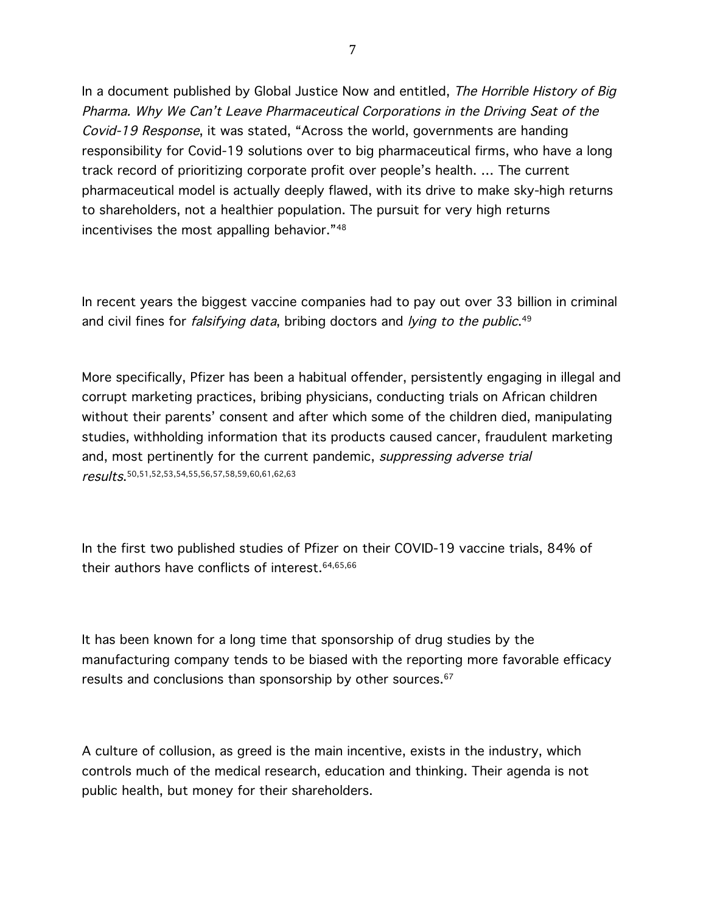In a document published by Global Justice Now and entitled, *The Horrible History of Big Pharma. Why We Can't Leave Pharmaceutical Corporations in the Driving Seat of the Covid-19 Response*, it was stated, "Across the world, governments are handing responsibility for Covid-19 solutions over to big pharmaceutical firms, who have a long track record of prioritizing corporate profit over people's health. ... The current pharmaceutical model is actually deeply flawed, with its drive to make sky-high returns to shareholders, not a healthier population. The pursuit for very high returns incentivises the most appalling behavior."[48]

In recent years the biggest vaccine companies had to pay out over 33 billion in criminal and civil fines for *falsifying data*, bribing doctors and *lying to the public*.[49]

More specifically, Pfizer has been a habitual offender, persistently engaging in illegal and corrupt marketing practices, bribing physicians, conducting trials on African children without their parents' consent and after which some of the children died, manipulating studies, withholding information that its products caused cancer, fraudulent marketing and, most pertinently for the current pandemic, *suppressing adverse trial results*.[50,51,52,53,54,55,56,57,58,59,60,61,62,63]

In the first two published studies of Pfizer on their COVID-19 vaccine trials, 84% of their authors have conflicts of interest.[64,65,66]

It has been known for a long time that sponsorship of drug studies by the manufacturing company tends to be biased with the reporting more favorable efficacy results and conclusions than sponsorship by other sources.[67]

A culture of collusion, as greed is the main incentive, exists in the industry, which controls much of the medical research, education and thinking. Their agenda is not public health, but money for their shareholders.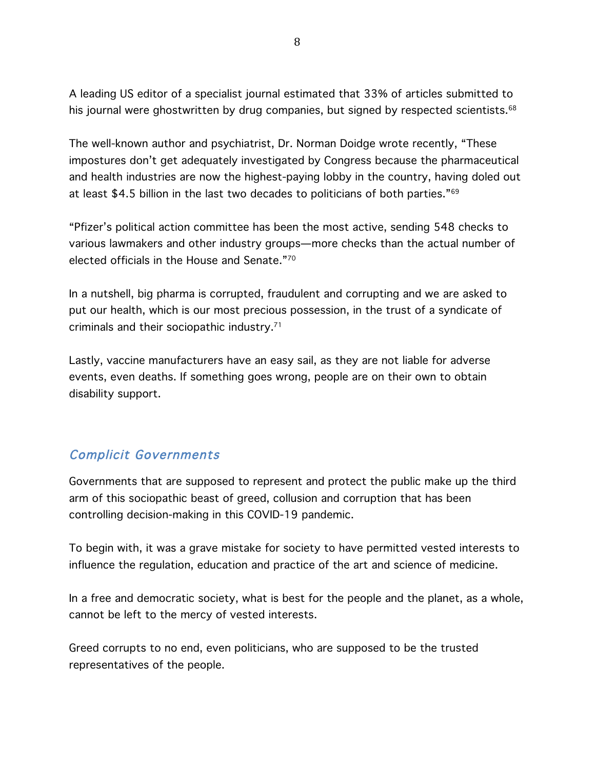A leading US editor of a specialist journal estimated that 33% of articles submitted to his journal were ghostwritten by drug companies, but signed by respected scientists.[68]

The well-known author and psychiatrist, Dr. Norman Doidge wrote recently, "These impostures don't get adequately investigated by Congress because the pharmaceutical and health industries are now the highest-paying lobby in the country, having doled out at least $4.5 billion in the last two decades to politicians of both parties."[69]

"Pfizer's political action committee has been the most active, sending 548 checks to various lawmakers and other industry groups—more checks than the actual number of elected officials in the House and Senate."[70]

In a nutshell, big pharma is corrupted, fraudulent and corrupting and we are asked to put our health, which is our most precious possession, in the trust of a syndicate of criminals and their sociopathic industry.[71]

Lastly, vaccine manufacturers have an easy sail, as they are not liable for adverse events, even deaths. If something goes wrong, people are on their own to obtain disability support.

## *Complicit Governments*

Governments that are supposed to represent and protect the public make up the third arm of this sociopathic beast of greed, collusion and corruption that has been controlling decision-making in this COVID-19 pandemic.

To begin with, it was a grave mistake for society to have permitted vested interests to influence the regulation, education and practice of the art and science of medicine.

In a free and democratic society, what is best for the people and the planet, as a whole, cannot be left to the mercy of vested interests.

Greed corrupts to no end, even politicians, who are supposed to be the trusted representatives of the people.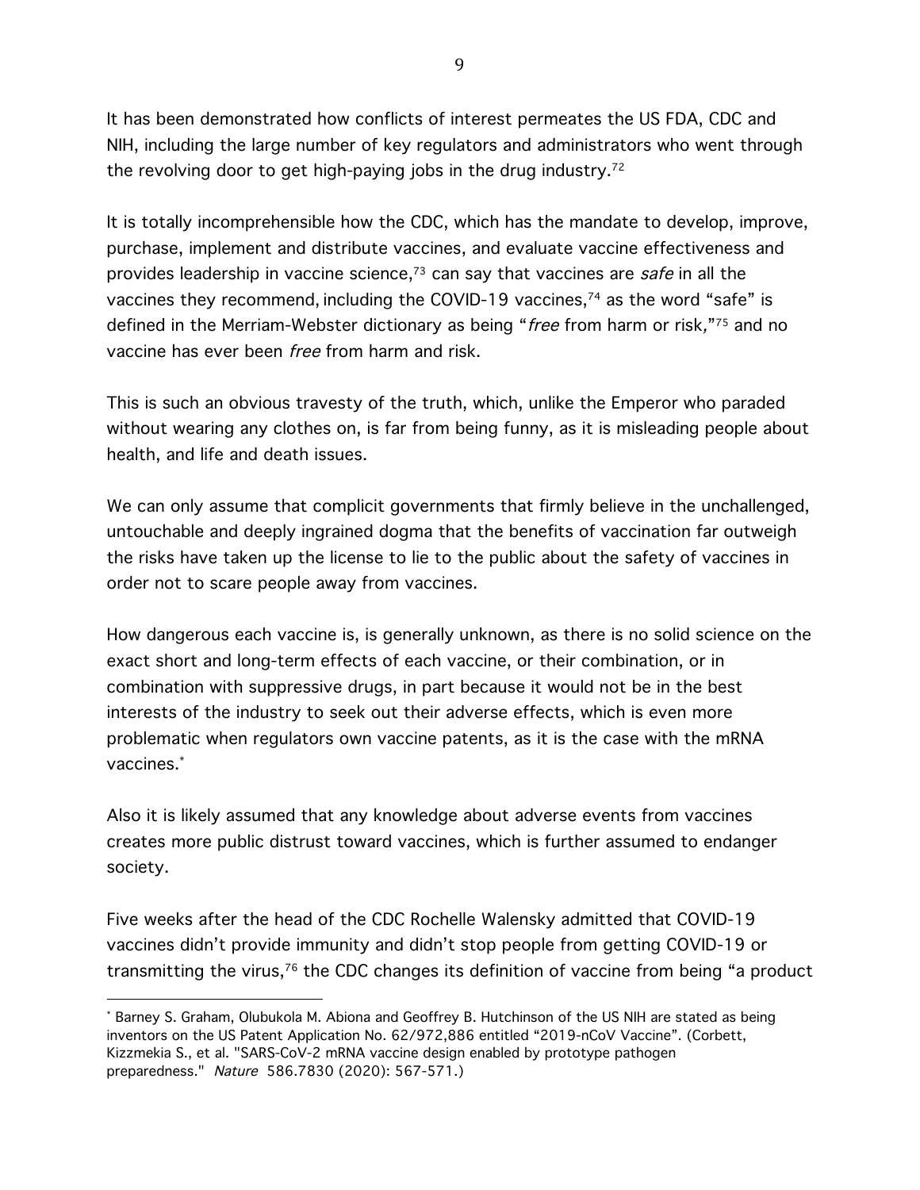It has been demonstrated how conflicts of interest permeates the US FDA, CDC and NIH, including the large number of key regulators and administrators who went through the revolving door to get high-paying jobs in the drug industry.[72]

It is totally incomprehensible how the CDC, which has the mandate to develop, improve, purchase, implement and distribute vaccines, and evaluate vaccine effectiveness and provides leadership in vaccine science,[73] can say that vaccines are *safe* in all the vaccines they recommend, including the COVID-19 vaccines,[74] as the word "safe" is defined in the Merriam-Webster dictionary as being "*free* from harm or risk,"[75] and no vaccine has ever been *free* from harm and risk.

This is such an obvious travesty of the truth, which, unlike the Emperor who paraded without wearing any clothes on, is far from being funny, as it is misleading people about health, and life and death issues.

We can only assume that complicit governments that firmly believe in the unchallenged, untouchable and deeply ingrained dogma that the benefits of vaccination far outweigh the risks have taken up the license to lie to the public about the safety of vaccines in order not to scare people away from vaccines.

How dangerous each vaccine is, is generally unknown, as there is no solid science on the exact short and long-term effects of each vaccine, or their combination, or in combination with suppressive drugs, in part because it would not be in the best interests of the industry to seek out their adverse effects, which is even more problematic when regulators own vaccine patents, as it is the case with the mRNA vaccines.[*]

Also it is likely assumed that any knowledge about adverse events from vaccines creates more public distrust toward vaccines, which is further assumed to endanger society.

Five weeks after the head of the CDC Rochelle Walensky admitted that COVID-19 vaccines didn't provide immunity and didn't stop people from getting COVID-19 or transmitting the virus,[76] the CDC changes its definition of vaccine from being "a product

---

[*] Barney S. Graham, Olubukola M. Abiona and Geoffrey B. Hutchinson of the US NIH are stated as being inventors on the US Patent Application No. 62/972,886 entitled "2019-nCoV Vaccine". (Corbett, Kizzmekia S., et al. "SARS-CoV-2 mRNA vaccine design enabled by prototype pathogen preparedness." *Nature* 586.7830 (2020): 567-571.)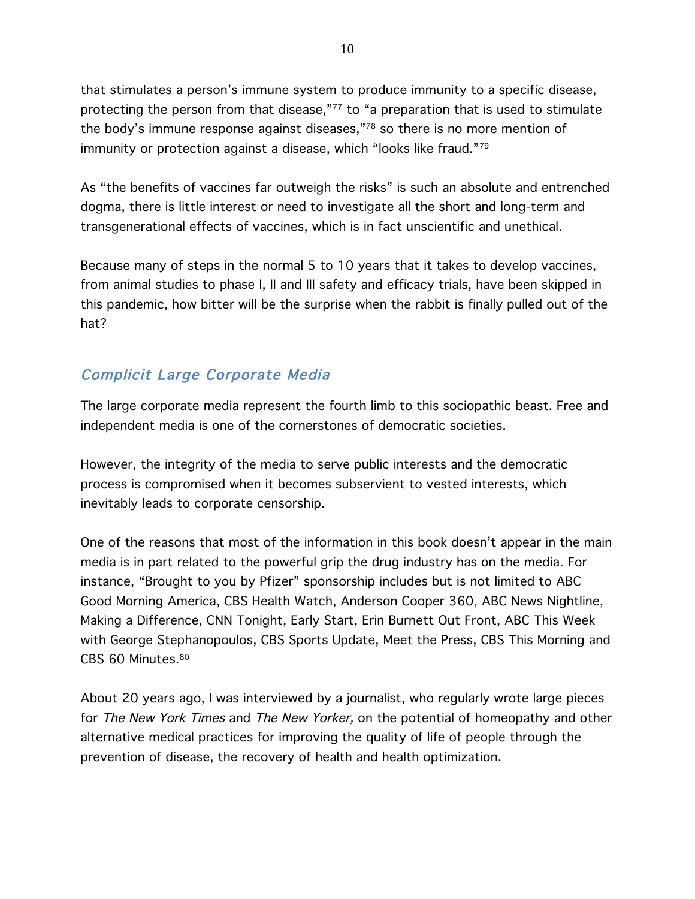that stimulates a person's immune system to produce immunity to a specific disease, protecting the person from that disease,"[77] to "a preparation that is used to stimulate the body's immune response against diseases,"[78] so there is no more mention of immunity or protection against a disease, which "looks like fraud."[79]

As "the benefits of vaccines far outweigh the risks" is such an absolute and entrenched dogma, there is little interest or need to investigate all the short and long-term and transgenerational effects of vaccines, which is in fact unscientific and unethical.

Because many of steps in the normal 5 to 10 years that it takes to develop vaccines, from animal studies to phase I, II and III safety and efficacy trials, have been skipped in this pandemic, how bitter will be the surprise when the rabbit is finally pulled out of the hat?

## *Complicit Large Corporate Media*

The large corporate media represent the fourth limb to this sociopathic beast. Free and independent media is one of the cornerstones of democratic societies.

However, the integrity of the media to serve public interests and the democratic process is compromised when it becomes subservient to vested interests, which inevitably leads to corporate censorship.

One of the reasons that most of the information in this book doesn't appear in the main media is in part related to the powerful grip the drug industry has on the media. For instance, "Brought to you by Pfizer" sponsorship includes but is not limited to ABC Good Morning America, CBS Health Watch, Anderson Cooper 360, ABC News Nightline, Making a Difference, CNN Tonight, Early Start, Erin Burnett Out Front, ABC This Week with George Stephanopoulos, CBS Sports Update, Meet the Press, CBS This Morning and CBS 60 Minutes.[80]

About 20 years ago, I was interviewed by a journalist, who regularly wrote large pieces for *The New York Times* and *The New Yorker,* on the potential of homeopathy and other alternative medical practices for improving the quality of life of people through the prevention of disease, the recovery of health and health optimization.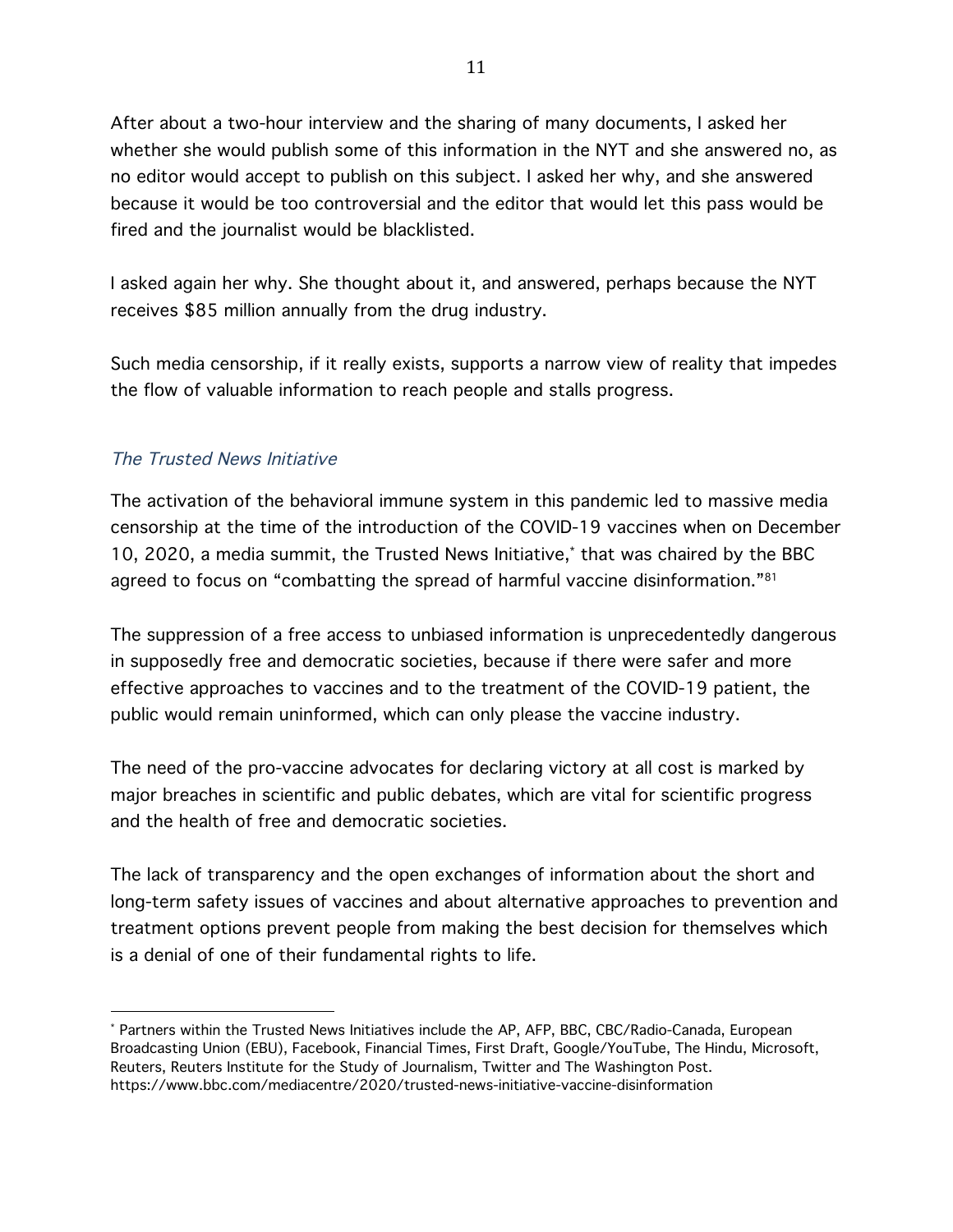After about a two-hour interview and the sharing of many documents, I asked her whether she would publish some of this information in the NYT and she answered no, as no editor would accept to publish on this subject. I asked her why, and she answered because it would be too controversial and the editor that would let this pass would be fired and the journalist would be blacklisted.

I asked again her why. She thought about it, and answered, perhaps because the NYT receives $85 million annually from the drug industry.

Such media censorship, if it really exists, supports a narrow view of reality that impedes the flow of valuable information to reach people and stalls progress.

### *The Trusted News Initiative*

The activation of the behavioral immune system in this pandemic led to massive media censorship at the time of the introduction of the COVID-19 vaccines when on December 10, 2020, a media summit, the Trusted News Initiative,* that was chaired by the BBC agreed to focus on "combatting the spread of harmful vaccine disinformation."[81]

The suppression of a free access to unbiased information is unprecedentedly dangerous in supposedly free and democratic societies, because if there were safer and more effective approaches to vaccines and to the treatment of the COVID-19 patient, the public would remain uninformed, which can only please the vaccine industry.

The need of the pro-vaccine advocates for declaring victory at all cost is marked by major breaches in scientific and public debates, which are vital for scientific progress and the health of free and democratic societies.

The lack of transparency and the open exchanges of information about the short and long-term safety issues of vaccines and about alternative approaches to prevention and treatment options prevent people from making the best decision for themselves which is a denial of one of their fundamental rights to life.

---

* Partners within the Trusted News Initiatives include the AP, AFP, BBC, CBC/Radio-Canada, European Broadcasting Union (EBU), Facebook, Financial Times, First Draft, Google/YouTube, The Hindu, Microsoft, Reuters, Reuters Institute for the Study of Journalism, Twitter and The Washington Post. https://www.bbc.com/mediacentre/2020/trusted-news-initiative-vaccine-disinformation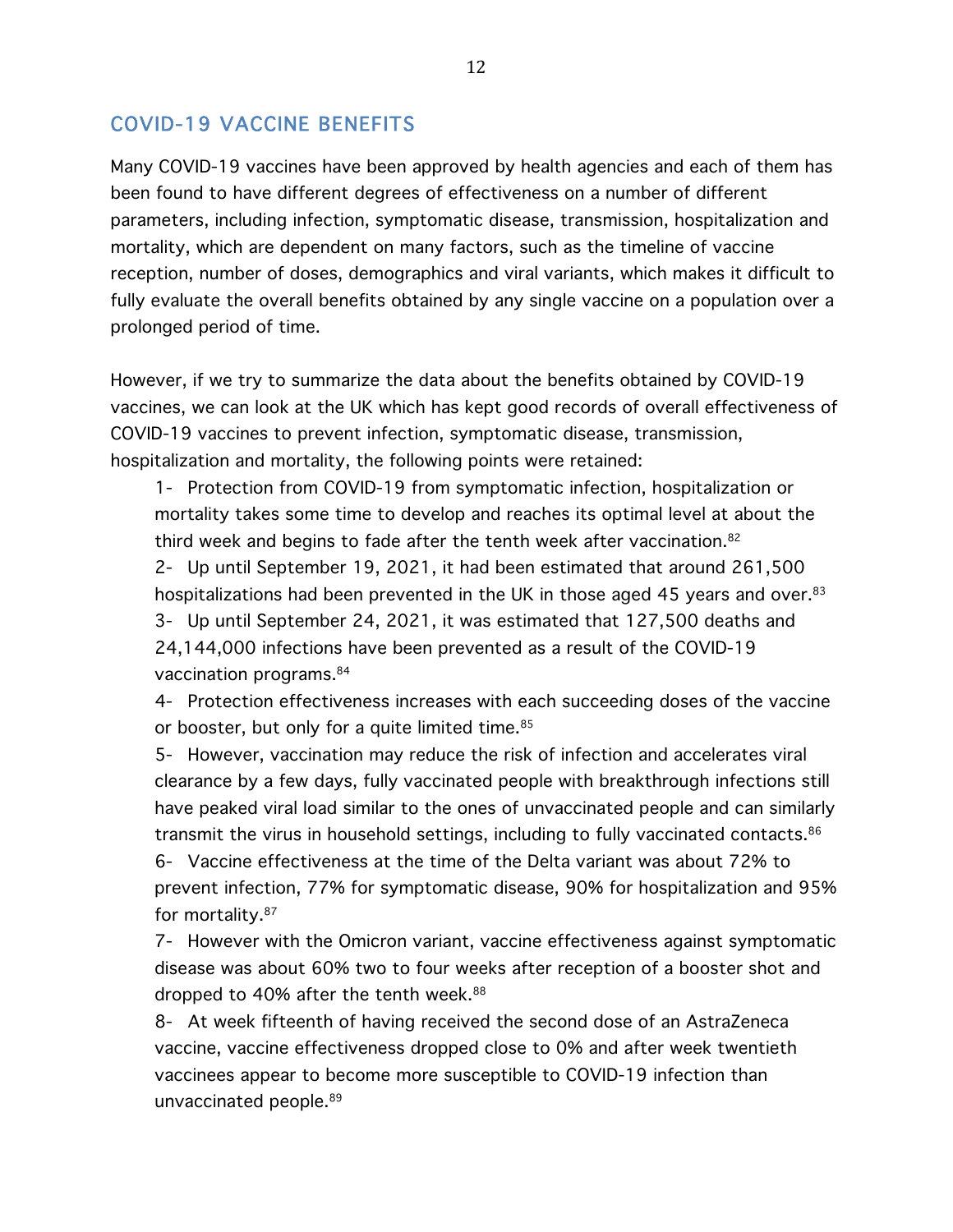## COVID-19 VACCINE BENEFITS

Many COVID-19 vaccines have been approved by health agencies and each of them has been found to have different degrees of effectiveness on a number of different parameters, including infection, symptomatic disease, transmission, hospitalization and mortality, which are dependent on many factors, such as the timeline of vaccine reception, number of doses, demographics and viral variants, which makes it difficult to fully evaluate the overall benefits obtained by any single vaccine on a population over a prolonged period of time.

However, if we try to summarize the data about the benefits obtained by COVID-19 vaccines, we can look at the UK which has kept good records of overall effectiveness of COVID-19 vaccines to prevent infection, symptomatic disease, transmission, hospitalization and mortality, the following points were retained:

1- Protection from COVID-19 from symptomatic infection, hospitalization or mortality takes some time to develop and reaches its optimal level at about the third week and begins to fade after the tenth week after vaccination.[82]

2- Up until September 19, 2021, it had been estimated that around 261,500 hospitalizations had been prevented in the UK in those aged 45 years and over.[83]

3- Up until September 24, 2021, it was estimated that 127,500 deaths and 24,144,000 infections have been prevented as a result of the COVID-19 vaccination programs.[84]

4- Protection effectiveness increases with each succeeding doses of the vaccine or booster, but only for a quite limited time.[85]

5- However, vaccination may reduce the risk of infection and accelerates viral clearance by a few days, fully vaccinated people with breakthrough infections still have peaked viral load similar to the ones of unvaccinated people and can similarly transmit the virus in household settings, including to fully vaccinated contacts.[86]

6- Vaccine effectiveness at the time of the Delta variant was about 72% to prevent infection, 77% for symptomatic disease, 90% for hospitalization and 95% for mortality.[87]

7- However with the Omicron variant, vaccine effectiveness against symptomatic disease was about 60% two to four weeks after reception of a booster shot and dropped to 40% after the tenth week.[88]

8- At week fifteenth of having received the second dose of an AstraZeneca vaccine, vaccine effectiveness dropped close to 0% and after week twentieth vaccinees appear to become more susceptible to COVID-19 infection than unvaccinated people.[89]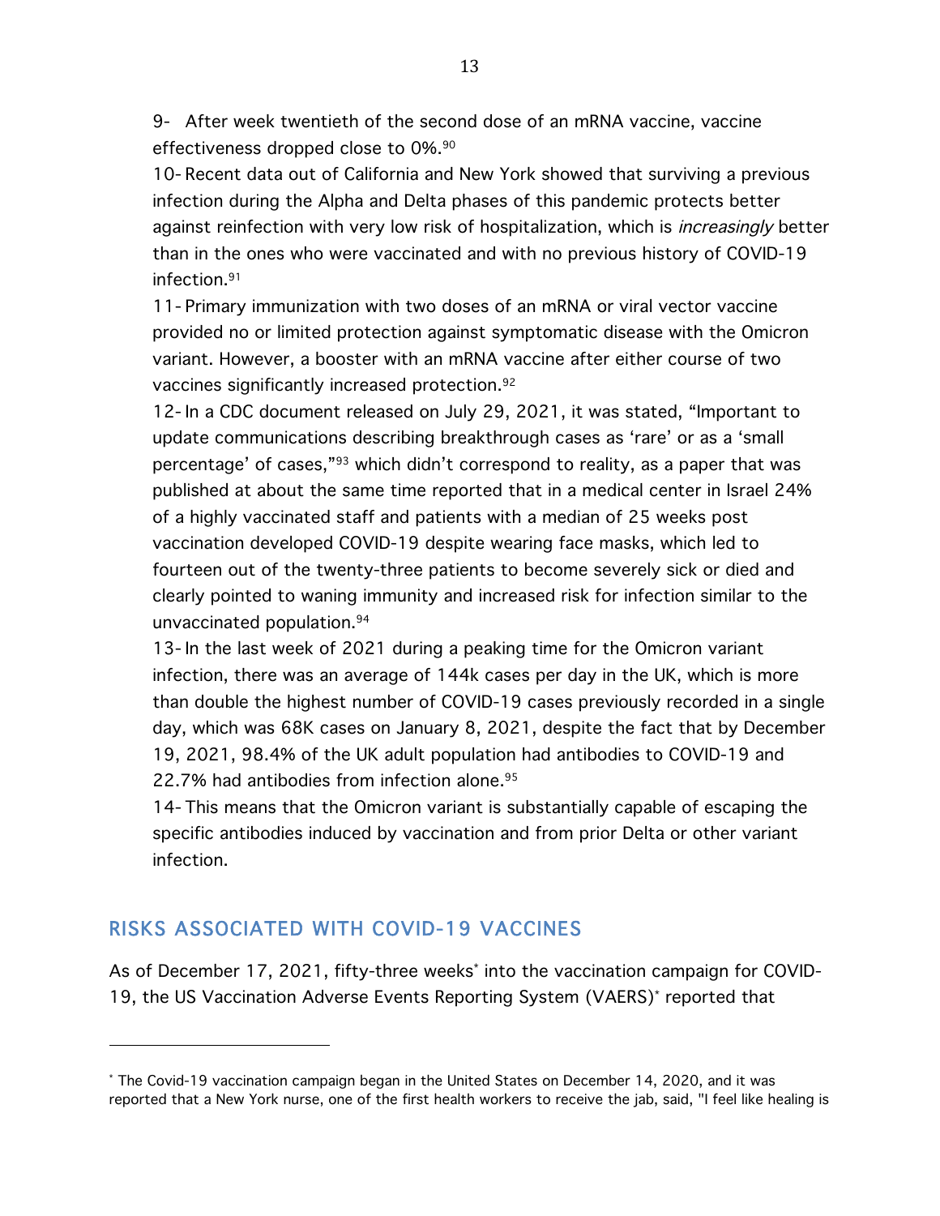9- After week twentieth of the second dose of an mRNA vaccine, vaccine effectiveness dropped close to 0%.[90]

10- Recent data out of California and New York showed that surviving a previous infection during the Alpha and Delta phases of this pandemic protects better against reinfection with very low risk of hospitalization, which is *increasingly* better than in the ones who were vaccinated and with no previous history of COVID-19 infection.[91]

11- Primary immunization with two doses of an mRNA or viral vector vaccine provided no or limited protection against symptomatic disease with the Omicron variant. However, a booster with an mRNA vaccine after either course of two vaccines significantly increased protection.[92]

12- In a CDC document released on July 29, 2021, it was stated, "Important to update communications describing breakthrough cases as 'rare' or as a 'small percentage' of cases,"[93] which didn't correspond to reality, as a paper that was published at about the same time reported that in a medical center in Israel 24% of a highly vaccinated staff and patients with a median of 25 weeks post vaccination developed COVID-19 despite wearing face masks, which led to fourteen out of the twenty-three patients to become severely sick or died and clearly pointed to waning immunity and increased risk for infection similar to the unvaccinated population.[94]

13- In the last week of 2021 during a peaking time for the Omicron variant infection, there was an average of 144k cases per day in the UK, which is more than double the highest number of COVID-19 cases previously recorded in a single day, which was 68K cases on January 8, 2021, despite the fact that by December 19, 2021, 98.4% of the UK adult population had antibodies to COVID-19 and 22.7% had antibodies from infection alone.[95]

14- This means that the Omicron variant is substantially capable of escaping the specific antibodies induced by vaccination and from prior Delta or other variant infection.

## RISKS ASSOCIATED WITH COVID-19 VACCINES

As of December 17, 2021, fifty-three weeks[*] into the vaccination campaign for COVID-19, the US Vaccination Adverse Events Reporting System (VAERS)[*] reported that

[*] The Covid-19 vaccination campaign began in the United States on December 14, 2020, and it was reported that a New York nurse, one of the first health workers to receive the jab, said, "I feel like healing is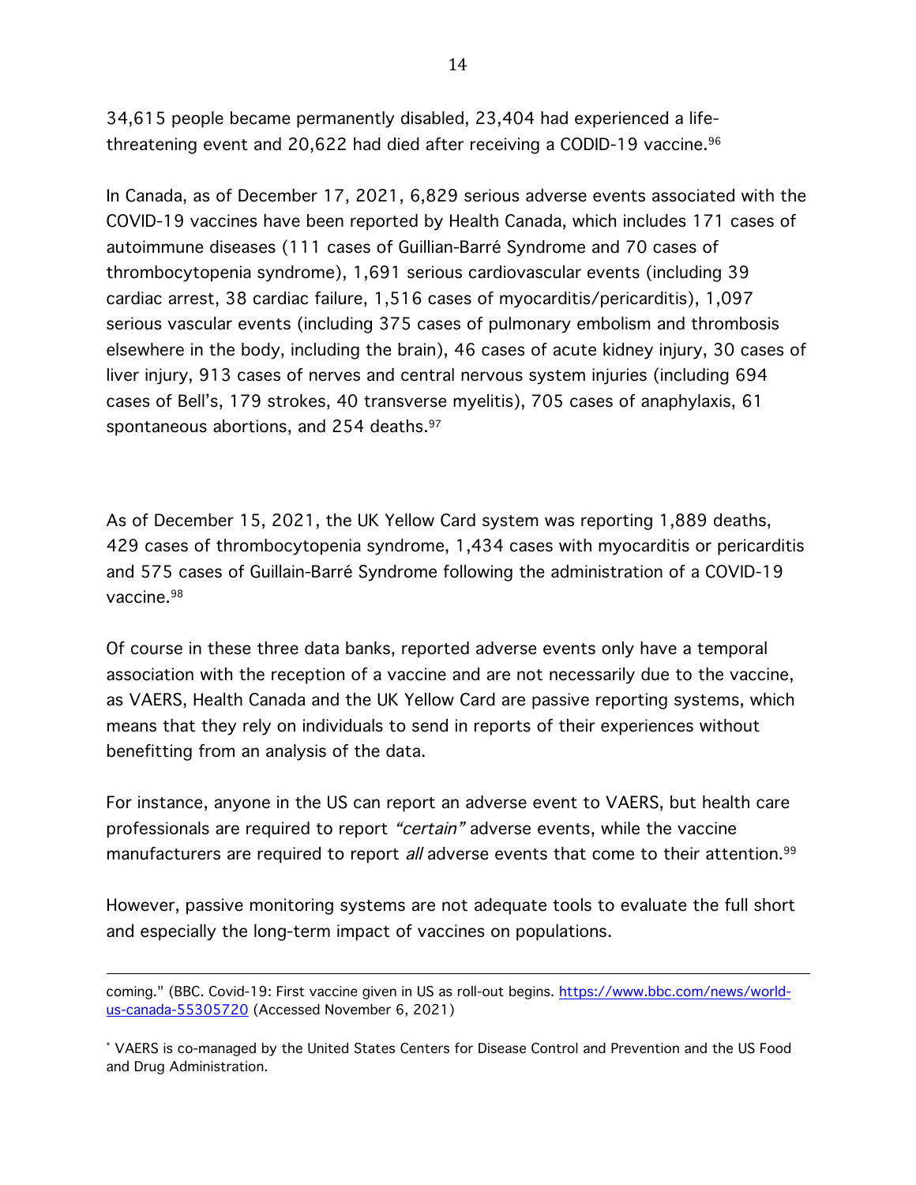34,615 people became permanently disabled, 23,404 had experienced a life-threatening event and 20,622 had died after receiving a CODID-19 vaccine.[96]

In Canada, as of December 17, 2021, 6,829 serious adverse events associated with the COVID-19 vaccines have been reported by Health Canada, which includes 171 cases of autoimmune diseases (111 cases of Guillian-Barré Syndrome and 70 cases of thrombocytopenia syndrome), 1,691 serious cardiovascular events (including 39 cardiac arrest, 38 cardiac failure, 1,516 cases of myocarditis/pericarditis), 1,097 serious vascular events (including 375 cases of pulmonary embolism and thrombosis elsewhere in the body, including the brain), 46 cases of acute kidney injury, 30 cases of liver injury, 913 cases of nerves and central nervous system injuries (including 694 cases of Bell's, 179 strokes, 40 transverse myelitis), 705 cases of anaphylaxis, 61 spontaneous abortions, and 254 deaths.[97]

As of December 15, 2021, the UK Yellow Card system was reporting 1,889 deaths, 429 cases of thrombocytopenia syndrome, 1,434 cases with myocarditis or pericarditis and 575 cases of Guillain-Barré Syndrome following the administration of a COVID-19 vaccine.[98]

Of course in these three data banks, reported adverse events only have a temporal association with the reception of a vaccine and are not necessarily due to the vaccine, as VAERS, Health Canada and the UK Yellow Card are passive reporting systems, which means that they rely on individuals to send in reports of their experiences without benefitting from an analysis of the data.

For instance, anyone in the US can report an adverse event to VAERS, but health care professionals are required to report *"certain"* adverse events, while the vaccine manufacturers are required to report *all* adverse events that come to their attention.[99]

However, passive monitoring systems are not adequate tools to evaluate the full short and especially the long-term impact of vaccines on populations.

---

coming." (BBC. Covid-19: First vaccine given in US as roll-out begins. https://www.bbc.com/news/world-us-canada-55305720 (Accessed November 6, 2021)

* VAERS is co-managed by the United States Centers for Disease Control and Prevention and the US Food and Drug Administration.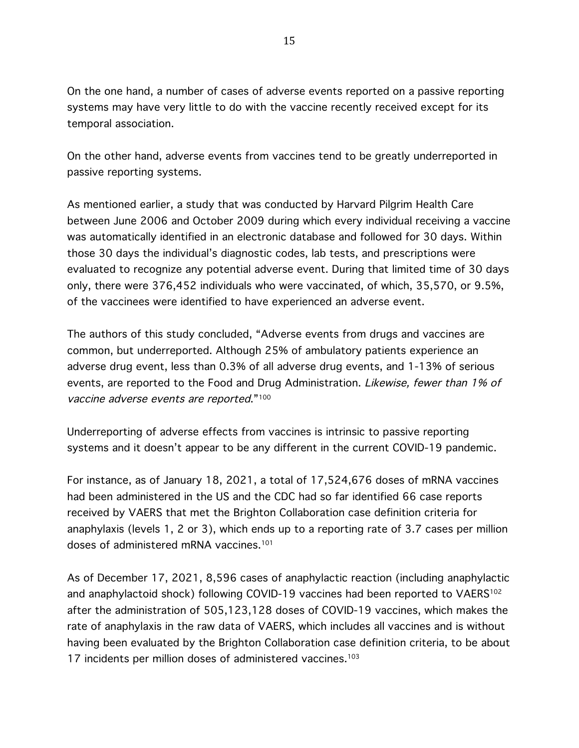On the one hand, a number of cases of adverse events reported on a passive reporting systems may have very little to do with the vaccine recently received except for its temporal association.

On the other hand, adverse events from vaccines tend to be greatly underreported in passive reporting systems.

As mentioned earlier, a study that was conducted by Harvard Pilgrim Health Care between June 2006 and October 2009 during which every individual receiving a vaccine was automatically identified in an electronic database and followed for 30 days. Within those 30 days the individual's diagnostic codes, lab tests, and prescriptions were evaluated to recognize any potential adverse event. During that limited time of 30 days only, there were 376,452 individuals who were vaccinated, of which, 35,570, or 9.5%, of the vaccinees were identified to have experienced an adverse event.

The authors of this study concluded, "Adverse events from drugs and vaccines are common, but underreported. Although 25% of ambulatory patients experience an adverse drug event, less than 0.3% of all adverse drug events, and 1-13% of serious events, are reported to the Food and Drug Administration. *Likewise, fewer than 1% of vaccine adverse events are reported*."[100]

Underreporting of adverse effects from vaccines is intrinsic to passive reporting systems and it doesn't appear to be any different in the current COVID-19 pandemic.

For instance, as of January 18, 2021, a total of 17,524,676 doses of mRNA vaccines had been administered in the US and the CDC had so far identified 66 case reports received by VAERS that met the Brighton Collaboration case definition criteria for anaphylaxis (levels 1, 2 or 3), which ends up to a reporting rate of 3.7 cases per million doses of administered mRNA vaccines.[101]

As of December 17, 2021, 8,596 cases of anaphylactic reaction (including anaphylactic and anaphylactoid shock) following COVID-19 vaccines had been reported to VAERS[102] after the administration of 505,123,128 doses of COVID-19 vaccines, which makes the rate of anaphylaxis in the raw data of VAERS, which includes all vaccines and is without having been evaluated by the Brighton Collaboration case definition criteria, to be about 17 incidents per million doses of administered vaccines.[103]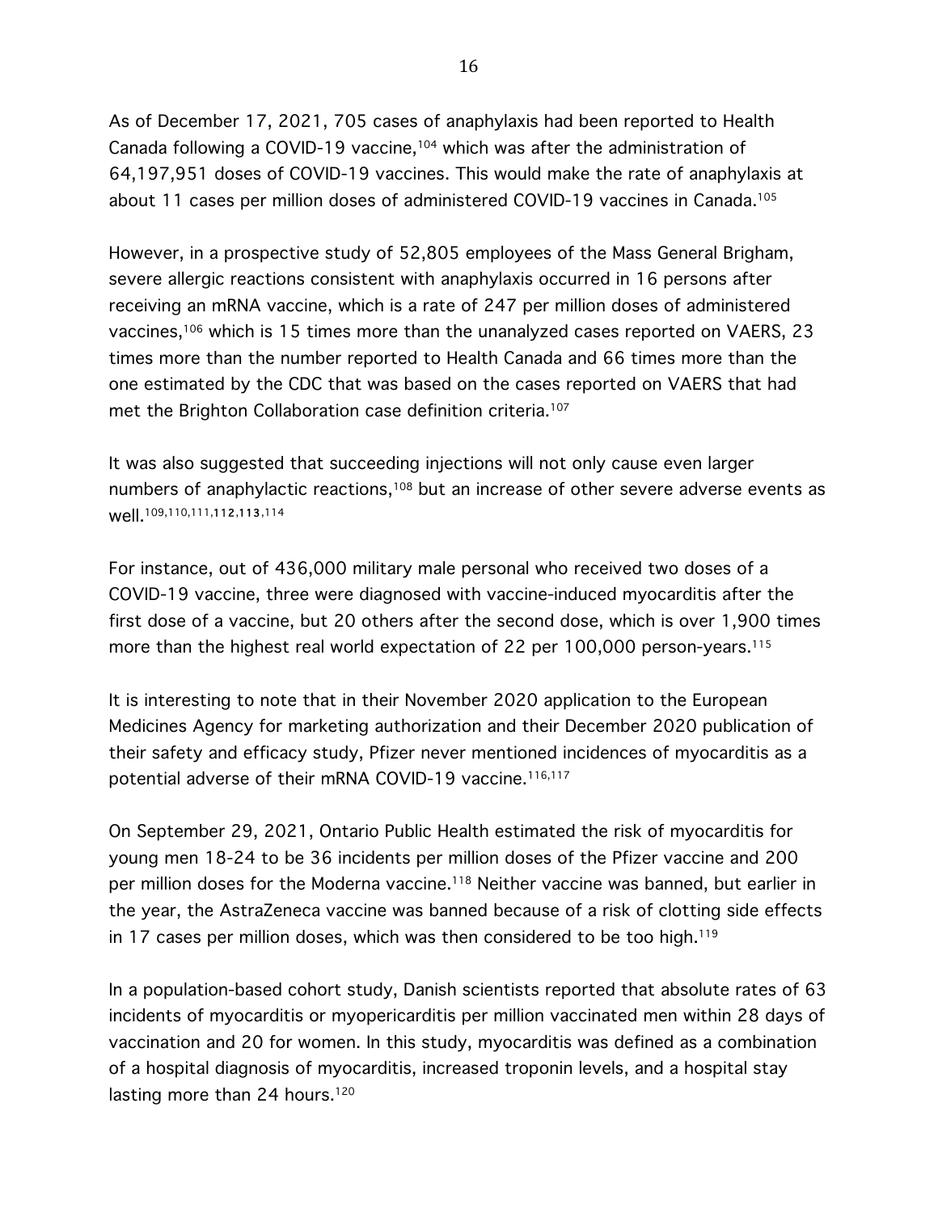As of December 17, 2021, 705 cases of anaphylaxis had been reported to Health Canada following a COVID-19 vaccine,[104] which was after the administration of 64,197,951 doses of COVID-19 vaccines. This would make the rate of anaphylaxis at about 11 cases per million doses of administered COVID-19 vaccines in Canada.[105]

However, in a prospective study of 52,805 employees of the Mass General Brigham, severe allergic reactions consistent with anaphylaxis occurred in 16 persons after receiving an mRNA vaccine, which is a rate of 247 per million doses of administered vaccines,[106] which is 15 times more than the unanalyzed cases reported on VAERS, 23 times more than the number reported to Health Canada and 66 times more than the one estimated by the CDC that was based on the cases reported on VAERS that had met the Brighton Collaboration case definition criteria.[107]

It was also suggested that succeeding injections will not only cause even larger numbers of anaphylactic reactions,[108] but an increase of other severe adverse events as well.[109,110,111,112,113,114]

For instance, out of 436,000 military male personal who received two doses of a COVID-19 vaccine, three were diagnosed with vaccine-induced myocarditis after the first dose of a vaccine, but 20 others after the second dose, which is over 1,900 times more than the highest real world expectation of 22 per 100,000 person-years.[115]

It is interesting to note that in their November 2020 application to the European Medicines Agency for marketing authorization and their December 2020 publication of their safety and efficacy study, Pfizer never mentioned incidences of myocarditis as a potential adverse of their mRNA COVID-19 vaccine.[116,117]

On September 29, 2021, Ontario Public Health estimated the risk of myocarditis for young men 18-24 to be 36 incidents per million doses of the Pfizer vaccine and 200 per million doses for the Moderna vaccine.[118] Neither vaccine was banned, but earlier in the year, the AstraZeneca vaccine was banned because of a risk of clotting side effects in 17 cases per million doses, which was then considered to be too high.[119]

In a population-based cohort study, Danish scientists reported that absolute rates of 63 incidents of myocarditis or myopericarditis per million vaccinated men within 28 days of vaccination and 20 for women. In this study, myocarditis was defined as a combination of a hospital diagnosis of myocarditis, increased troponin levels, and a hospital stay lasting more than 24 hours.[120]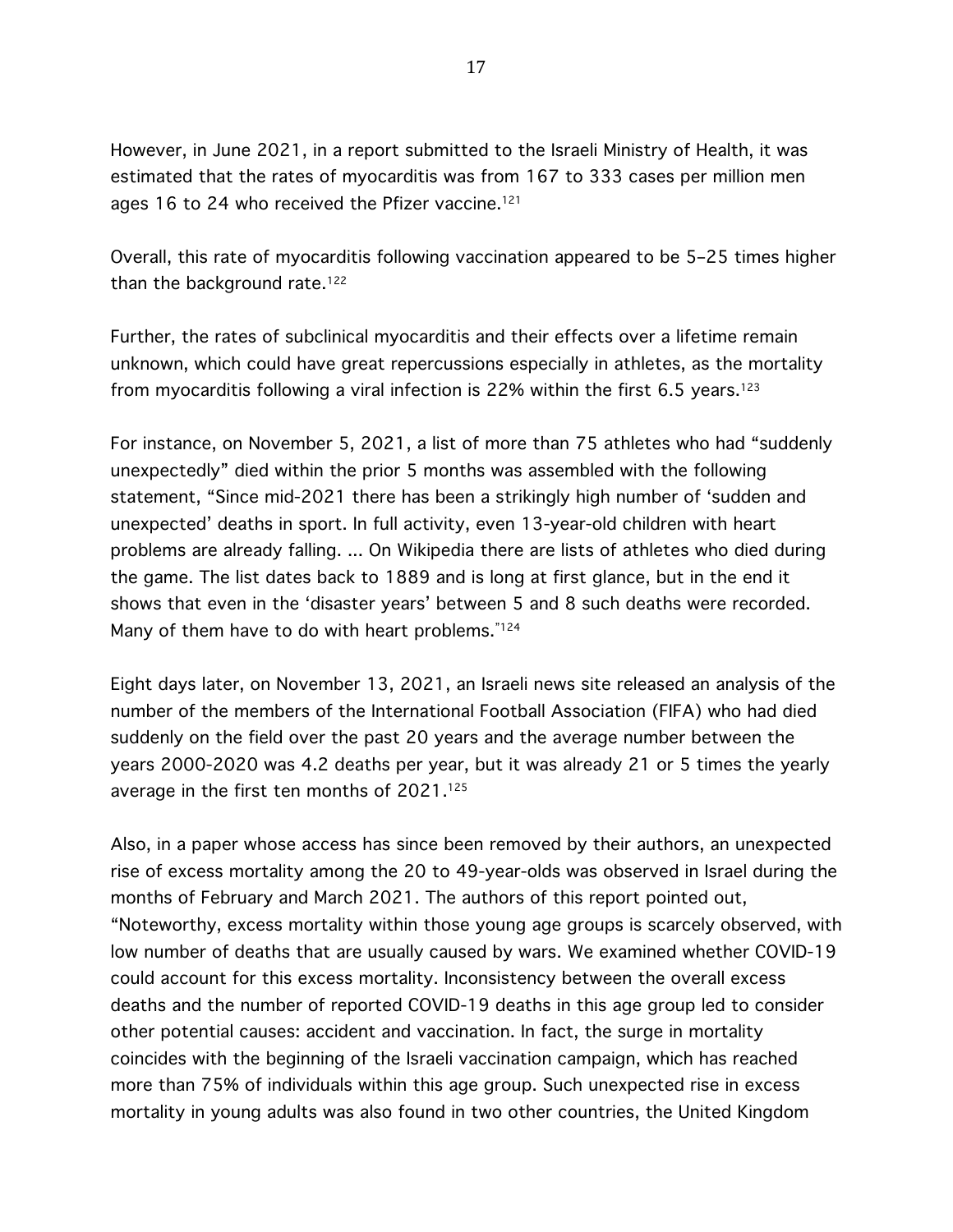However, in June 2021, in a report submitted to the Israeli Ministry of Health, it was estimated that the rates of myocarditis was from 167 to 333 cases per million men ages 16 to 24 who received the Pfizer vaccine.[121]

Overall, this rate of myocarditis following vaccination appeared to be 5–25 times higher than the background rate.[122]

Further, the rates of subclinical myocarditis and their effects over a lifetime remain unknown, which could have great repercussions especially in athletes, as the mortality from myocarditis following a viral infection is 22% within the first 6.5 years.[123]

For instance, on November 5, 2021, a list of more than 75 athletes who had "suddenly unexpectedly" died within the prior 5 months was assembled with the following statement, "Since mid-2021 there has been a strikingly high number of 'sudden and unexpected' deaths in sport. In full activity, even 13-year-old children with heart problems are already falling. ... On Wikipedia there are lists of athletes who died during the game. The list dates back to 1889 and is long at first glance, but in the end it shows that even in the 'disaster years' between 5 and 8 such deaths were recorded. Many of them have to do with heart problems."[124]

Eight days later, on November 13, 2021, an Israeli news site released an analysis of the number of the members of the International Football Association (FIFA) who had died suddenly on the field over the past 20 years and the average number between the years 2000-2020 was 4.2 deaths per year, but it was already 21 or 5 times the yearly average in the first ten months of 2021.[125]

Also, in a paper whose access has since been removed by their authors, an unexpected rise of excess mortality among the 20 to 49-year-olds was observed in Israel during the months of February and March 2021. The authors of this report pointed out, "Noteworthy, excess mortality within those young age groups is scarcely observed, with low number of deaths that are usually caused by wars. We examined whether COVID-19 could account for this excess mortality. Inconsistency between the overall excess deaths and the number of reported COVID-19 deaths in this age group led to consider other potential causes: accident and vaccination. In fact, the surge in mortality coincides with the beginning of the Israeli vaccination campaign, which has reached more than 75% of individuals within this age group. Such unexpected rise in excess mortality in young adults was also found in two other countries, the United Kingdom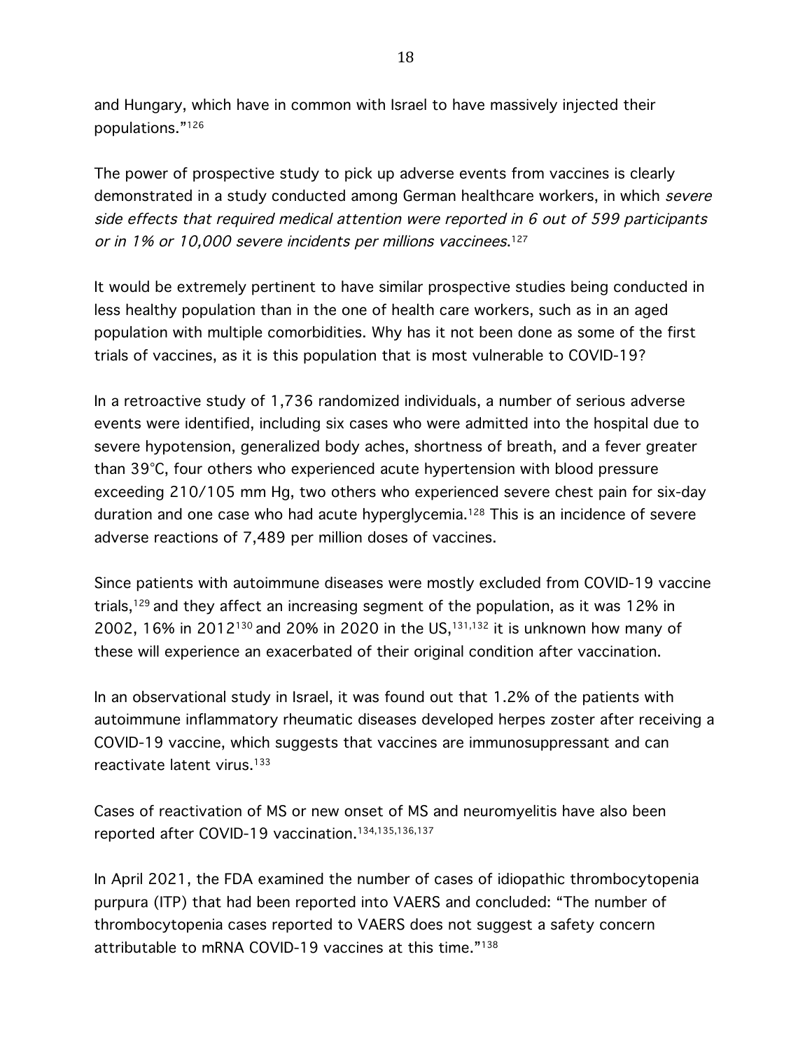and Hungary, which have in common with Israel to have massively injected their populations."[126]

The power of prospective study to pick up adverse events from vaccines is clearly demonstrated in a study conducted among German healthcare workers, in which *severe side effects that required medical attention were reported in 6 out of 599 participants or in 1% or 10,000 severe incidents per millions vaccinees*.[127]

It would be extremely pertinent to have similar prospective studies being conducted in less healthy population than in the one of health care workers, such as in an aged population with multiple comorbidities. Why has it not been done as some of the first trials of vaccines, as it is this population that is most vulnerable to COVID-19?

In a retroactive study of 1,736 randomized individuals, a number of serious adverse events were identified, including six cases who were admitted into the hospital due to severe hypotension, generalized body aches, shortness of breath, and a fever greater than 39°C, four others who experienced acute hypertension with blood pressure exceeding 210/105 mm Hg, two others who experienced severe chest pain for six-day duration and one case who had acute hyperglycemia.[128] This is an incidence of severe adverse reactions of 7,489 per million doses of vaccines.

Since patients with autoimmune diseases were mostly excluded from COVID-19 vaccine trials,[129] and they affect an increasing segment of the population, as it was 12% in 2002, 16% in 2012[130] and 20% in 2020 in the US,[131,132] it is unknown how many of these will experience an exacerbated of their original condition after vaccination.

In an observational study in Israel, it was found out that 1.2% of the patients with autoimmune inflammatory rheumatic diseases developed herpes zoster after receiving a COVID-19 vaccine, which suggests that vaccines are immunosuppressant and can reactivate latent virus.[133]

Cases of reactivation of MS or new onset of MS and neuromyelitis have also been reported after COVID-19 vaccination.[134,135,136,137]

In April 2021, the FDA examined the number of cases of idiopathic thrombocytopenia purpura (ITP) that had been reported into VAERS and concluded: "The number of thrombocytopenia cases reported to VAERS does not suggest a safety concern attributable to mRNA COVID-19 vaccines at this time."[138]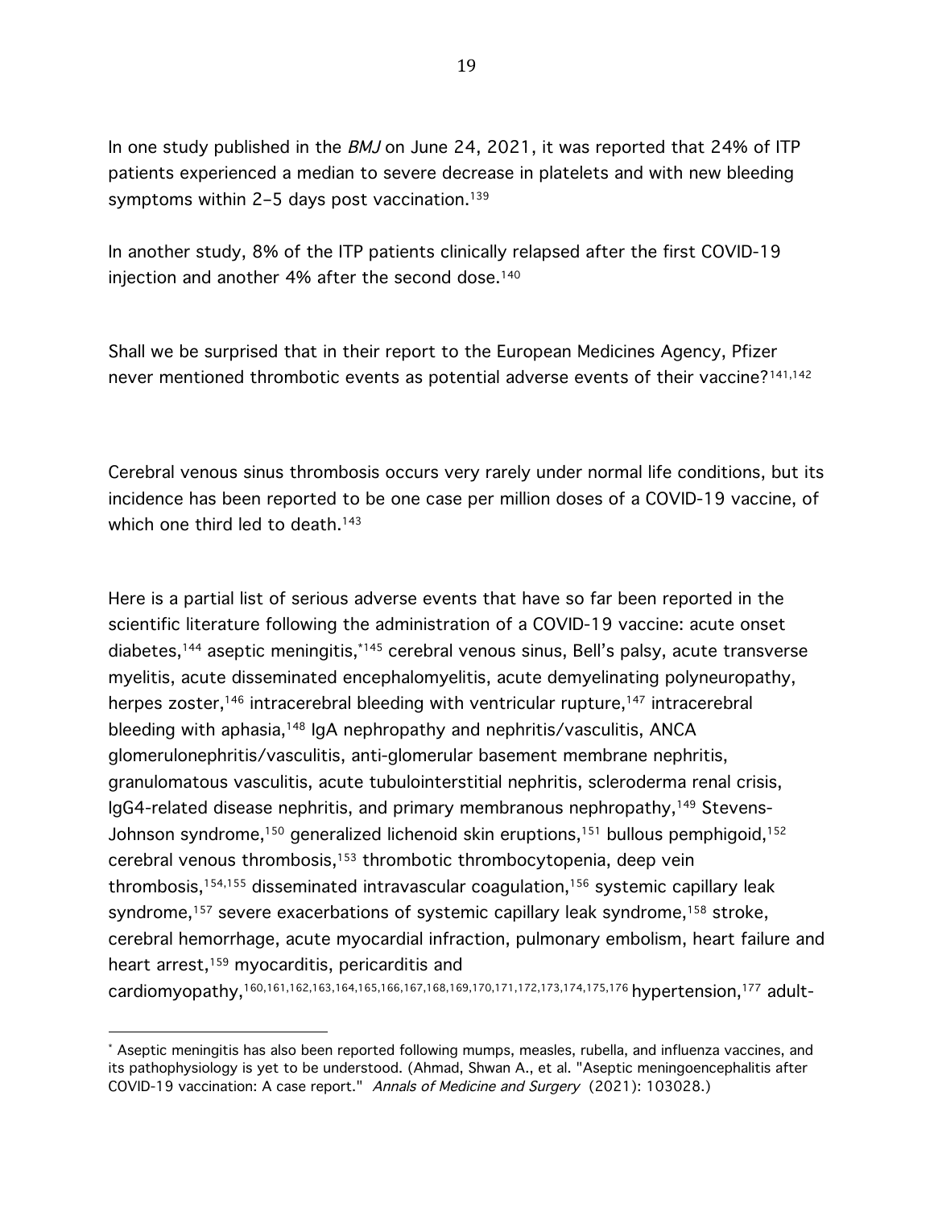In one study published in the *BMJ* on June 24, 2021, it was reported that 24% of ITP patients experienced a median to severe decrease in platelets and with new bleeding symptoms within 2–5 days post vaccination.[139]

In another study, 8% of the ITP patients clinically relapsed after the first COVID-19 injection and another 4% after the second dose.[140]

Shall we be surprised that in their report to the European Medicines Agency, Pfizer never mentioned thrombotic events as potential adverse events of their vaccine?[141,142]

Cerebral venous sinus thrombosis occurs very rarely under normal life conditions, but its incidence has been reported to be one case per million doses of a COVID-19 vaccine, of which one third led to death.[143]

Here is a partial list of serious adverse events that have so far been reported in the scientific literature following the administration of a COVID-19 vaccine: acute onset diabetes,[144] aseptic meningitis,[*145] cerebral venous sinus, Bell's palsy, acute transverse myelitis, acute disseminated encephalomyelitis, acute demyelinating polyneuropathy, herpes zoster,[146] intracerebral bleeding with ventricular rupture,[147] intracerebral bleeding with aphasia,[148] IgA nephropathy and nephritis/vasculitis, ANCA glomerulonephritis/vasculitis, anti-glomerular basement membrane nephritis, granulomatous vasculitis, acute tubulointerstitial nephritis, scleroderma renal crisis, IgG4-related disease nephritis, and primary membranous nephropathy,[149] Stevens-Johnson syndrome,[150] generalized lichenoid skin eruptions,[151] bullous pemphigoid,[152] cerebral venous thrombosis,[153] thrombotic thrombocytopenia, deep vein thrombosis,[154,155] disseminated intravascular coagulation,[156] systemic capillary leak syndrome,[157] severe exacerbations of systemic capillary leak syndrome,[158] stroke, cerebral hemorrhage, acute myocardial infraction, pulmonary embolism, heart failure and heart arrest,[159] myocarditis, pericarditis and cardiomyopathy,[160,161,162,163,164,165,166,167,168,169,170,171,172,173,174,175,176] hypertension,[177] adult-

[*] Aseptic meningitis has also been reported following mumps, measles, rubella, and influenza vaccines, and its pathophysiology is yet to be understood. (Ahmad, Shwan A., et al. "Aseptic meningoencephalitis after COVID-19 vaccination: A case report." *Annals of Medicine and Surgery* (2021): 103028.)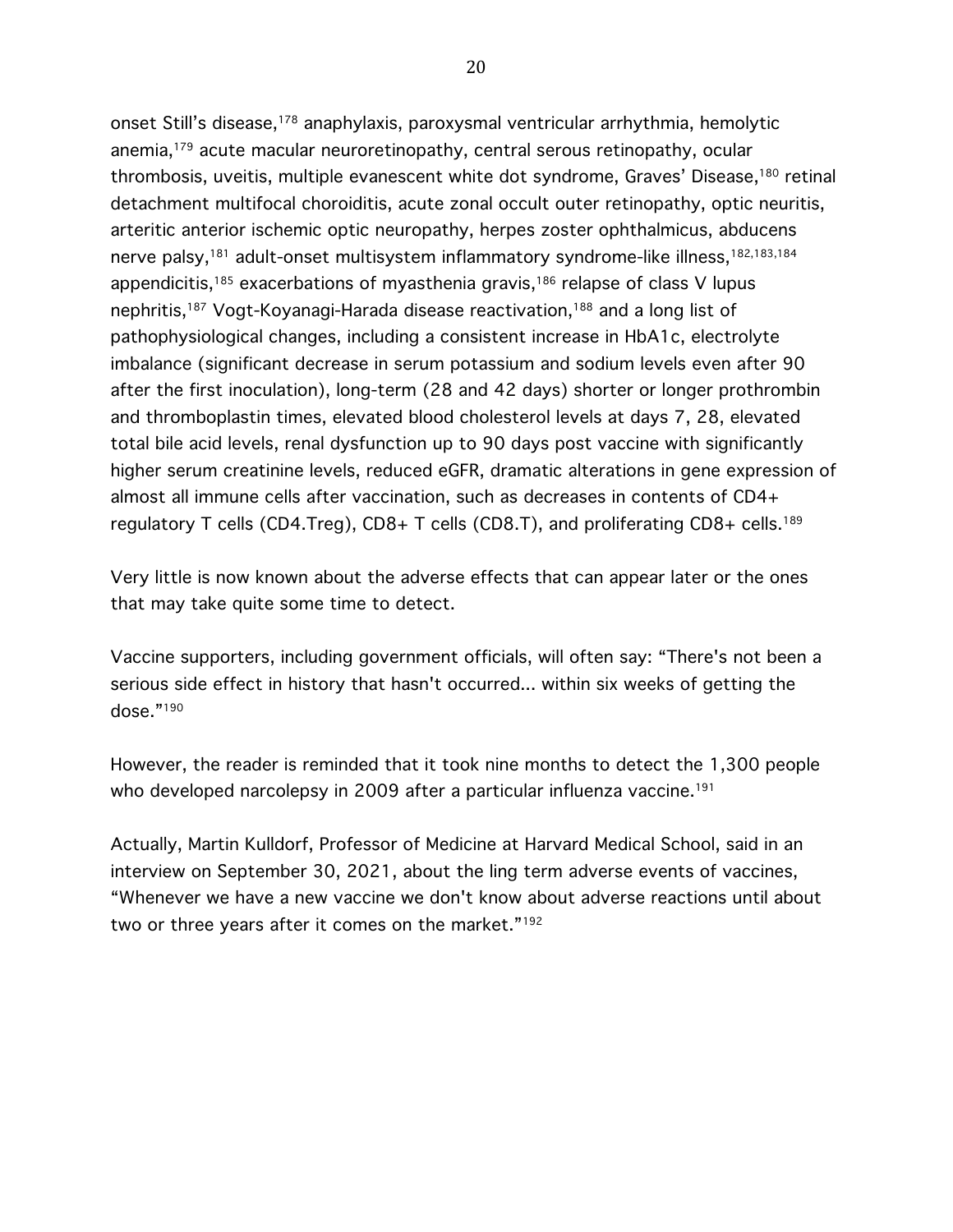onset Still's disease,[178] anaphylaxis, paroxysmal ventricular arrhythmia, hemolytic anemia,[179] acute macular neuroretinopathy, central serous retinopathy, ocular thrombosis, uveitis, multiple evanescent white dot syndrome, Graves' Disease,[180] retinal detachment multifocal choroiditis, acute zonal occult outer retinopathy, optic neuritis, arteritic anterior ischemic optic neuropathy, herpes zoster ophthalmicus, abducens nerve palsy,[181] adult-onset multisystem inflammatory syndrome-like illness,[182,183,184] appendicitis,[185] exacerbations of myasthenia gravis,[186] relapse of class V lupus nephritis,[187] Vogt-Koyanagi-Harada disease reactivation,[188] and a long list of pathophysiological changes, including a consistent increase in HbA1c, electrolyte imbalance (significant decrease in serum potassium and sodium levels even after 90 after the first inoculation), long-term (28 and 42 days) shorter or longer prothrombin and thromboplastin times, elevated blood cholesterol levels at days 7, 28, elevated total bile acid levels, renal dysfunction up to 90 days post vaccine with significantly higher serum creatinine levels, reduced eGFR, dramatic alterations in gene expression of almost all immune cells after vaccination, such as decreases in contents of CD4+ regulatory T cells (CD4.Treg), CD8+ T cells (CD8.T), and proliferating CD8+ cells.[189]

Very little is now known about the adverse effects that can appear later or the ones that may take quite some time to detect.

Vaccine supporters, including government officials, will often say: "There's not been a serious side effect in history that hasn't occurred... within six weeks of getting the dose."[190]

However, the reader is reminded that it took nine months to detect the 1,300 people who developed narcolepsy in 2009 after a particular influenza vaccine.[191]

Actually, Martin Kulldorf, Professor of Medicine at Harvard Medical School, said in an interview on September 30, 2021, about the ling term adverse events of vaccines, "Whenever we have a new vaccine we don't know about adverse reactions until about two or three years after it comes on the market."[192]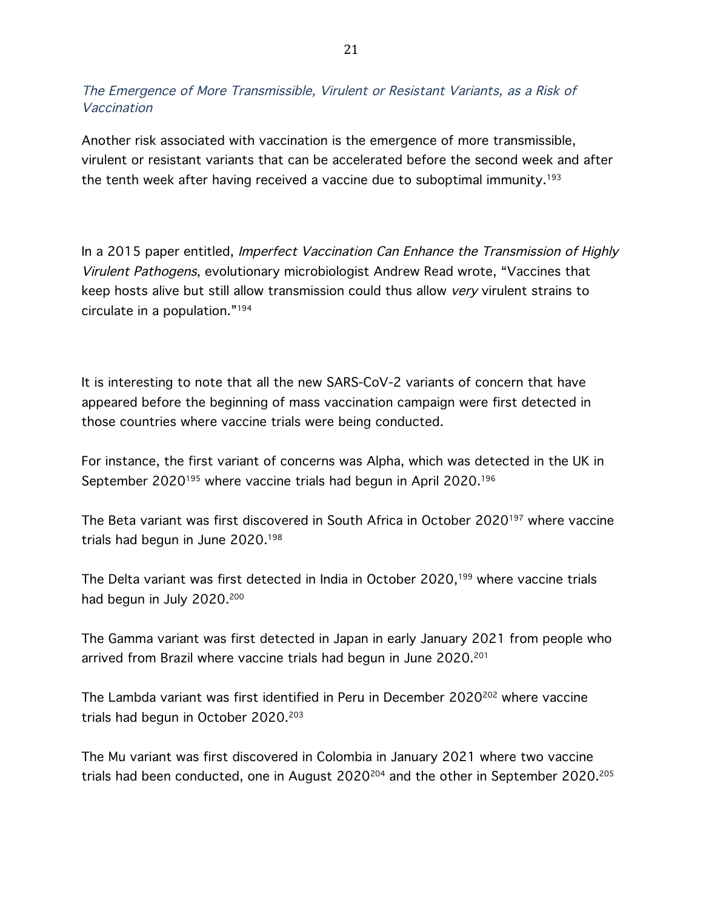*The Emergence of More Transmissible, Virulent or Resistant Variants, as a Risk of Vaccination*

Another risk associated with vaccination is the emergence of more transmissible, virulent or resistant variants that can be accelerated before the second week and after the tenth week after having received a vaccine due to suboptimal immunity.[193]

In a 2015 paper entitled, *Imperfect Vaccination Can Enhance the Transmission of Highly Virulent Pathogens*, evolutionary microbiologist Andrew Read wrote, "Vaccines that keep hosts alive but still allow transmission could thus allow *very* virulent strains to circulate in a population."[194]

It is interesting to note that all the new SARS-CoV-2 variants of concern that have appeared before the beginning of mass vaccination campaign were first detected in those countries where vaccine trials were being conducted.

For instance, the first variant of concerns was Alpha, which was detected in the UK in September 2020[195] where vaccine trials had begun in April 2020.[196]

The Beta variant was first discovered in South Africa in October 2020[197] where vaccine trials had begun in June 2020.[198]

The Delta variant was first detected in India in October 2020,[199] where vaccine trials had begun in July 2020.[200]

The Gamma variant was first detected in Japan in early January 2021 from people who arrived from Brazil where vaccine trials had begun in June 2020.[201]

The Lambda variant was first identified in Peru in December 2020[202] where vaccine trials had begun in October 2020.[203]

The Mu variant was first discovered in Colombia in January 2021 where two vaccine trials had been conducted, one in August 2020[204] and the other in September 2020.[205]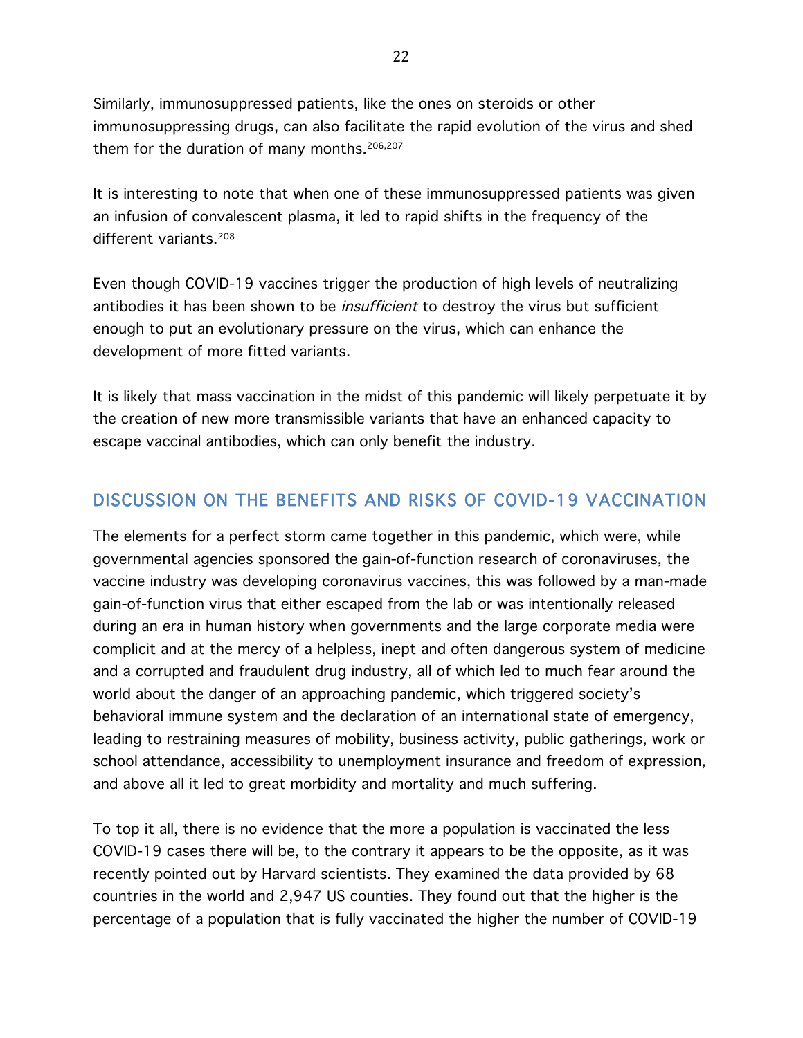Similarly, immunosuppressed patients, like the ones on steroids or other immunosuppressing drugs, can also facilitate the rapid evolution of the virus and shed them for the duration of many months.[206,207]

It is interesting to note that when one of these immunosuppressed patients was given an infusion of convalescent plasma, it led to rapid shifts in the frequency of the different variants.[208]

Even though COVID-19 vaccines trigger the production of high levels of neutralizing antibodies it has been shown to be *insufficient* to destroy the virus but sufficient enough to put an evolutionary pressure on the virus, which can enhance the development of more fitted variants.

It is likely that mass vaccination in the midst of this pandemic will likely perpetuate it by the creation of new more transmissible variants that have an enhanced capacity to escape vaccinal antibodies, which can only benefit the industry.

## DISCUSSION ON THE BENEFITS AND RISKS OF COVID-19 VACCINATION

The elements for a perfect storm came together in this pandemic, which were, while governmental agencies sponsored the gain-of-function research of coronaviruses, the vaccine industry was developing coronavirus vaccines, this was followed by a man-made gain-of-function virus that either escaped from the lab or was intentionally released during an era in human history when governments and the large corporate media were complicit and at the mercy of a helpless, inept and often dangerous system of medicine and a corrupted and fraudulent drug industry, all of which led to much fear around the world about the danger of an approaching pandemic, which triggered society's behavioral immune system and the declaration of an international state of emergency, leading to restraining measures of mobility, business activity, public gatherings, work or school attendance, accessibility to unemployment insurance and freedom of expression, and above all it led to great morbidity and mortality and much suffering.

To top it all, there is no evidence that the more a population is vaccinated the less COVID-19 cases there will be, to the contrary it appears to be the opposite, as it was recently pointed out by Harvard scientists. They examined the data provided by 68 countries in the world and 2,947 US counties. They found out that the higher is the percentage of a population that is fully vaccinated the higher the number of COVID-19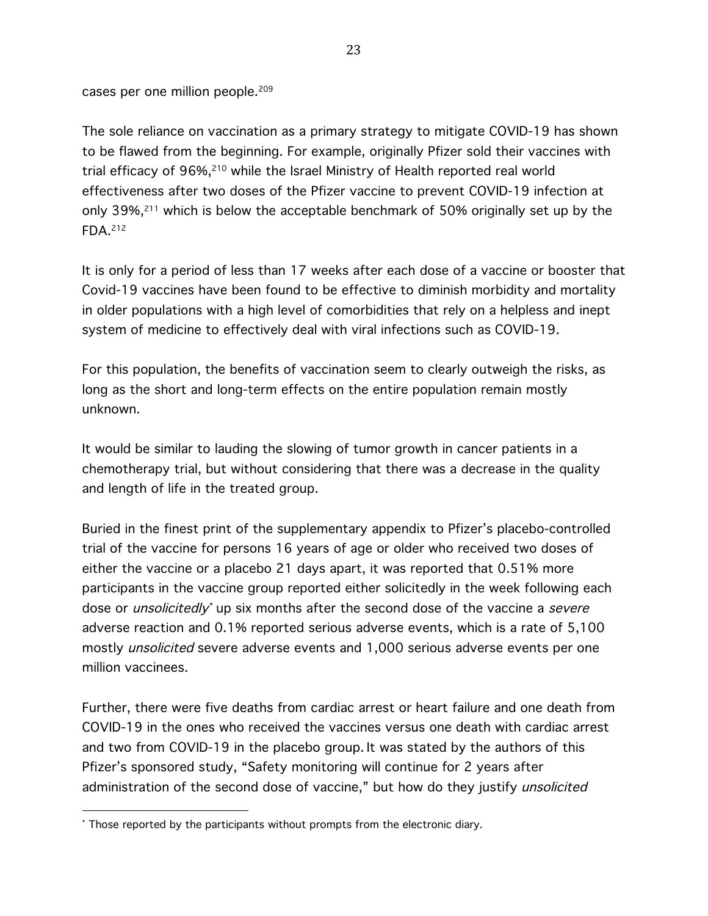cases per one million people.[209]

The sole reliance on vaccination as a primary strategy to mitigate COVID-19 has shown to be flawed from the beginning. For example, originally Pfizer sold their vaccines with trial efficacy of 96%,[210] while the Israel Ministry of Health reported real world effectiveness after two doses of the Pfizer vaccine to prevent COVID-19 infection at only 39%,[211] which is below the acceptable benchmark of 50% originally set up by the FDA.[212]

It is only for a period of less than 17 weeks after each dose of a vaccine or booster that Covid-19 vaccines have been found to be effective to diminish morbidity and mortality in older populations with a high level of comorbidities that rely on a helpless and inept system of medicine to effectively deal with viral infections such as COVID-19.

For this population, the benefits of vaccination seem to clearly outweigh the risks, as long as the short and long-term effects on the entire population remain mostly unknown.

It would be similar to lauding the slowing of tumor growth in cancer patients in a chemotherapy trial, but without considering that there was a decrease in the quality and length of life in the treated group.

Buried in the finest print of the supplementary appendix to Pfizer's placebo-controlled trial of the vaccine for persons 16 years of age or older who received two doses of either the vaccine or a placebo 21 days apart, it was reported that 0.51% more participants in the vaccine group reported either solicitedly in the week following each dose or *unsolicitedly*[*] up six months after the second dose of the vaccine a *severe* adverse reaction and 0.1% reported serious adverse events, which is a rate of 5,100 mostly *unsolicited* severe adverse events and 1,000 serious adverse events per one million vaccinees.

Further, there were five deaths from cardiac arrest or heart failure and one death from COVID-19 in the ones who received the vaccines versus one death with cardiac arrest and two from COVID-19 in the placebo group. It was stated by the authors of this Pfizer's sponsored study, "Safety monitoring will continue for 2 years after administration of the second dose of vaccine," but how do they justify *unsolicited*

---

[*] Those reported by the participants without prompts from the electronic diary.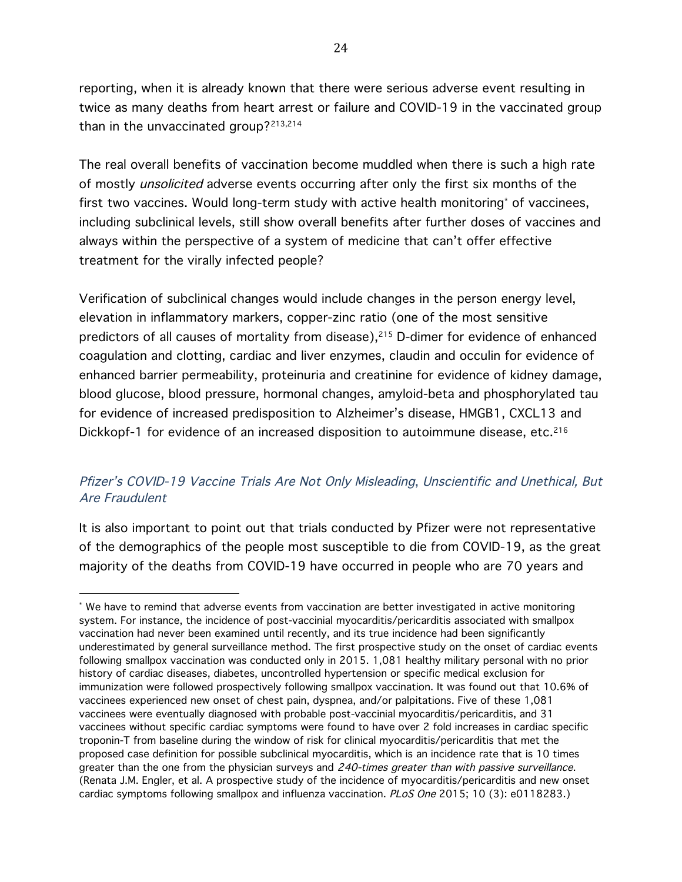reporting, when it is already known that there were serious adverse event resulting in twice as many deaths from heart arrest or failure and COVID-19 in the vaccinated group than in the unvaccinated group?[213,214]

The real overall benefits of vaccination become muddled when there is such a high rate of mostly *unsolicited* adverse events occurring after only the first six months of the first two vaccines. Would long-term study with active health monitoring* of vaccinees, including subclinical levels, still show overall benefits after further doses of vaccines and always within the perspective of a system of medicine that can't offer effective treatment for the virally infected people?

Verification of subclinical changes would include changes in the person energy level, elevation in inflammatory markers, copper-zinc ratio (one of the most sensitive predictors of all causes of mortality from disease),[215] D-dimer for evidence of enhanced coagulation and clotting, cardiac and liver enzymes, claudin and occulin for evidence of enhanced barrier permeability, proteinuria and creatinine for evidence of kidney damage, blood glucose, blood pressure, hormonal changes, amyloid-beta and phosphorylated tau for evidence of increased predisposition to Alzheimer's disease, HMGB1, CXCL13 and Dickkopf-1 for evidence of an increased disposition to autoimmune disease, etc.[216]

### *Pfizer's COVID-19 Vaccine Trials Are Not Only Misleading, Unscientific and Unethical, But Are Fraudulent*

It is also important to point out that trials conducted by Pfizer were not representative of the demographics of the people most susceptible to die from COVID-19, as the great majority of the deaths from COVID-19 have occurred in people who are 70 years and

---

* We have to remind that adverse events from vaccination are better investigated in active monitoring system. For instance, the incidence of post-vaccinial myocarditis/pericarditis associated with smallpox vaccination had never been examined until recently, and its true incidence had been significantly underestimated by general surveillance method. The first prospective study on the onset of cardiac events following smallpox vaccination was conducted only in 2015. 1,081 healthy military personal with no prior history of cardiac diseases, diabetes, uncontrolled hypertension or specific medical exclusion for immunization were followed prospectively following smallpox vaccination. It was found out that 10.6% of vaccinees experienced new onset of chest pain, dyspnea, and/or palpitations. Five of these 1,081 vaccinees were eventually diagnosed with probable post-vaccinial myocarditis/pericarditis, and 31 vaccinees without specific cardiac symptoms were found to have over 2 fold increases in cardiac specific troponin-T from baseline during the window of risk for clinical myocarditis/pericarditis that met the proposed case definition for possible subclinical myocarditis, which is an incidence rate that is 10 times greater than the one from the physician surveys and *240-times greater than with passive surveillance*. (Renata J.M. Engler, et al. A prospective study of the incidence of myocarditis/pericarditis and new onset cardiac symptoms following smallpox and influenza vaccination. *PLoS One* 2015; 10 (3): e0118283.)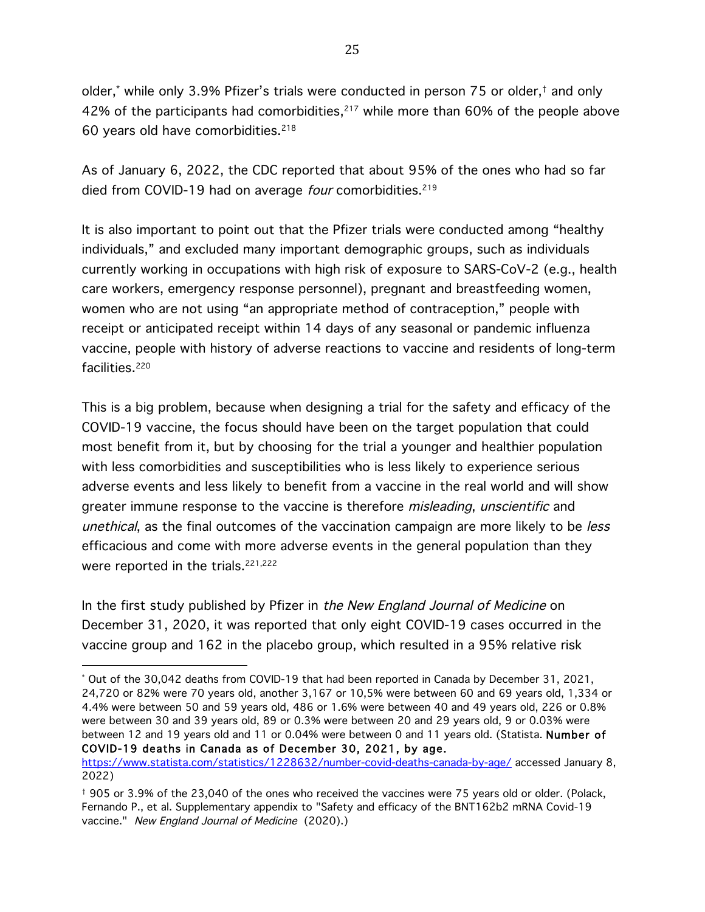older,* while only 3.9% Pfizer's trials were conducted in person 75 or older,† and only 42% of the participants had comorbidities,[217] while more than 60% of the people above 60 years old have comorbidities.[218]

As of January 6, 2022, the CDC reported that about 95% of the ones who had so far died from COVID-19 had on average *four* comorbidities.[219]

It is also important to point out that the Pfizer trials were conducted among "healthy individuals," and excluded many important demographic groups, such as individuals currently working in occupations with high risk of exposure to SARS-CoV-2 (e.g., health care workers, emergency response personnel), pregnant and breastfeeding women, women who are not using "an appropriate method of contraception," people with receipt or anticipated receipt within 14 days of any seasonal or pandemic influenza vaccine, people with history of adverse reactions to vaccine and residents of long-term facilities.[220]

This is a big problem, because when designing a trial for the safety and efficacy of the COVID-19 vaccine, the focus should have been on the target population that could most benefit from it, but by choosing for the trial a younger and healthier population with less comorbidities and susceptibilities who is less likely to experience serious adverse events and less likely to benefit from a vaccine in the real world and will show greater immune response to the vaccine is therefore *misleading*, *unscientific* and *unethical*, as the final outcomes of the vaccination campaign are more likely to be *less* efficacious and come with more adverse events in the general population than they were reported in the trials.[221,222]

In the first study published by Pfizer in *the New England Journal of Medicine* on December 31, 2020, it was reported that only eight COVID-19 cases occurred in the vaccine group and 162 in the placebo group, which resulted in a 95% relative risk

---

* Out of the 30,042 deaths from COVID-19 that had been reported in Canada by December 31, 2021, 24,720 or 82% were 70 years old, another 3,167 or 10,5% were between 60 and 69 years old, 1,334 or 4.4% were between 50 and 59 years old, 486 or 1.6% were between 40 and 49 years old, 226 or 0.8% were between 30 and 39 years old, 89 or 0.3% were between 20 and 29 years old, 9 or 0.03% were between 12 and 19 years old and 11 or 0.04% were between 0 and 11 years old. (Statista. **Number of COVID-19 deaths in Canada as of December 30, 2021, by age.** https://www.statista.com/statistics/1228632/number-covid-deaths-canada-by-age/ accessed January 8, 2022)

† 905 or 3.9% of the 23,040 of the ones who received the vaccines were 75 years old or older. (Polack, Fernando P., et al. Supplementary appendix to "Safety and efficacy of the BNT162b2 mRNA Covid-19 vaccine." *New England Journal of Medicine* (2020).)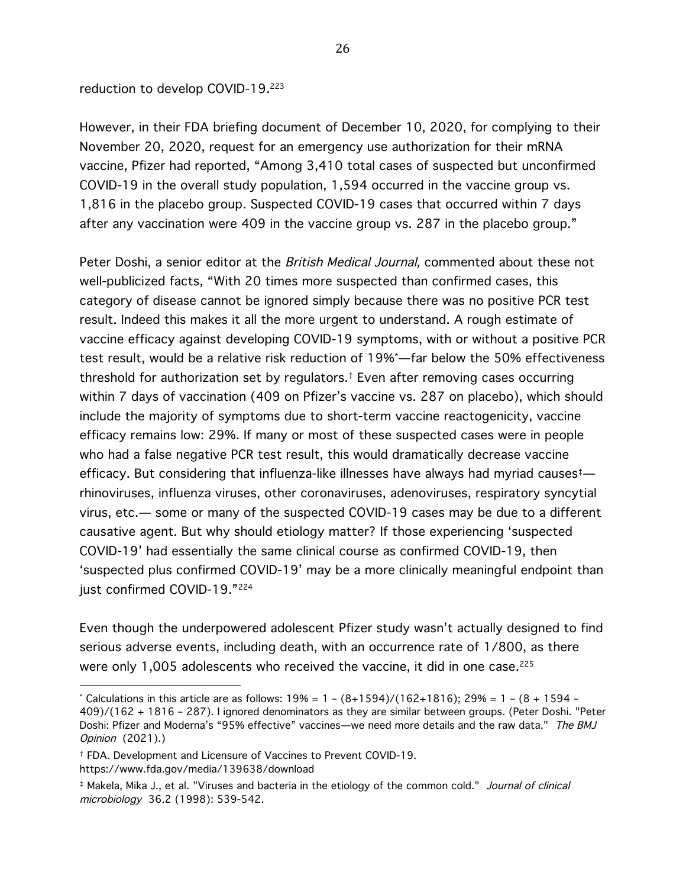reduction to develop COVID-19.[223]

However, in their FDA briefing document of December 10, 2020, for complying to their November 20, 2020, request for an emergency use authorization for their mRNA vaccine, Pfizer had reported, "Among 3,410 total cases of suspected but unconfirmed COVID-19 in the overall study population, 1,594 occurred in the vaccine group vs. 1,816 in the placebo group. Suspected COVID-19 cases that occurred within 7 days after any vaccination were 409 in the vaccine group vs. 287 in the placebo group."

Peter Doshi, a senior editor at the *British Medical Journal,* commented about these not well-publicized facts, "With 20 times more suspected than confirmed cases, this category of disease cannot be ignored simply because there was no positive PCR test result. Indeed this makes it all the more urgent to understand. A rough estimate of vaccine efficacy against developing COVID-19 symptoms, with or without a positive PCR test result, would be a relative risk reduction of 19%[*]—far below the 50% effectiveness threshold for authorization set by regulators.[†] Even after removing cases occurring within 7 days of vaccination (409 on Pfizer's vaccine vs. 287 on placebo), which should include the majority of symptoms due to short-term vaccine reactogenicity, vaccine efficacy remains low: 29%. If many or most of these suspected cases were in people who had a false negative PCR test result, this would dramatically decrease vaccine efficacy. But considering that influenza-like illnesses have always had myriad causes[‡]—rhinoviruses, influenza viruses, other coronaviruses, adenoviruses, respiratory syncytial virus, etc.— some or many of the suspected COVID-19 cases may be due to a different causative agent. But why should etiology matter? If those experiencing 'suspected COVID-19' had essentially the same clinical course as confirmed COVID-19, then 'suspected plus confirmed COVID-19' may be a more clinically meaningful endpoint than just confirmed COVID-19."[224]

Even though the underpowered adolescent Pfizer study wasn't actually designed to find serious adverse events, including death, with an occurrence rate of 1/800, as there were only 1,005 adolescents who received the vaccine, it did in one case.[225]

---

[*] Calculations in this article are as follows: 19% = 1 – (8+1594)/(162+1816); 29% = 1 – (8 + 1594 – 409)/(162 + 1816 – 287). I ignored denominators as they are similar between groups. (Peter Doshi. "Peter Doshi: Pfizer and Moderna's "95% effective" vaccines—we need more details and the raw data." *The BMJ Opinion* (2021).)

[†] FDA. Development and Licensure of Vaccines to Prevent COVID-19. https://www.fda.gov/media/139638/download

[‡] Makela, Mika J., et al. "Viruses and bacteria in the etiology of the common cold." *Journal of clinical microbiology* 36.2 (1998): 539-542.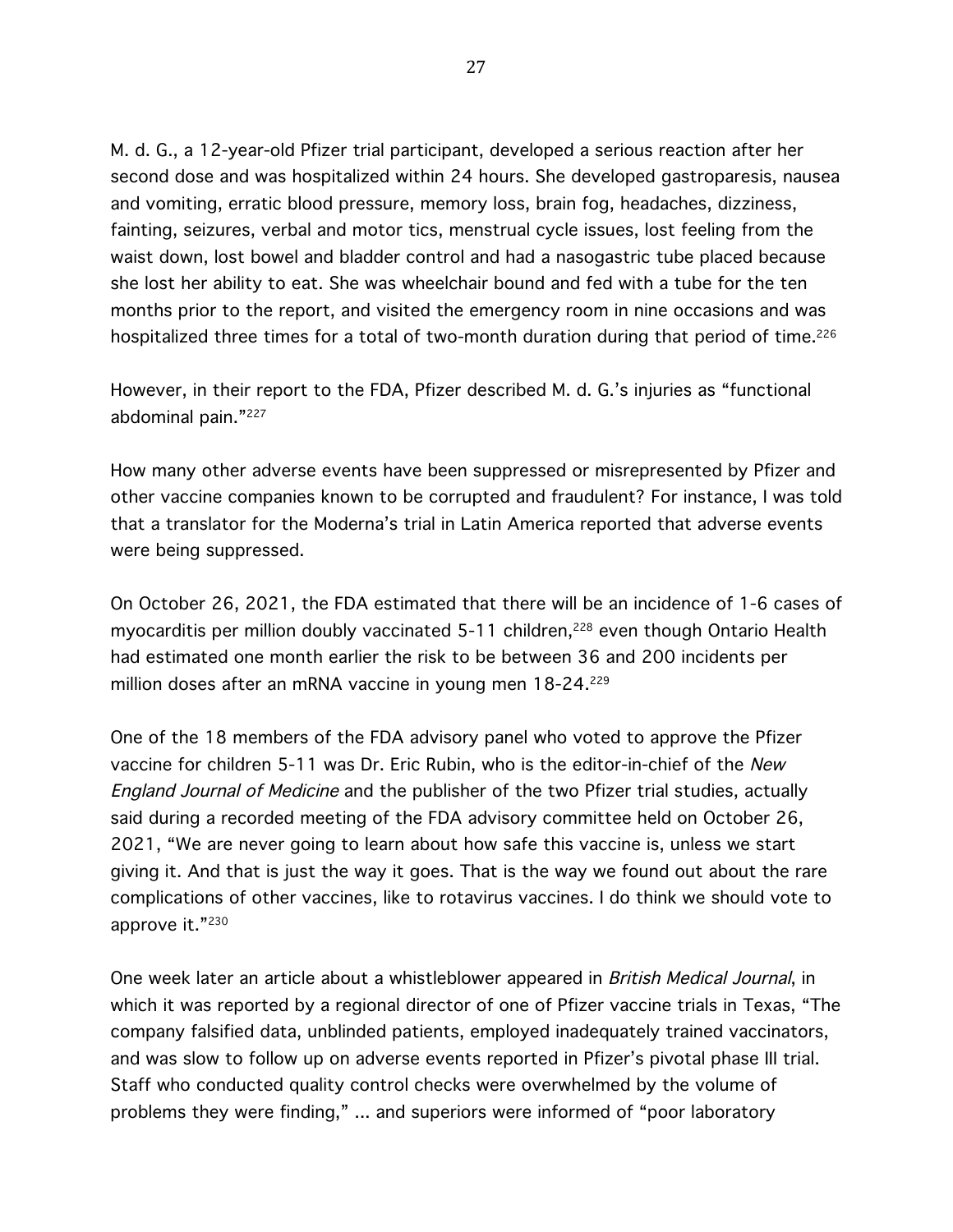M. d. G., a 12-year-old Pfizer trial participant, developed a serious reaction after her second dose and was hospitalized within 24 hours. She developed gastroparesis, nausea and vomiting, erratic blood pressure, memory loss, brain fog, headaches, dizziness, fainting, seizures, verbal and motor tics, menstrual cycle issues, lost feeling from the waist down, lost bowel and bladder control and had a nasogastric tube placed because she lost her ability to eat. She was wheelchair bound and fed with a tube for the ten months prior to the report, and visited the emergency room in nine occasions and was hospitalized three times for a total of two-month duration during that period of time.[226]

However, in their report to the FDA, Pfizer described M. d. G.'s injuries as "functional abdominal pain."[227]

How many other adverse events have been suppressed or misrepresented by Pfizer and other vaccine companies known to be corrupted and fraudulent? For instance, I was told that a translator for the Moderna's trial in Latin America reported that adverse events were being suppressed.

On October 26, 2021, the FDA estimated that there will be an incidence of 1-6 cases of myocarditis per million doubly vaccinated 5-11 children,[228] even though Ontario Health had estimated one month earlier the risk to be between 36 and 200 incidents per million doses after an mRNA vaccine in young men 18-24.[229]

One of the 18 members of the FDA advisory panel who voted to approve the Pfizer vaccine for children 5-11 was Dr. Eric Rubin, who is the editor-in-chief of the *New England Journal of Medicine* and the publisher of the two Pfizer trial studies, actually said during a recorded meeting of the FDA advisory committee held on October 26, 2021, "We are never going to learn about how safe this vaccine is, unless we start giving it. And that is just the way it goes. That is the way we found out about the rare complications of other vaccines, like to rotavirus vaccines. I do think we should vote to approve it."[230]

One week later an article about a whistleblower appeared in *British Medical Journal*, in which it was reported by a regional director of one of Pfizer vaccine trials in Texas, "The company falsified data, unblinded patients, employed inadequately trained vaccinators, and was slow to follow up on adverse events reported in Pfizer's pivotal phase III trial. Staff who conducted quality control checks were overwhelmed by the volume of problems they were finding," ... and superiors were informed of "poor laboratory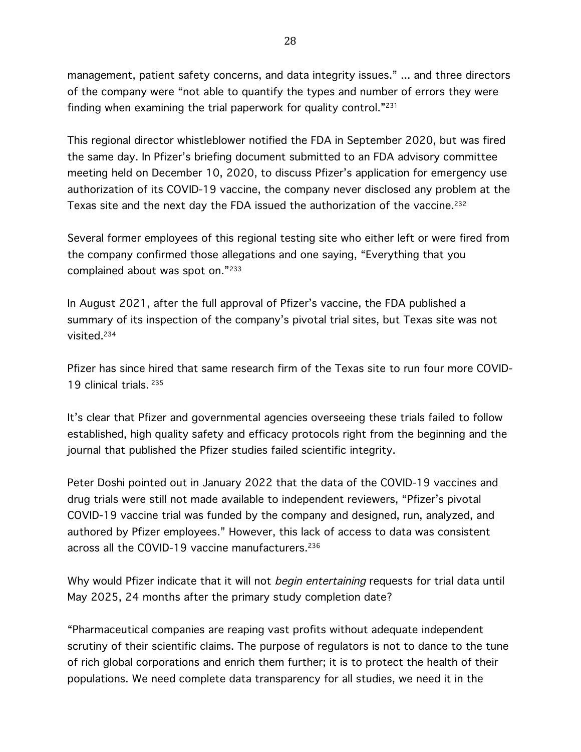management, patient safety concerns, and data integrity issues." ... and three directors of the company were "not able to quantify the types and number of errors they were finding when examining the trial paperwork for quality control."[231]

This regional director whistleblower notified the FDA in September 2020, but was fired the same day. In Pfizer's briefing document submitted to an FDA advisory committee meeting held on December 10, 2020, to discuss Pfizer's application for emergency use authorization of its COVID-19 vaccine, the company never disclosed any problem at the Texas site and the next day the FDA issued the authorization of the vaccine.[232]

Several former employees of this regional testing site who either left or were fired from the company confirmed those allegations and one saying, "Everything that you complained about was spot on."[233]

In August 2021, after the full approval of Pfizer's vaccine, the FDA published a summary of its inspection of the company's pivotal trial sites, but Texas site was not visited.[234]

Pfizer has since hired that same research firm of the Texas site to run four more COVID-19 clinical trials. [235]

It's clear that Pfizer and governmental agencies overseeing these trials failed to follow established, high quality safety and efficacy protocols right from the beginning and the journal that published the Pfizer studies failed scientific integrity.

Peter Doshi pointed out in January 2022 that the data of the COVID-19 vaccines and drug trials were still not made available to independent reviewers, "Pfizer's pivotal COVID-19 vaccine trial was funded by the company and designed, run, analyzed, and authored by Pfizer employees." However, this lack of access to data was consistent across all the COVID-19 vaccine manufacturers.[236]

Why would Pfizer indicate that it will not *begin entertaining* requests for trial data until May 2025, 24 months after the primary study completion date?

"Pharmaceutical companies are reaping vast profits without adequate independent scrutiny of their scientific claims. The purpose of regulators is not to dance to the tune of rich global corporations and enrich them further; it is to protect the health of their populations. We need complete data transparency for all studies, we need it in the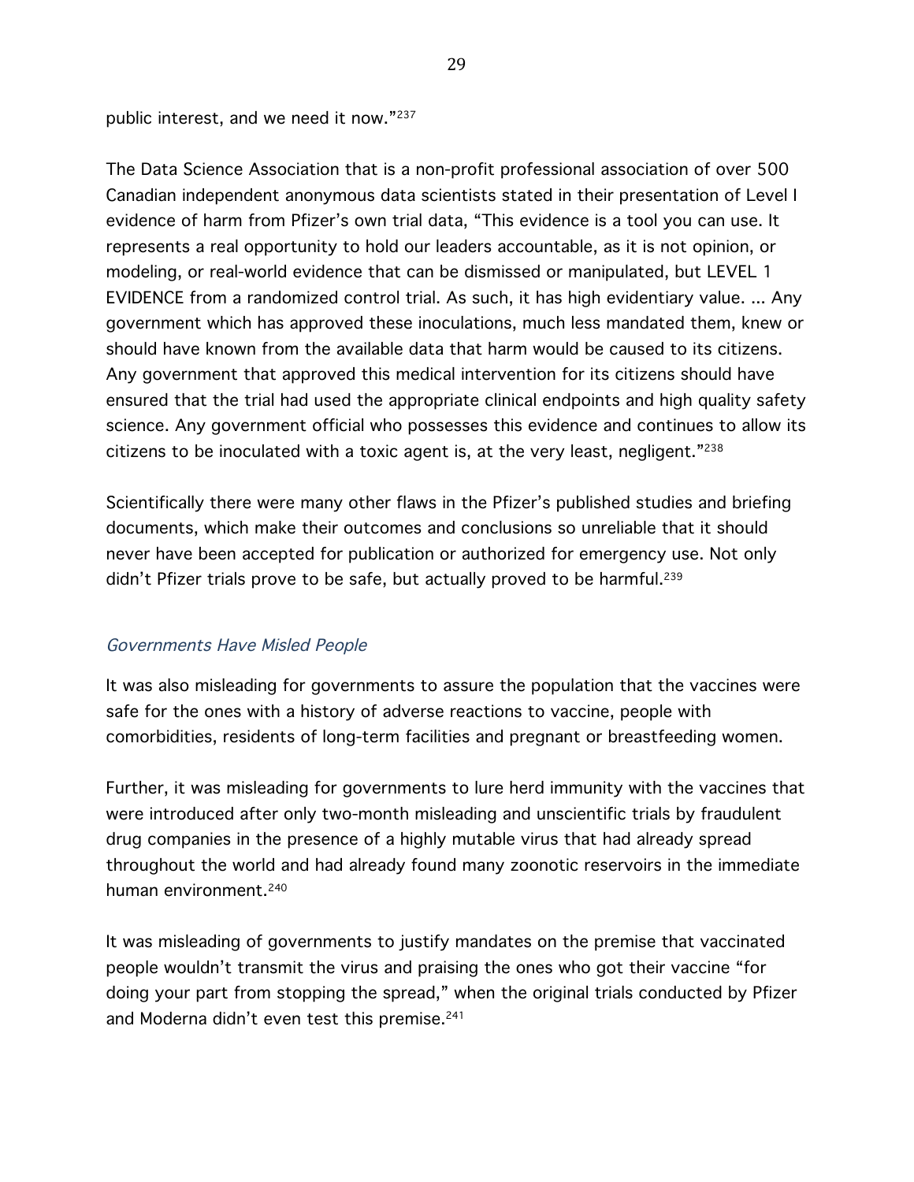public interest, and we need it now."[237]

The Data Science Association that is a non-profit professional association of over 500 Canadian independent anonymous data scientists stated in their presentation of Level I evidence of harm from Pfizer's own trial data, "This evidence is a tool you can use. It represents a real opportunity to hold our leaders accountable, as it is not opinion, or modeling, or real-world evidence that can be dismissed or manipulated, but LEVEL 1 EVIDENCE from a randomized control trial. As such, it has high evidentiary value. ... Any government which has approved these inoculations, much less mandated them, knew or should have known from the available data that harm would be caused to its citizens. Any government that approved this medical intervention for its citizens should have ensured that the trial had used the appropriate clinical endpoints and high quality safety science. Any government official who possesses this evidence and continues to allow its citizens to be inoculated with a toxic agent is, at the very least, negligent."[238]

Scientifically there were many other flaws in the Pfizer's published studies and briefing documents, which make their outcomes and conclusions so unreliable that it should never have been accepted for publication or authorized for emergency use. Not only didn't Pfizer trials prove to be safe, but actually proved to be harmful.[239]

### *Governments Have Misled People*

It was also misleading for governments to assure the population that the vaccines were safe for the ones with a history of adverse reactions to vaccine, people with comorbidities, residents of long-term facilities and pregnant or breastfeeding women.

Further, it was misleading for governments to lure herd immunity with the vaccines that were introduced after only two-month misleading and unscientific trials by fraudulent drug companies in the presence of a highly mutable virus that had already spread throughout the world and had already found many zoonotic reservoirs in the immediate human environment.[240]

It was misleading of governments to justify mandates on the premise that vaccinated people wouldn't transmit the virus and praising the ones who got their vaccine "for doing your part from stopping the spread," when the original trials conducted by Pfizer and Moderna didn't even test this premise.[241]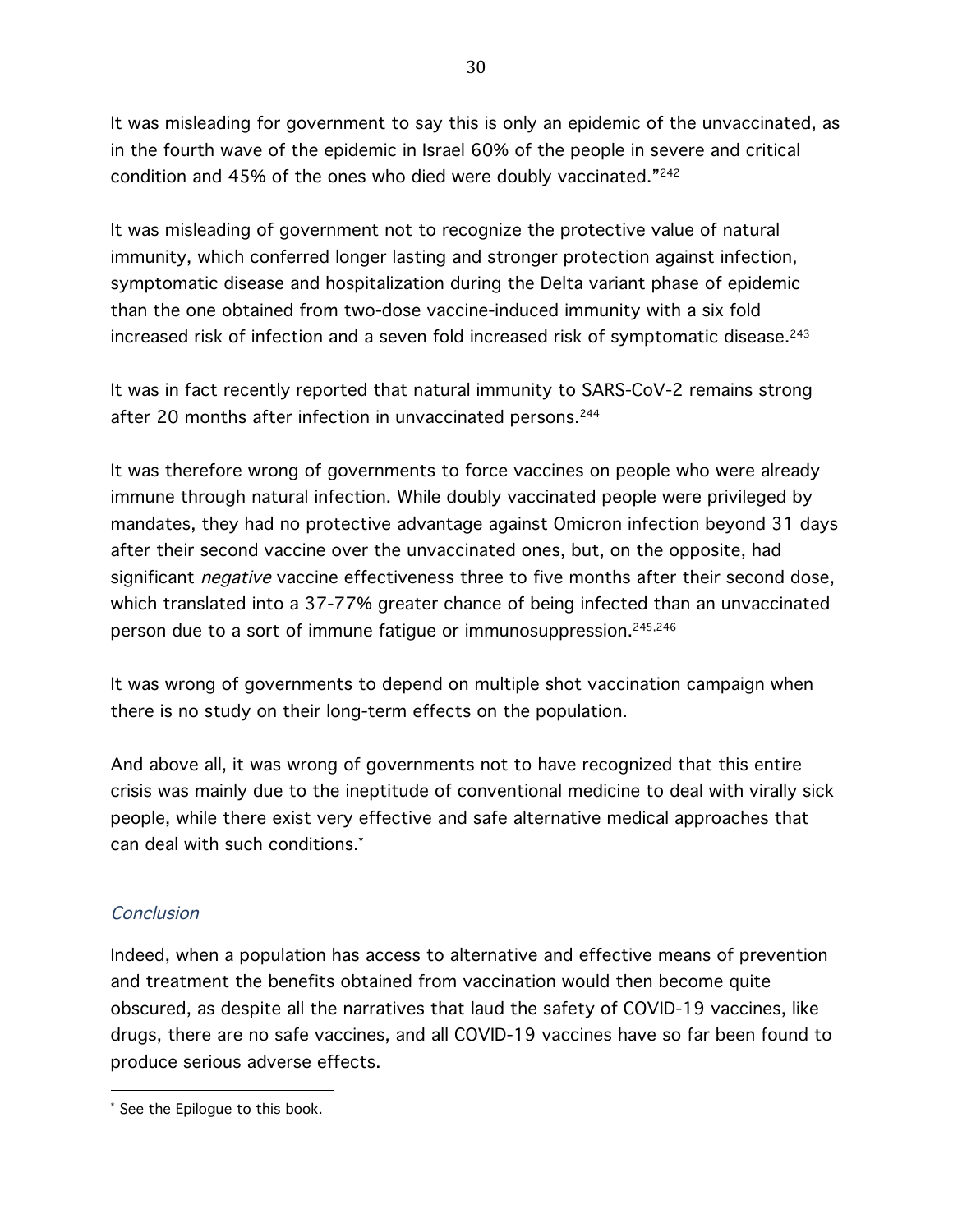It was misleading for government to say this is only an epidemic of the unvaccinated, as in the fourth wave of the epidemic in Israel 60% of the people in severe and critical condition and 45% of the ones who died were doubly vaccinated."[242]

It was misleading of government not to recognize the protective value of natural immunity, which conferred longer lasting and stronger protection against infection, symptomatic disease and hospitalization during the Delta variant phase of epidemic than the one obtained from two-dose vaccine-induced immunity with a six fold increased risk of infection and a seven fold increased risk of symptomatic disease.[243]

It was in fact recently reported that natural immunity to SARS-CoV-2 remains strong after 20 months after infection in unvaccinated persons.[244]

It was therefore wrong of governments to force vaccines on people who were already immune through natural infection. While doubly vaccinated people were privileged by mandates, they had no protective advantage against Omicron infection beyond 31 days after their second vaccine over the unvaccinated ones, but, on the opposite, had significant *negative* vaccine effectiveness three to five months after their second dose, which translated into a 37-77% greater chance of being infected than an unvaccinated person due to a sort of immune fatigue or immunosuppression.[245,246]

It was wrong of governments to depend on multiple shot vaccination campaign when there is no study on their long-term effects on the population.

And above all, it was wrong of governments not to have recognized that this entire crisis was mainly due to the ineptitude of conventional medicine to deal with virally sick people, while there exist very effective and safe alternative medical approaches that can deal with such conditions.[*]

### *Conclusion*

Indeed, when a population has access to alternative and effective means of prevention and treatment the benefits obtained from vaccination would then become quite obscured, as despite all the narratives that laud the safety of COVID-19 vaccines, like drugs, there are no safe vaccines, and all COVID-19 vaccines have so far been found to produce serious adverse effects.

---

[*] See the Epilogue to this book.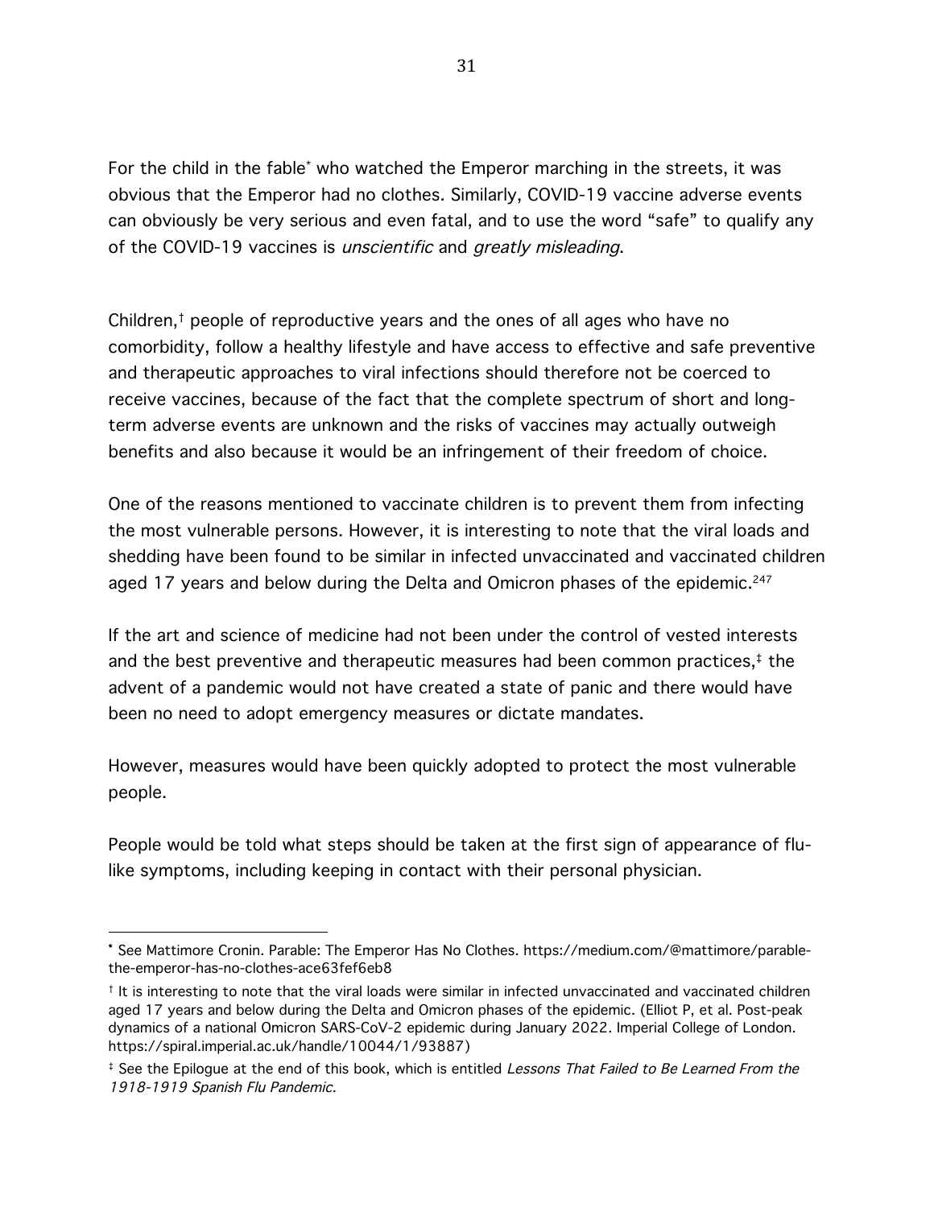For the child in the fable[*] who watched the Emperor marching in the streets, it was obvious that the Emperor had no clothes. Similarly, COVID-19 vaccine adverse events can obviously be very serious and even fatal, and to use the word "safe" to qualify any of the COVID-19 vaccines is *unscientific* and *greatly misleading*.

Children,[†] people of reproductive years and the ones of all ages who have no comorbidity, follow a healthy lifestyle and have access to effective and safe preventive and therapeutic approaches to viral infections should therefore not be coerced to receive vaccines, because of the fact that the complete spectrum of short and long-term adverse events are unknown and the risks of vaccines may actually outweigh benefits and also because it would be an infringement of their freedom of choice.

One of the reasons mentioned to vaccinate children is to prevent them from infecting the most vulnerable persons. However, it is interesting to note that the viral loads and shedding have been found to be similar in infected unvaccinated and vaccinated children aged 17 years and below during the Delta and Omicron phases of the epidemic.[247]

If the art and science of medicine had not been under the control of vested interests and the best preventive and therapeutic measures had been common practices,[‡] the advent of a pandemic would not have created a state of panic and there would have been no need to adopt emergency measures or dictate mandates.

However, measures would have been quickly adopted to protect the most vulnerable people.

People would be told what steps should be taken at the first sign of appearance of flu-like symptoms, including keeping in contact with their personal physician.

---

[*] See Mattimore Cronin. Parable: The Emperor Has No Clothes. https://medium.com/@mattimore/parable-the-emperor-has-no-clothes-ace63fef6eb8

[†] It is interesting to note that the viral loads were similar in infected unvaccinated and vaccinated children aged 17 years and below during the Delta and Omicron phases of the epidemic. (Elliot P, et al. Post-peak dynamics of a national Omicron SARS-CoV-2 epidemic during January 2022. Imperial College of London. https://spiral.imperial.ac.uk/handle/10044/1/93887)

[‡] See the Epilogue at the end of this book, which is entitled *Lessons That Failed to Be Learned From the 1918-1919 Spanish Flu Pandemic*.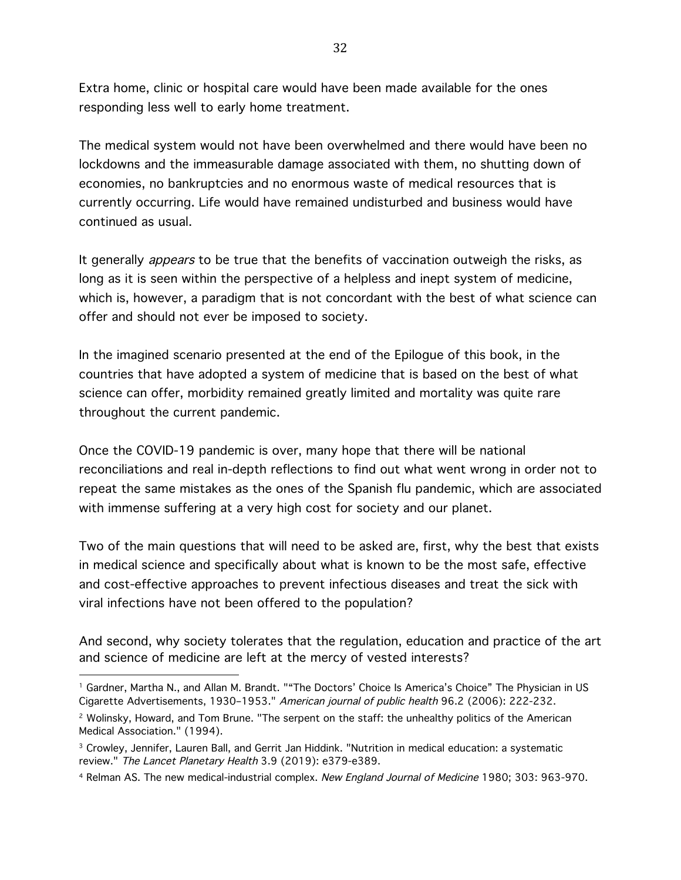Extra home, clinic or hospital care would have been made available for the ones responding less well to early home treatment.

The medical system would not have been overwhelmed and there would have been no lockdowns and the immeasurable damage associated with them, no shutting down of economies, no bankruptcies and no enormous waste of medical resources that is currently occurring. Life would have remained undisturbed and business would have continued as usual.

It generally *appears* to be true that the benefits of vaccination outweigh the risks, as long as it is seen within the perspective of a helpless and inept system of medicine, which is, however, a paradigm that is not concordant with the best of what science can offer and should not ever be imposed to society.

In the imagined scenario presented at the end of the Epilogue of this book, in the countries that have adopted a system of medicine that is based on the best of what science can offer, morbidity remained greatly limited and mortality was quite rare throughout the current pandemic.

Once the COVID-19 pandemic is over, many hope that there will be national reconciliations and real in-depth reflections to find out what went wrong in order not to repeat the same mistakes as the ones of the Spanish flu pandemic, which are associated with immense suffering at a very high cost for society and our planet.

Two of the main questions that will need to be asked are, first, why the best that exists in medical science and specifically about what is known to be the most safe, effective and cost-effective approaches to prevent infectious diseases and treat the sick with viral infections have not been offered to the population?

And second, why society tolerates that the regulation, education and practice of the art and science of medicine are left at the mercy of vested interests?

---

[1] Gardner, Martha N., and Allan M. Brandt. "“The Doctors’ Choice Is America’s Choice” The Physician in US Cigarette Advertisements, 1930–1953." *American journal of public health* 96.2 (2006): 222-232.

[2] Wolinsky, Howard, and Tom Brune. "The serpent on the staff: the unhealthy politics of the American Medical Association." (1994).

[3] Crowley, Jennifer, Lauren Ball, and Gerrit Jan Hiddink. "Nutrition in medical education: a systematic review." *The Lancet Planetary Health* 3.9 (2019): e379-e389.

[4] Relman AS. The new medical-industrial complex. *New England Journal of Medicine* 1980; 303: 963-970.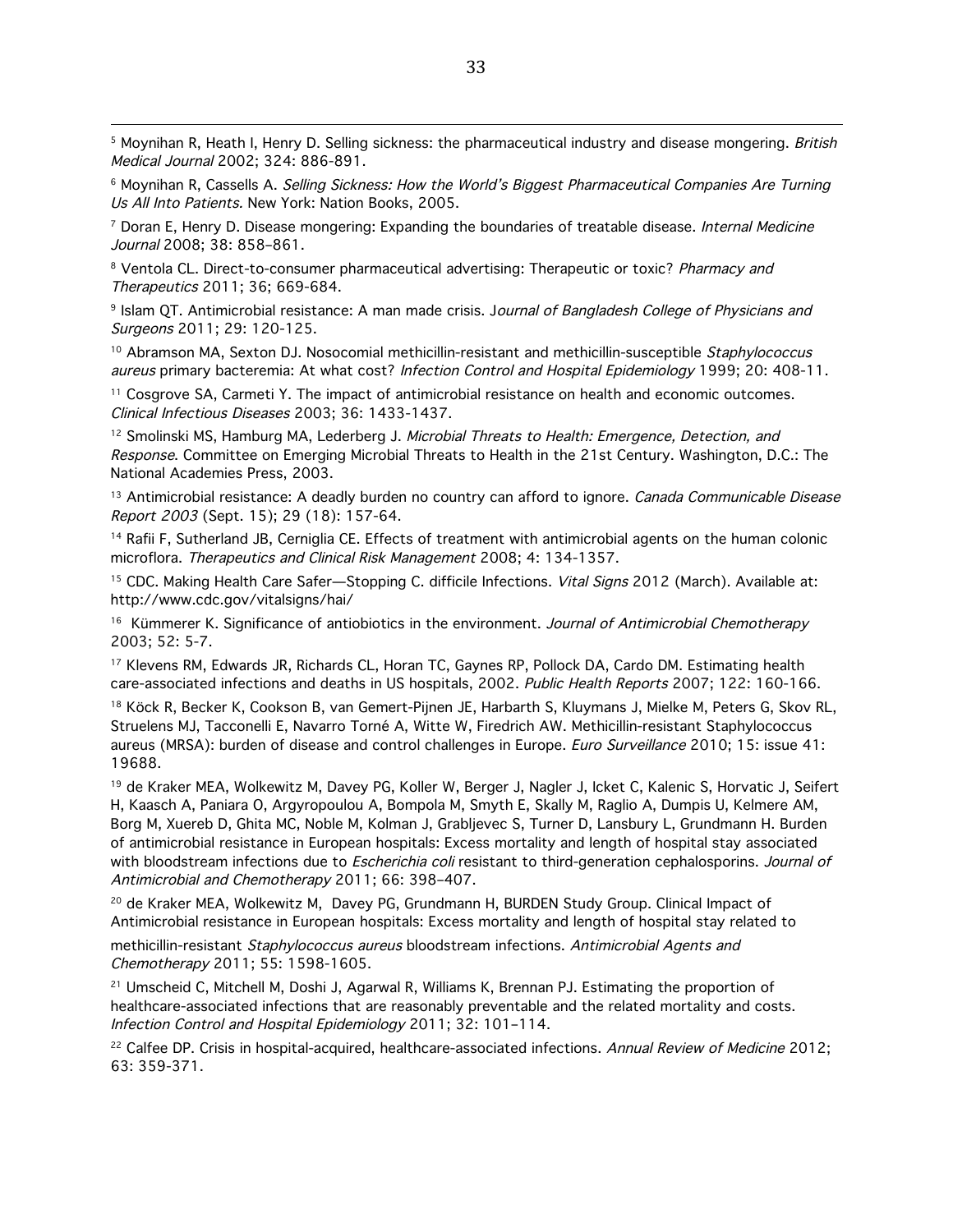[5] Moynihan R, Heath I, Henry D. Selling sickness: the pharmaceutical industry and disease mongering. *British Medical Journal* 2002; 324: 886-891.

[6] Moynihan R, Cassells A. *Selling Sickness: How the World's Biggest Pharmaceutical Companies Are Turning Us All Into Patients.* New York: Nation Books, 2005.

[7] Doran E, Henry D. Disease mongering: Expanding the boundaries of treatable disease. *Internal Medicine Journal* 2008; 38: 858–861.

[8] Ventola CL. Direct-to-consumer pharmaceutical advertising: Therapeutic or toxic? *Pharmacy and Therapeutics* 2011; 36; 669-684.

[9] Islam QT. Antimicrobial resistance: A man made crisis. J*ournal of Bangladesh College of Physicians and Surgeons* 2011; 29: 120-125.

[10] Abramson MA, Sexton DJ. Nosocomial methicillin-resistant and methicillin-susceptible *Staphylococcus aureus* primary bacteremia: At what cost? *Infection Control and Hospital Epidemiology* 1999; 20: 408-11.

[11] Cosgrove SA, Carmeti Y. The impact of antimicrobial resistance on health and economic outcomes. *Clinical Infectious Diseases* 2003; 36: 1433-1437.

[12] Smolinski MS, Hamburg MA, Lederberg J. *Microbial Threats to Health: Emergence, Detection, and Response*. Committee on Emerging Microbial Threats to Health in the 21st Century. Washington, D.C.: The National Academies Press, 2003.

[13] Antimicrobial resistance: A deadly burden no country can afford to ignore. *Canada Communicable Disease Report 2003* (Sept. 15); 29 (18): 157-64.

[14] Rafii F, Sutherland JB, Cerniglia CE. Effects of treatment with antimicrobial agents on the human colonic microflora. *Therapeutics and Clinical Risk Management* 2008; 4: 134-1357.

[15] CDC. Making Health Care Safer—Stopping C. difficile Infections. *Vital Signs* 2012 (March). Available at: http://www.cdc.gov/vitalsigns/hai/

[16] Kümmerer K. Significance of antiobiotics in the environment. *Journal of Antimicrobial Chemotherapy* 2003; 52: 5-7.

[17] Klevens RM, Edwards JR, Richards CL, Horan TC, Gaynes RP, Pollock DA, Cardo DM. Estimating health care-associated infections and deaths in US hospitals, 2002. *Public Health Reports* 2007; 122: 160-166.

[18] Köck R, Becker K, Cookson B, van Gemert-Pijnen JE, Harbarth S, Kluymans J, Mielke M, Peters G, Skov RL, Struelens MJ, Tacconelli E, Navarro Torné A, Witte W, Firedrich AW. Methicillin-resistant Staphylococcus aureus (MRSA): burden of disease and control challenges in Europe. *Euro Surveillance* 2010; 15: issue 41: 19688.

[19] de Kraker MEA, Wolkewitz M, Davey PG, Koller W, Berger J, Nagler J, Icket C, Kalenic S, Horvatic J, Seifert H, Kaasch A, Paniara O, Argyropoulou A, Bompola M, Smyth E, Skally M, Raglio A, Dumpis U, Kelmere AM, Borg M, Xuereb D, Ghita MC, Noble M, Kolman J, Grabljevec S, Turner D, Lansbury L, Grundmann H. Burden of antimicrobial resistance in European hospitals: Excess mortality and length of hospital stay associated with bloodstream infections due to *Escherichia coli* resistant to third-generation cephalosporins. *Journal of Antimicrobial and Chemotherapy* 2011; 66: 398–407.

[20] de Kraker MEA, Wolkewitz M, Davey PG, Grundmann H, BURDEN Study Group. Clinical Impact of Antimicrobial resistance in European hospitals: Excess mortality and length of hospital stay related to methicillin-resistant *Staphylococcus aureus* bloodstream infections. *Antimicrobial Agents and Chemotherapy* 2011; 55: 1598-1605.

[21] Umscheid C, Mitchell M, Doshi J, Agarwal R, Williams K, Brennan PJ. Estimating the proportion of healthcare-associated infections that are reasonably preventable and the related mortality and costs. *Infection Control and Hospital Epidemiology* 2011; 32: 101–114.

[22] Calfee DP. Crisis in hospital-acquired, healthcare-associated infections. *Annual Review of Medicine* 2012; 63: 359-371.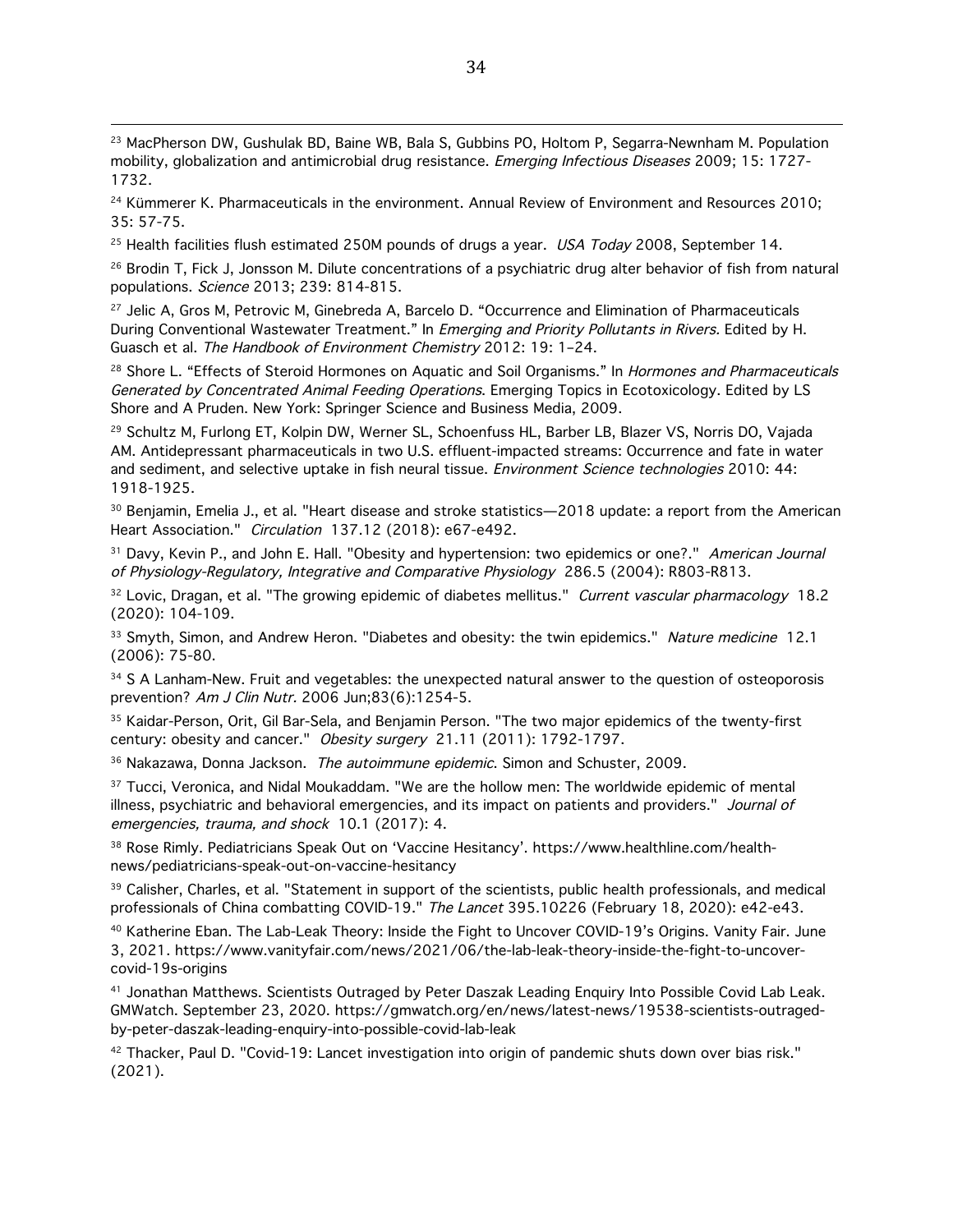[23] MacPherson DW, Gushulak BD, Baine WB, Bala S, Gubbins PO, Holtom P, Segarra-Newnham M. Population mobility, globalization and antimicrobial drug resistance. *Emerging Infectious Diseases* 2009; 15: 1727-1732.

[24] Kümmerer K. Pharmaceuticals in the environment. Annual Review of Environment and Resources 2010; 35: 57-75.

[25] Health facilities flush estimated 250M pounds of drugs a year. *USA Today* 2008, September 14.

[26] Brodin T, Fick J, Jonsson M. Dilute concentrations of a psychiatric drug alter behavior of fish from natural populations. *Science* 2013; 239: 814-815.

[27] Jelic A, Gros M, Petrovic M, Ginebreda A, Barcelo D. "Occurrence and Elimination of Pharmaceuticals During Conventional Wastewater Treatment." In *Emerging and Priority Pollutants in Rivers*. Edited by H. Guasch et al. *The Handbook of Environment Chemistry* 2012: 19: 1–24.

[28] Shore L. "Effects of Steroid Hormones on Aquatic and Soil Organisms." In *Hormones and Pharmaceuticals Generated by Concentrated Animal Feeding Operations*. Emerging Topics in Ecotoxicology. Edited by LS Shore and A Pruden. New York: Springer Science and Business Media, 2009.

[29] Schultz M, Furlong ET, Kolpin DW, Werner SL, Schoenfuss HL, Barber LB, Blazer VS, Norris DO, Vajada AM. Antidepressant pharmaceuticals in two U.S. effluent-impacted streams: Occurrence and fate in water and sediment, and selective uptake in fish neural tissue. *Environment Science technologies* 2010: 44: 1918-1925.

[30] Benjamin, Emelia J., et al. "Heart disease and stroke statistics—2018 update: a report from the American Heart Association." *Circulation* 137.12 (2018): e67-e492.

[31] Davy, Kevin P., and John E. Hall. "Obesity and hypertension: two epidemics or one?." *American Journal of Physiology-Regulatory, Integrative and Comparative Physiology* 286.5 (2004): R803-R813.

[32] Lovic, Dragan, et al. "The growing epidemic of diabetes mellitus." *Current vascular pharmacology* 18.2 (2020): 104-109.

[33] Smyth, Simon, and Andrew Heron. "Diabetes and obesity: the twin epidemics." *Nature medicine* 12.1 (2006): 75-80.

[34] S A Lanham-New. Fruit and vegetables: the unexpected natural answer to the question of osteoporosis prevention? *Am J Clin Nutr.* 2006 Jun;83(6):1254-5.

[35] Kaidar-Person, Orit, Gil Bar-Sela, and Benjamin Person. "The two major epidemics of the twenty-first century: obesity and cancer." *Obesity surgery* 21.11 (2011): 1792-1797.

[36] Nakazawa, Donna Jackson. *The autoimmune epidemic*. Simon and Schuster, 2009.

[37] Tucci, Veronica, and Nidal Moukaddam. "We are the hollow men: The worldwide epidemic of mental illness, psychiatric and behavioral emergencies, and its impact on patients and providers." *Journal of emergencies, trauma, and shock* 10.1 (2017): 4.

[38] Rose Rimly. Pediatricians Speak Out on 'Vaccine Hesitancy'. https://www.healthline.com/health-news/pediatricians-speak-out-on-vaccine-hesitancy

[39] Calisher, Charles, et al. "Statement in support of the scientists, public health professionals, and medical professionals of China combatting COVID-19." *The Lancet* 395.10226 (February 18, 2020): e42-e43.

[40] Katherine Eban. The Lab-Leak Theory: Inside the Fight to Uncover COVID-19's Origins. Vanity Fair. June 3, 2021. https://www.vanityfair.com/news/2021/06/the-lab-leak-theory-inside-the-fight-to-uncover-covid-19s-origins

[41] Jonathan Matthews. Scientists Outraged by Peter Daszak Leading Enquiry Into Possible Covid Lab Leak. GMWatch. September 23, 2020. https://gmwatch.org/en/news/latest-news/19538-scientists-outraged-by-peter-daszak-leading-enquiry-into-possible-covid-lab-leak

[42] Thacker, Paul D. "Covid-19: Lancet investigation into origin of pandemic shuts down over bias risk." (2021).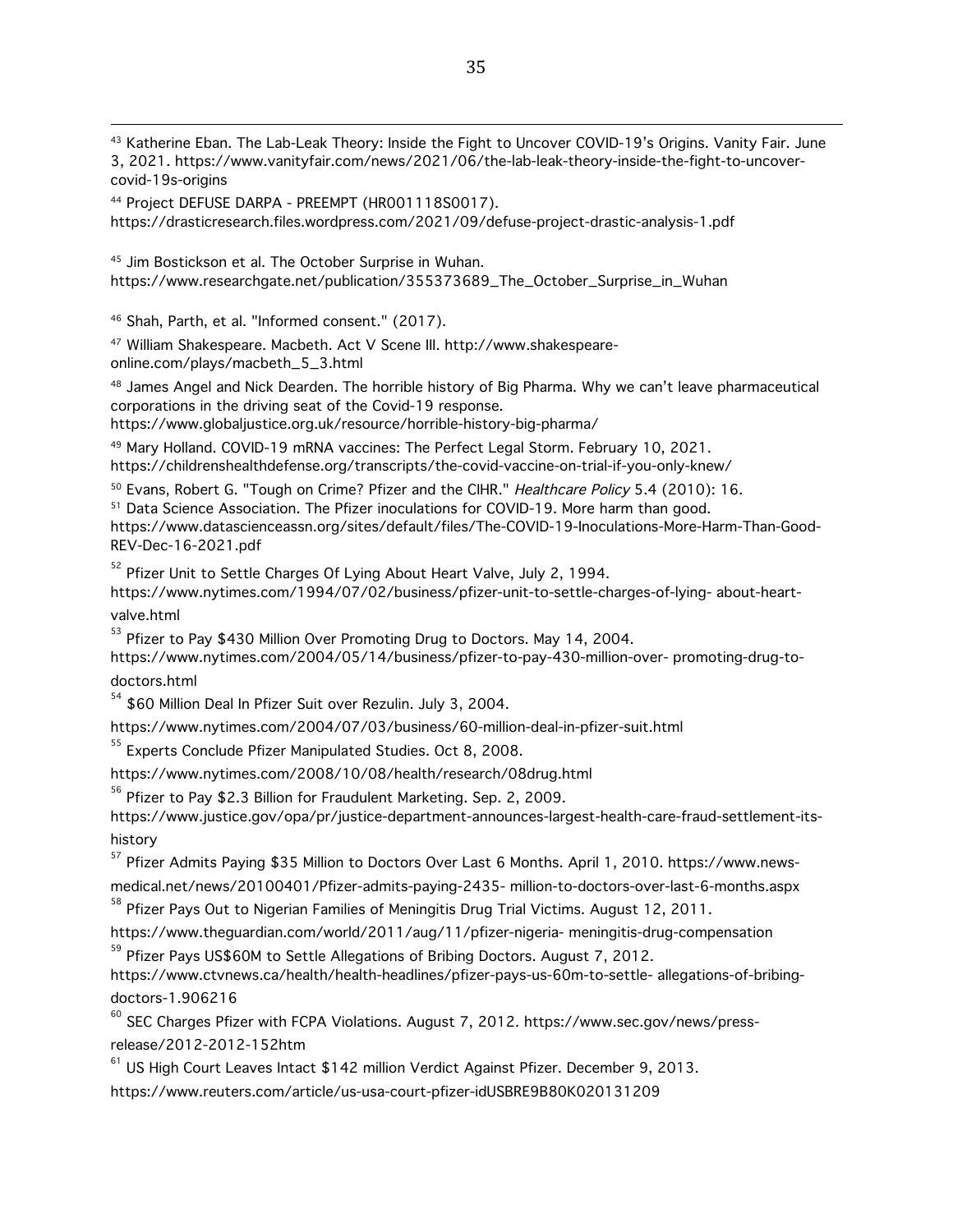[43] Katherine Eban. The Lab-Leak Theory: Inside the Fight to Uncover COVID-19's Origins. Vanity Fair. June 3, 2021. https://www.vanityfair.com/news/2021/06/the-lab-leak-theory-inside-the-fight-to-uncover-covid-19s-origins

[44] Project DEFUSE DARPA - PREEMPT (HR001118S0017). https://drasticresearch.files.wordpress.com/2021/09/defuse-project-drastic-analysis-1.pdf

[45] Jim Bostickson et al. The October Surprise in Wuhan. https://www.researchgate.net/publication/355373689_The_October_Surprise_in_Wuhan

[46] Shah, Parth, et al. "Informed consent." (2017).

[47] William Shakespeare. Macbeth. Act V Scene III. http://www.shakespeare-online.com/plays/macbeth_5_3.html

[48] James Angel and Nick Dearden. The horrible history of Big Pharma. Why we can't leave pharmaceutical corporations in the driving seat of the Covid-19 response. https://www.globaljustice.org.uk/resource/horrible-history-big-pharma/

[49] Mary Holland. COVID-19 mRNA vaccines: The Perfect Legal Storm. February 10, 2021. https://childrenshealthdefense.org/transcripts/the-covid-vaccine-on-trial-if-you-only-knew/

[50] Evans, Robert G. "Tough on Crime? Pfizer and the CIHR." *Healthcare Policy* 5.4 (2010): 16.

[51] Data Science Association. The Pfizer inoculations for COVID-19. More harm than good. https://www.datascienceassn.org/sites/default/files/The-COVID-19-Inoculations-More-Harm-Than-Good-REV-Dec-16-2021.pdf

[52] Pfizer Unit to Settle Charges Of Lying About Heart Valve, July 2, 1994. https://www.nytimes.com/1994/07/02/business/pfizer-unit-to-settle-charges-of-lying- about-heart-valve.html

[53] Pfizer to Pay $430 Million Over Promoting Drug to Doctors. May 14, 2004. https://www.nytimes.com/2004/05/14/business/pfizer-to-pay-430-million-over- promoting-drug-to-doctors.html

[54] $60 Million Deal In Pfizer Suit over Rezulin. July 3, 2004. https://www.nytimes.com/2004/07/03/business/60-million-deal-in-pfizer-suit.html

[55] Experts Conclude Pfizer Manipulated Studies. Oct 8, 2008. https://www.nytimes.com/2008/10/08/health/research/08drug.html

[56] Pfizer to Pay $2.3 Billion for Fraudulent Marketing. Sep. 2, 2009. https://www.justice.gov/opa/pr/justice-department-announces-largest-health-care-fraud-settlement-its-history

[57] Pfizer Admits Paying $35 Million to Doctors Over Last 6 Months. April 1, 2010. https://www.news-medical.net/news/20100401/Pfizer-admits-paying-2435- million-to-doctors-over-last-6-months.aspx

[58] Pfizer Pays Out to Nigerian Families of Meningitis Drug Trial Victims. August 12, 2011. https://www.theguardian.com/world/2011/aug/11/pfizer-nigeria- meningitis-drug-compensation

[59] Pfizer Pays US$60M to Settle Allegations of Bribing Doctors. August 7, 2012. https://www.ctvnews.ca/health/health-headlines/pfizer-pays-us-60m-to-settle- allegations-of-bribing-doctors-1.906216

[60] SEC Charges Pfizer with FCPA Violations. August 7, 2012. https://www.sec.gov/news/press-release/2012-2012-152htm

[61] US High Court Leaves Intact $142 million Verdict Against Pfizer. December 9, 2013. https://www.reuters.com/article/us-usa-court-pfizer-idUSBRE9B80K020131209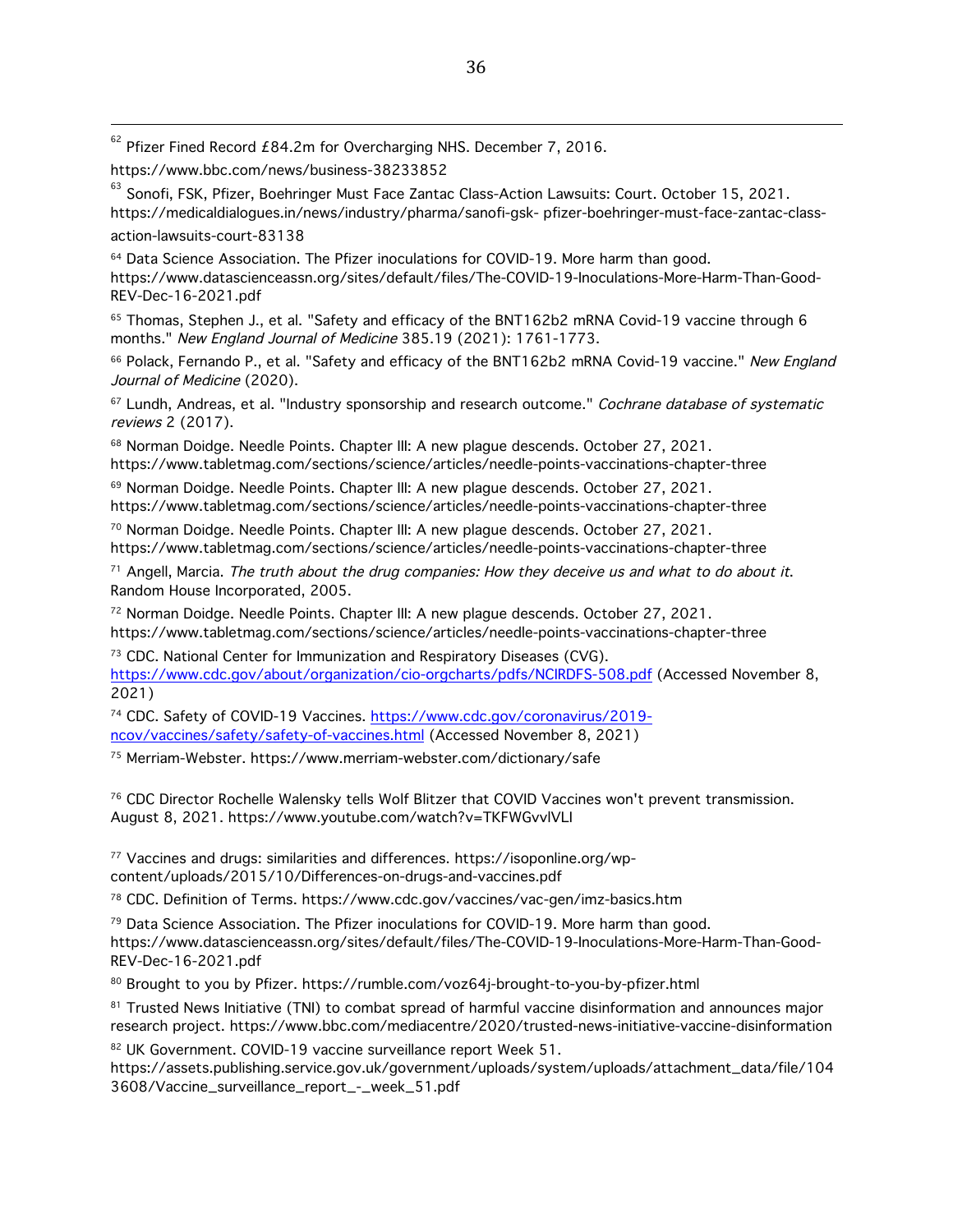[62] Pfizer Fined Record £84.2m for Overcharging NHS. December 7, 2016. https://www.bbc.com/news/business-38233852

[63] Sonofi, FSK, Pfizer, Boehringer Must Face Zantac Class-Action Lawsuits: Court. October 15, 2021. https://medicaldialogues.in/news/industry/pharma/sanofi-gsk- pfizer-boehringer-must-face-zantac-class-action-lawsuits-court-83138

[64] Data Science Association. The Pfizer inoculations for COVID-19. More harm than good. https://www.datascienceassn.org/sites/default/files/The-COVID-19-Inoculations-More-Harm-Than-Good-REV-Dec-16-2021.pdf

[65] Thomas, Stephen J., et al. "Safety and efficacy of the BNT162b2 mRNA Covid-19 vaccine through 6 months." *New England Journal of Medicine* 385.19 (2021): 1761-1773.

[66] Polack, Fernando P., et al. "Safety and efficacy of the BNT162b2 mRNA Covid-19 vaccine." *New England Journal of Medicine* (2020).

[67] Lundh, Andreas, et al. "Industry sponsorship and research outcome." *Cochrane database of systematic reviews* 2 (2017).

[68] Norman Doidge. Needle Points. Chapter III: A new plague descends. October 27, 2021. https://www.tabletmag.com/sections/science/articles/needle-points-vaccinations-chapter-three

[69] Norman Doidge. Needle Points. Chapter III: A new plague descends. October 27, 2021. https://www.tabletmag.com/sections/science/articles/needle-points-vaccinations-chapter-three

[70] Norman Doidge. Needle Points. Chapter III: A new plague descends. October 27, 2021. https://www.tabletmag.com/sections/science/articles/needle-points-vaccinations-chapter-three

[71] Angell, Marcia. *The truth about the drug companies: How they deceive us and what to do about it*. Random House Incorporated, 2005.

[72] Norman Doidge. Needle Points. Chapter III: A new plague descends. October 27, 2021. https://www.tabletmag.com/sections/science/articles/needle-points-vaccinations-chapter-three

[73] CDC. National Center for Immunization and Respiratory Diseases (CVG). https://www.cdc.gov/about/organization/cio-orgcharts/pdfs/NCIRDFS-508.pdf (Accessed November 8, 2021)

[74] CDC. Safety of COVID-19 Vaccines. https://www.cdc.gov/coronavirus/2019-ncov/vaccines/safety/safety-of-vaccines.html (Accessed November 8, 2021)

[75] Merriam-Webster. https://www.merriam-webster.com/dictionary/safe

[76] CDC Director Rochelle Walensky tells Wolf Blitzer that COVID Vaccines won't prevent transmission. August 8, 2021. https://www.youtube.com/watch?v=TKFWGvvlVLI

[77] Vaccines and drugs: similarities and differences. https://isoponline.org/wp-content/uploads/2015/10/Differences-on-drugs-and-vaccines.pdf

[78] CDC. Definition of Terms. https://www.cdc.gov/vaccines/vac-gen/imz-basics.htm

[79] Data Science Association. The Pfizer inoculations for COVID-19. More harm than good. https://www.datascienceassn.org/sites/default/files/The-COVID-19-Inoculations-More-Harm-Than-Good-REV-Dec-16-2021.pdf

[80] Brought to you by Pfizer. https://rumble.com/voz64j-brought-to-you-by-pfizer.html

[81] Trusted News Initiative (TNI) to combat spread of harmful vaccine disinformation and announces major research project. https://www.bbc.com/mediacentre/2020/trusted-news-initiative-vaccine-disinformation

[82] UK Government. COVID-19 vaccine surveillance report Week 51. https://assets.publishing.service.gov.uk/government/uploads/system/uploads/attachment_data/file/1043608/Vaccine_surveillance_report_-_week_51.pdf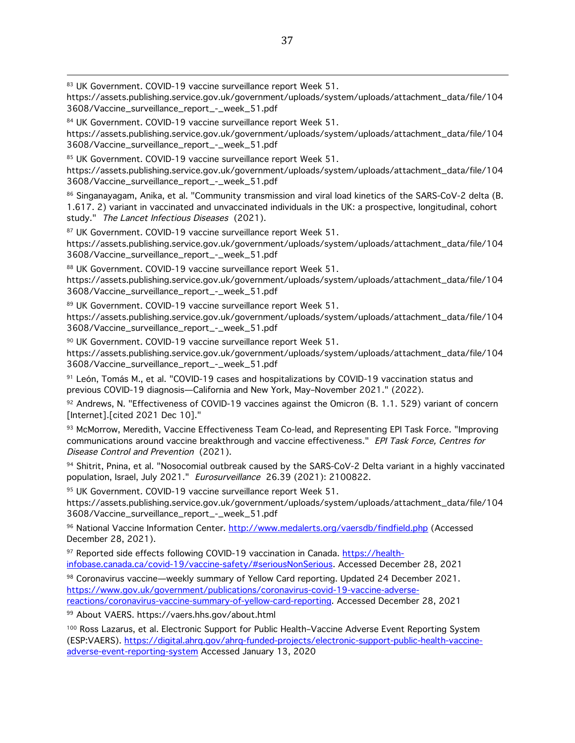[83] UK Government. COVID-19 vaccine surveillance report Week 51. https://assets.publishing.service.gov.uk/government/uploads/system/uploads/attachment_data/file/1043608/Vaccine_surveillance_report_-_week_51.pdf

[84] UK Government. COVID-19 vaccine surveillance report Week 51. https://assets.publishing.service.gov.uk/government/uploads/system/uploads/attachment_data/file/1043608/Vaccine_surveillance_report_-_week_51.pdf

[85] UK Government. COVID-19 vaccine surveillance report Week 51. https://assets.publishing.service.gov.uk/government/uploads/system/uploads/attachment_data/file/1043608/Vaccine_surveillance_report_-_week_51.pdf

[86] Singanayagam, Anika, et al. "Community transmission and viral load kinetics of the SARS-CoV-2 delta (B. 1.617. 2) variant in vaccinated and unvaccinated individuals in the UK: a prospective, longitudinal, cohort study." *The Lancet Infectious Diseases* (2021).

[87] UK Government. COVID-19 vaccine surveillance report Week 51. https://assets.publishing.service.gov.uk/government/uploads/system/uploads/attachment_data/file/1043608/Vaccine_surveillance_report_-_week_51.pdf

[88] UK Government. COVID-19 vaccine surveillance report Week 51. https://assets.publishing.service.gov.uk/government/uploads/system/uploads/attachment_data/file/1043608/Vaccine_surveillance_report_-_week_51.pdf

[89] UK Government. COVID-19 vaccine surveillance report Week 51. https://assets.publishing.service.gov.uk/government/uploads/system/uploads/attachment_data/file/1043608/Vaccine_surveillance_report_-_week_51.pdf

[90] UK Government. COVID-19 vaccine surveillance report Week 51. https://assets.publishing.service.gov.uk/government/uploads/system/uploads/attachment_data/file/1043608/Vaccine_surveillance_report_-_week_51.pdf

[91] León, Tomás M., et al. "COVID-19 cases and hospitalizations by COVID-19 vaccination status and previous COVID-19 diagnosis—California and New York, May–November 2021." (2022).

[92] Andrews, N. "Effectiveness of COVID-19 vaccines against the Omicron (B. 1.1. 529) variant of concern [Internet].[cited 2021 Dec 10]."

[93] McMorrow, Meredith, Vaccine Effectiveness Team Co-lead, and Representing EPI Task Force. "Improving communications around vaccine breakthrough and vaccine effectiveness." *EPI Task Force, Centres for Disease Control and Prevention* (2021).

[94] Shitrit, Pnina, et al. "Nosocomial outbreak caused by the SARS-CoV-2 Delta variant in a highly vaccinated population, Israel, July 2021." *Eurosurveillance* 26.39 (2021): 2100822.

[95] UK Government. COVID-19 vaccine surveillance report Week 51. https://assets.publishing.service.gov.uk/government/uploads/system/uploads/attachment_data/file/1043608/Vaccine_surveillance_report_-_week_51.pdf

[96] National Vaccine Information Center. http://www.medalerts.org/vaersdb/findfield.php (Accessed December 28, 2021).

[97] Reported side effects following COVID-19 vaccination in Canada. https://health-infobase.canada.ca/covid-19/vaccine-safety/#seriousNonSerious. Accessed December 28, 2021

[98] Coronavirus vaccine—weekly summary of Yellow Card reporting. Updated 24 December 2021. https://www.gov.uk/government/publications/coronavirus-covid-19-vaccine-adverse-reactions/coronavirus-vaccine-summary-of-yellow-card-reporting. Accessed December 28, 2021

[99] About VAERS. https://vaers.hhs.gov/about.html

[100] Ross Lazarus, et al. Electronic Support for Public Health–Vaccine Adverse Event Reporting System (ESP:VAERS). https://digital.ahrq.gov/ahrq-funded-projects/electronic-support-public-health-vaccine-adverse-event-reporting-system Accessed January 13, 2020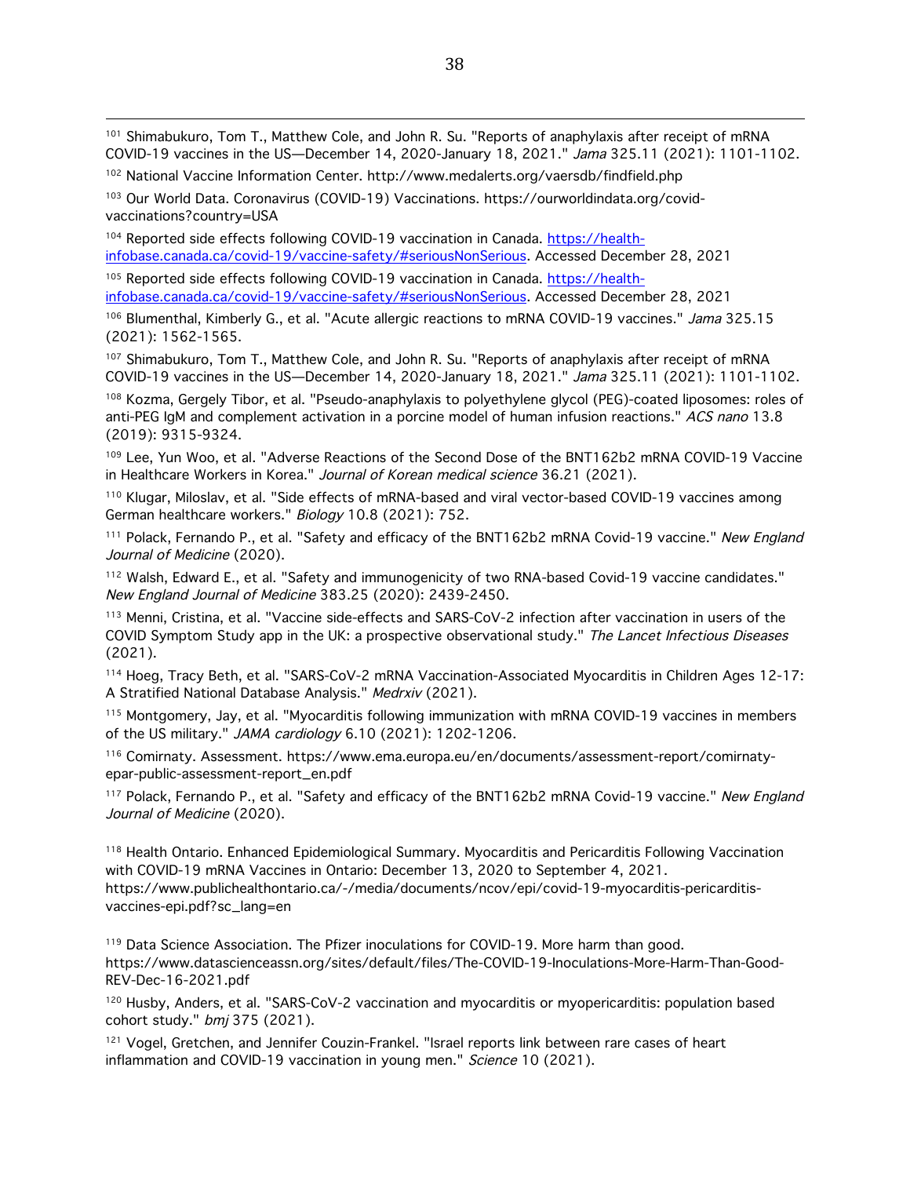[101] Shimabukuro, Tom T., Matthew Cole, and John R. Su. "Reports of anaphylaxis after receipt of mRNA COVID-19 vaccines in the US—December 14, 2020-January 18, 2021." *Jama* 325.11 (2021): 1101-1102.

[102] National Vaccine Information Center. http://www.medalerts.org/vaersdb/findfield.php

[103] Our World Data. Coronavirus (COVID-19) Vaccinations. https://ourworldindata.org/covid-vaccinations?country=USA

[104] Reported side effects following COVID-19 vaccination in Canada. [https://health-infobase.canada.ca/covid-19/vaccine-safety/#seriousNonSerious](https://health-infobase.canada.ca/covid-19/vaccine-safety/#seriousNonSerious). Accessed December 28, 2021

[105] Reported side effects following COVID-19 vaccination in Canada. [https://health-infobase.canada.ca/covid-19/vaccine-safety/#seriousNonSerious](https://health-infobase.canada.ca/covid-19/vaccine-safety/#seriousNonSerious). Accessed December 28, 2021

[106] Blumenthal, Kimberly G., et al. "Acute allergic reactions to mRNA COVID-19 vaccines." *Jama* 325.15 (2021): 1562-1565.

[107] Shimabukuro, Tom T., Matthew Cole, and John R. Su. "Reports of anaphylaxis after receipt of mRNA COVID-19 vaccines in the US—December 14, 2020-January 18, 2021." *Jama* 325.11 (2021): 1101-1102.

[108] Kozma, Gergely Tibor, et al. "Pseudo-anaphylaxis to polyethylene glycol (PEG)-coated liposomes: roles of anti-PEG IgM and complement activation in a porcine model of human infusion reactions." *ACS nano* 13.8 (2019): 9315-9324.

[109] Lee, Yun Woo, et al. "Adverse Reactions of the Second Dose of the BNT162b2 mRNA COVID-19 Vaccine in Healthcare Workers in Korea." *Journal of Korean medical science* 36.21 (2021).

[110] Klugar, Miloslav, et al. "Side effects of mRNA-based and viral vector-based COVID-19 vaccines among German healthcare workers." *Biology* 10.8 (2021): 752.

[111] Polack, Fernando P., et al. "Safety and efficacy of the BNT162b2 mRNA Covid-19 vaccine." *New England Journal of Medicine* (2020).

[112] Walsh, Edward E., et al. "Safety and immunogenicity of two RNA-based Covid-19 vaccine candidates." *New England Journal of Medicine* 383.25 (2020): 2439-2450.

[113] Menni, Cristina, et al. "Vaccine side-effects and SARS-CoV-2 infection after vaccination in users of the COVID Symptom Study app in the UK: a prospective observational study." *The Lancet Infectious Diseases* (2021).

[114] Hoeg, Tracy Beth, et al. "SARS-CoV-2 mRNA Vaccination-Associated Myocarditis in Children Ages 12-17: A Stratified National Database Analysis." *Medrxiv* (2021).

[115] Montgomery, Jay, et al. "Myocarditis following immunization with mRNA COVID-19 vaccines in members of the US military." *JAMA cardiology* 6.10 (2021): 1202-1206.

[116] Comirnaty. Assessment. https://www.ema.europa.eu/en/documents/assessment-report/comirnaty-epar-public-assessment-report_en.pdf

[117] Polack, Fernando P., et al. "Safety and efficacy of the BNT162b2 mRNA Covid-19 vaccine." *New England Journal of Medicine* (2020).

[118] Health Ontario. Enhanced Epidemiological Summary. Myocarditis and Pericarditis Following Vaccination with COVID-19 mRNA Vaccines in Ontario: December 13, 2020 to September 4, 2021. https://www.publichealthontario.ca/-/media/documents/ncov/epi/covid-19-myocarditis-pericarditis-vaccines-epi.pdf?sc_lang=en

[119] Data Science Association. The Pfizer inoculations for COVID-19. More harm than good. https://www.datascienceassn.org/sites/default/files/The-COVID-19-Inoculations-More-Harm-Than-Good-REV-Dec-16-2021.pdf

[120] Husby, Anders, et al. "SARS-CoV-2 vaccination and myocarditis or myopericarditis: population based cohort study." *bmj* 375 (2021).

[121] Vogel, Gretchen, and Jennifer Couzin-Frankel. "Israel reports link between rare cases of heart inflammation and COVID-19 vaccination in young men." *Science* 10 (2021).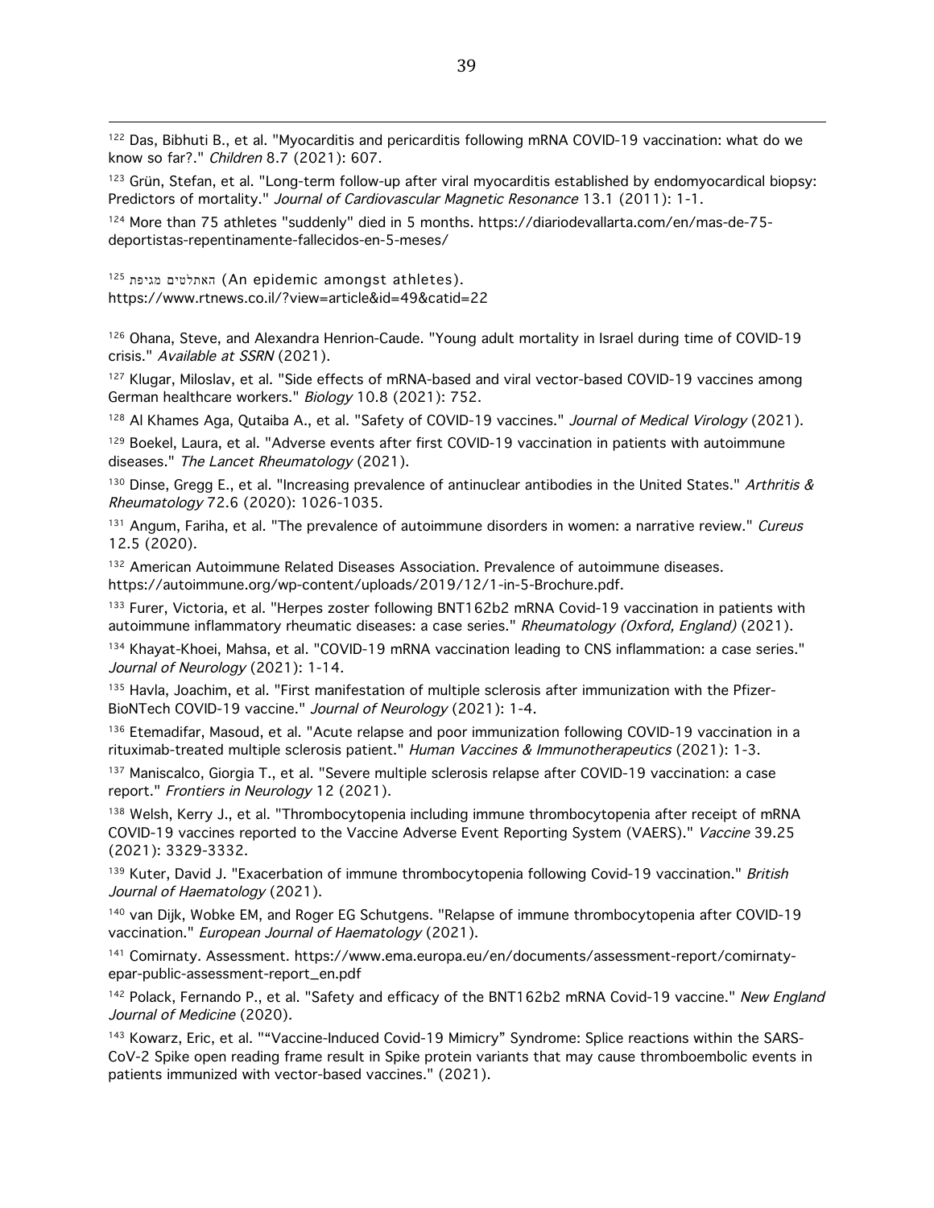[122] Das, Bibhuti B., et al. "Myocarditis and pericarditis following mRNA COVID-19 vaccination: what do we know so far?." *Children* 8.7 (2021): 607.

[123] Grün, Stefan, et al. "Long-term follow-up after viral myocarditis established by endomyocardical biopsy: Predictors of mortality." *Journal of Cardiovascular Magnetic Resonance* 13.1 (2011): 1-1.

[124] More than 75 athletes "suddenly" died in 5 months. https://diariodevallarta.com/en/mas-de-75-deportistas-repentinamente-fallecidos-en-5-meses/

[125] מגיפת האתלטים (An epidemic amongst athletes). https://www.rtnews.co.il/?view=article&id=49&catid=22

[126] Ohana, Steve, and Alexandra Henrion-Caude. "Young adult mortality in Israel during time of COVID-19 crisis." *Available at SSRN* (2021).

[127] Klugar, Miloslav, et al. "Side effects of mRNA-based and viral vector-based COVID-19 vaccines among German healthcare workers." *Biology* 10.8 (2021): 752.

[128] Al Khames Aga, Qutaiba A., et al. "Safety of COVID-19 vaccines." *Journal of Medical Virology* (2021).

[129] Boekel, Laura, et al. "Adverse events after first COVID-19 vaccination in patients with autoimmune diseases." *The Lancet Rheumatology* (2021).

[130] Dinse, Gregg E., et al. "Increasing prevalence of antinuclear antibodies in the United States." *Arthritis & Rheumatology* 72.6 (2020): 1026-1035.

[131] Angum, Fariha, et al. "The prevalence of autoimmune disorders in women: a narrative review." *Cureus* 12.5 (2020).

[132] American Autoimmune Related Diseases Association. Prevalence of autoimmune diseases. https://autoimmune.org/wp-content/uploads/2019/12/1-in-5-Brochure.pdf.

[133] Furer, Victoria, et al. "Herpes zoster following BNT162b2 mRNA Covid-19 vaccination in patients with autoimmune inflammatory rheumatic diseases: a case series." *Rheumatology (Oxford, England)* (2021).

[134] Khayat-Khoei, Mahsa, et al. "COVID-19 mRNA vaccination leading to CNS inflammation: a case series." *Journal of Neurology* (2021): 1-14.

[135] Havla, Joachim, et al. "First manifestation of multiple sclerosis after immunization with the Pfizer-BioNTech COVID-19 vaccine." *Journal of Neurology* (2021): 1-4.

[136] Etemadifar, Masoud, et al. "Acute relapse and poor immunization following COVID-19 vaccination in a rituximab-treated multiple sclerosis patient." *Human Vaccines & Immunotherapeutics* (2021): 1-3.

[137] Maniscalco, Giorgia T., et al. "Severe multiple sclerosis relapse after COVID-19 vaccination: a case report." *Frontiers in Neurology* 12 (2021).

[138] Welsh, Kerry J., et al. "Thrombocytopenia including immune thrombocytopenia after receipt of mRNA COVID-19 vaccines reported to the Vaccine Adverse Event Reporting System (VAERS)." *Vaccine* 39.25 (2021): 3329-3332.

[139] Kuter, David J. "Exacerbation of immune thrombocytopenia following Covid-19 vaccination." *British Journal of Haematology* (2021).

[140] van Dijk, Wobke EM, and Roger EG Schutgens. "Relapse of immune thrombocytopenia after COVID-19 vaccination." *European Journal of Haematology* (2021).

[141] Comirnaty. Assessment. https://www.ema.europa.eu/en/documents/assessment-report/comirnaty-epar-public-assessment-report_en.pdf

[142] Polack, Fernando P., et al. "Safety and efficacy of the BNT162b2 mRNA Covid-19 vaccine." *New England Journal of Medicine* (2020).

[143] Kowarz, Eric, et al. "“Vaccine-Induced Covid-19 Mimicry” Syndrome: Splice reactions within the SARS-CoV-2 Spike open reading frame result in Spike protein variants that may cause thromboembolic events in patients immunized with vector-based vaccines." (2021).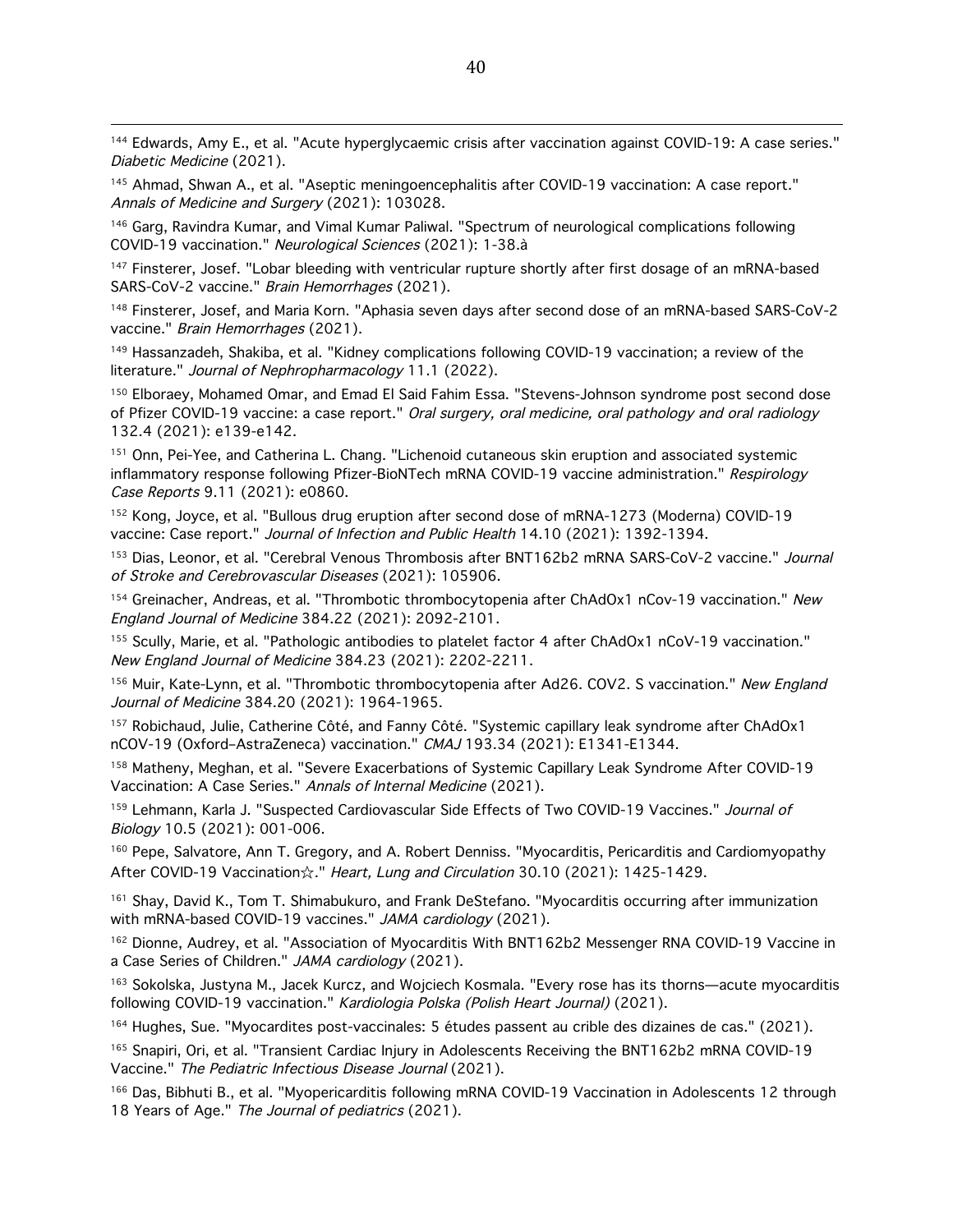[144] Edwards, Amy E., et al. "Acute hyperglycaemic crisis after vaccination against COVID-19: A case series." *Diabetic Medicine* (2021).

[145] Ahmad, Shwan A., et al. "Aseptic meningoencephalitis after COVID-19 vaccination: A case report." *Annals of Medicine and Surgery* (2021): 103028.

[146] Garg, Ravindra Kumar, and Vimal Kumar Paliwal. "Spectrum of neurological complications following COVID-19 vaccination." *Neurological Sciences* (2021): 1-38.à

[147] Finsterer, Josef. "Lobar bleeding with ventricular rupture shortly after first dosage of an mRNA-based SARS-CoV-2 vaccine." *Brain Hemorrhages* (2021).

[148] Finsterer, Josef, and Maria Korn. "Aphasia seven days after second dose of an mRNA-based SARS-CoV-2 vaccine." *Brain Hemorrhages* (2021).

[149] Hassanzadeh, Shakiba, et al. "Kidney complications following COVID-19 vaccination; a review of the literature." *Journal of Nephropharmacology* 11.1 (2022).

[150] Elboraey, Mohamed Omar, and Emad El Said Fahim Essa. "Stevens-Johnson syndrome post second dose of Pfizer COVID-19 vaccine: a case report." *Oral surgery, oral medicine, oral pathology and oral radiology* 132.4 (2021): e139-e142.

[151] Onn, Pei-Yee, and Catherina L. Chang. "Lichenoid cutaneous skin eruption and associated systemic inflammatory response following Pfizer-BioNTech mRNA COVID-19 vaccine administration." *Respirology Case Reports* 9.11 (2021): e0860.

[152] Kong, Joyce, et al. "Bullous drug eruption after second dose of mRNA-1273 (Moderna) COVID-19 vaccine: Case report." *Journal of Infection and Public Health* 14.10 (2021): 1392-1394.

[153] Dias, Leonor, et al. "Cerebral Venous Thrombosis after BNT162b2 mRNA SARS-CoV-2 vaccine." *Journal of Stroke and Cerebrovascular Diseases* (2021): 105906.

[154] Greinacher, Andreas, et al. "Thrombotic thrombocytopenia after ChAdOx1 nCov-19 vaccination." *New England Journal of Medicine* 384.22 (2021): 2092-2101.

[155] Scully, Marie, et al. "Pathologic antibodies to platelet factor 4 after ChAdOx1 nCoV-19 vaccination." *New England Journal of Medicine* 384.23 (2021): 2202-2211.

[156] Muir, Kate-Lynn, et al. "Thrombotic thrombocytopenia after Ad26. COV2. S vaccination." *New England Journal of Medicine* 384.20 (2021): 1964-1965.

[157] Robichaud, Julie, Catherine Côté, and Fanny Côté. "Systemic capillary leak syndrome after ChAdOx1 nCOV-19 (Oxford–AstraZeneca) vaccination." *CMAJ* 193.34 (2021): E1341-E1344.

[158] Matheny, Meghan, et al. "Severe Exacerbations of Systemic Capillary Leak Syndrome After COVID-19 Vaccination: A Case Series." *Annals of Internal Medicine* (2021).

[159] Lehmann, Karla J. "Suspected Cardiovascular Side Effects of Two COVID-19 Vaccines." *Journal of Biology* 10.5 (2021): 001-006.

[160] Pepe, Salvatore, Ann T. Gregory, and A. Robert Denniss. "Myocarditis, Pericarditis and Cardiomyopathy After COVID-19 Vaccination☆." *Heart, Lung and Circulation* 30.10 (2021): 1425-1429.

[161] Shay, David K., Tom T. Shimabukuro, and Frank DeStefano. "Myocarditis occurring after immunization with mRNA-based COVID-19 vaccines." *JAMA cardiology* (2021).

[162] Dionne, Audrey, et al. "Association of Myocarditis With BNT162b2 Messenger RNA COVID-19 Vaccine in a Case Series of Children." *JAMA cardiology* (2021).

[163] Sokolska, Justyna M., Jacek Kurcz, and Wojciech Kosmala. "Every rose has its thorns—acute myocarditis following COVID-19 vaccination." *Kardiologia Polska (Polish Heart Journal)* (2021).

[164] Hughes, Sue. "Myocardites post-vaccinales: 5 études passent au crible des dizaines de cas." (2021).

[165] Snapiri, Ori, et al. "Transient Cardiac Injury in Adolescents Receiving the BNT162b2 mRNA COVID-19 Vaccine." *The Pediatric Infectious Disease Journal* (2021).

[166] Das, Bibhuti B., et al. "Myopericarditis following mRNA COVID-19 Vaccination in Adolescents 12 through 18 Years of Age." *The Journal of pediatrics* (2021).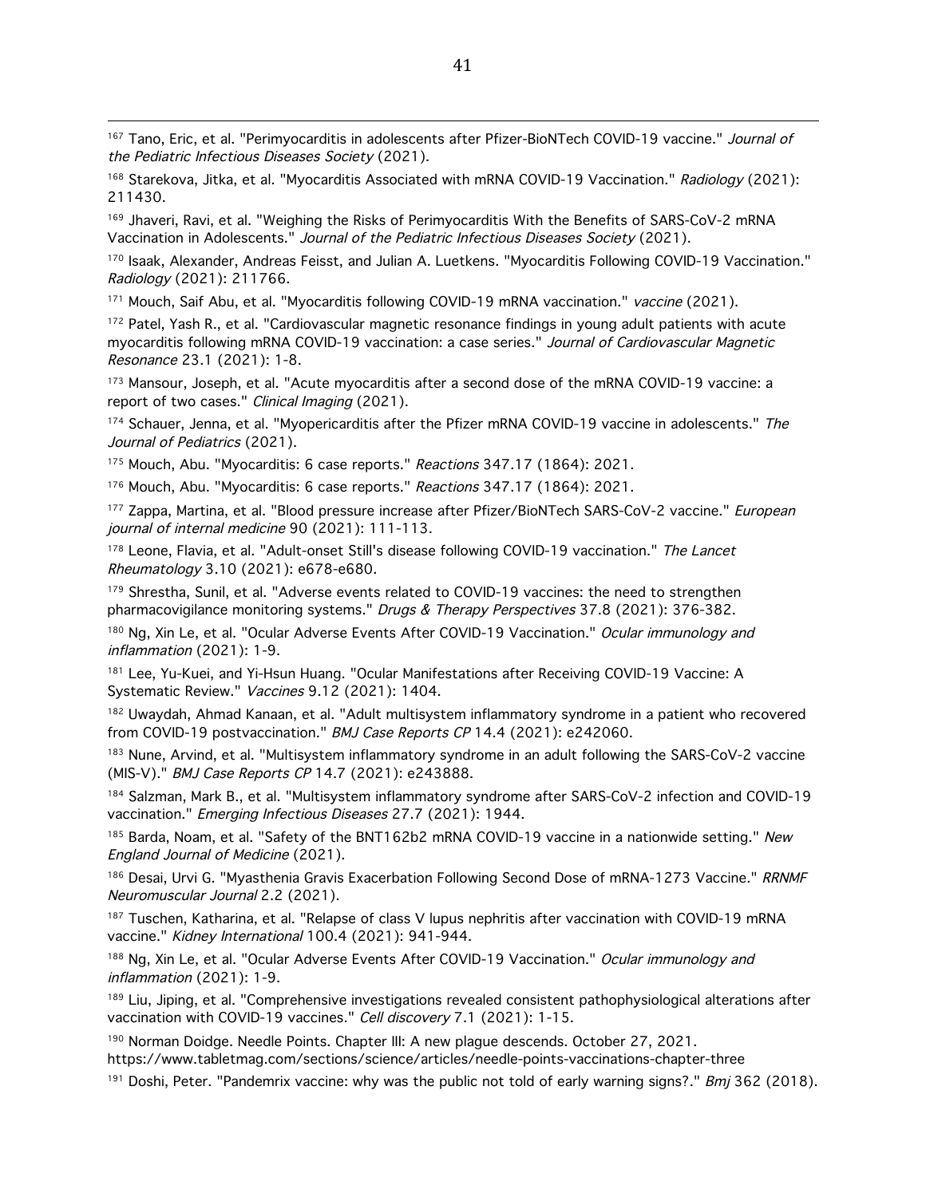[167] Tano, Eric, et al. "Perimyocarditis in adolescents after Pfizer-BioNTech COVID-19 vaccine." *Journal of the Pediatric Infectious Diseases Society* (2021).

[168] Starekova, Jitka, et al. "Myocarditis Associated with mRNA COVID-19 Vaccination." *Radiology* (2021): 211430.

[169] Jhaveri, Ravi, et al. "Weighing the Risks of Perimyocarditis With the Benefits of SARS-CoV-2 mRNA Vaccination in Adolescents." *Journal of the Pediatric Infectious Diseases Society* (2021).

[170] Isaak, Alexander, Andreas Feisst, and Julian A. Luetkens. "Myocarditis Following COVID-19 Vaccination." *Radiology* (2021): 211766.

[171] Mouch, Saif Abu, et al. "Myocarditis following COVID-19 mRNA vaccination." *vaccine* (2021).

[172] Patel, Yash R., et al. "Cardiovascular magnetic resonance findings in young adult patients with acute myocarditis following mRNA COVID-19 vaccination: a case series." *Journal of Cardiovascular Magnetic Resonance* 23.1 (2021): 1-8.

[173] Mansour, Joseph, et al. "Acute myocarditis after a second dose of the mRNA COVID-19 vaccine: a report of two cases." *Clinical Imaging* (2021).

[174] Schauer, Jenna, et al. "Myopericarditis after the Pfizer mRNA COVID-19 vaccine in adolescents." *The Journal of Pediatrics* (2021).

[175] Mouch, Abu. "Myocarditis: 6 case reports." *Reactions* 347.17 (1864): 2021.

[176] Mouch, Abu. "Myocarditis: 6 case reports." *Reactions* 347.17 (1864): 2021.

[177] Zappa, Martina, et al. "Blood pressure increase after Pfizer/BioNTech SARS-CoV-2 vaccine." *European journal of internal medicine* 90 (2021): 111-113.

[178] Leone, Flavia, et al. "Adult-onset Still's disease following COVID-19 vaccination." *The Lancet Rheumatology* 3.10 (2021): e678-e680.

[179] Shrestha, Sunil, et al. "Adverse events related to COVID-19 vaccines: the need to strengthen pharmacovigilance monitoring systems." *Drugs & Therapy Perspectives* 37.8 (2021): 376-382.

[180] Ng, Xin Le, et al. "Ocular Adverse Events After COVID-19 Vaccination." *Ocular immunology and inflammation* (2021): 1-9.

[181] Lee, Yu-Kuei, and Yi-Hsun Huang. "Ocular Manifestations after Receiving COVID-19 Vaccine: A Systematic Review." *Vaccines* 9.12 (2021): 1404.

[182] Uwaydah, Ahmad Kanaan, et al. "Adult multisystem inflammatory syndrome in a patient who recovered from COVID-19 postvaccination." *BMJ Case Reports CP* 14.4 (2021): e242060.

[183] Nune, Arvind, et al. "Multisystem inflammatory syndrome in an adult following the SARS-CoV-2 vaccine (MIS-V)." *BMJ Case Reports CP* 14.7 (2021): e243888.

[184] Salzman, Mark B., et al. "Multisystem inflammatory syndrome after SARS-CoV-2 infection and COVID-19 vaccination." *Emerging Infectious Diseases* 27.7 (2021): 1944.

[185] Barda, Noam, et al. "Safety of the BNT162b2 mRNA COVID-19 vaccine in a nationwide setting." *New England Journal of Medicine* (2021).

[186] Desai, Urvi G. "Myasthenia Gravis Exacerbation Following Second Dose of mRNA-1273 Vaccine." *RRNMF Neuromuscular Journal* 2.2 (2021).

[187] Tuschen, Katharina, et al. "Relapse of class V lupus nephritis after vaccination with COVID-19 mRNA vaccine." *Kidney International* 100.4 (2021): 941-944.

[188] Ng, Xin Le, et al. "Ocular Adverse Events After COVID-19 Vaccination." *Ocular immunology and inflammation* (2021): 1-9.

[189] Liu, Jiping, et al. "Comprehensive investigations revealed consistent pathophysiological alterations after vaccination with COVID-19 vaccines." *Cell discovery* 7.1 (2021): 1-15.

[190] Norman Doidge. Needle Points. Chapter III: A new plague descends. October 27, 2021. https://www.tabletmag.com/sections/science/articles/needle-points-vaccinations-chapter-three

[191] Doshi, Peter. "Pandemrix vaccine: why was the public not told of early warning signs?." *Bmj* 362 (2018).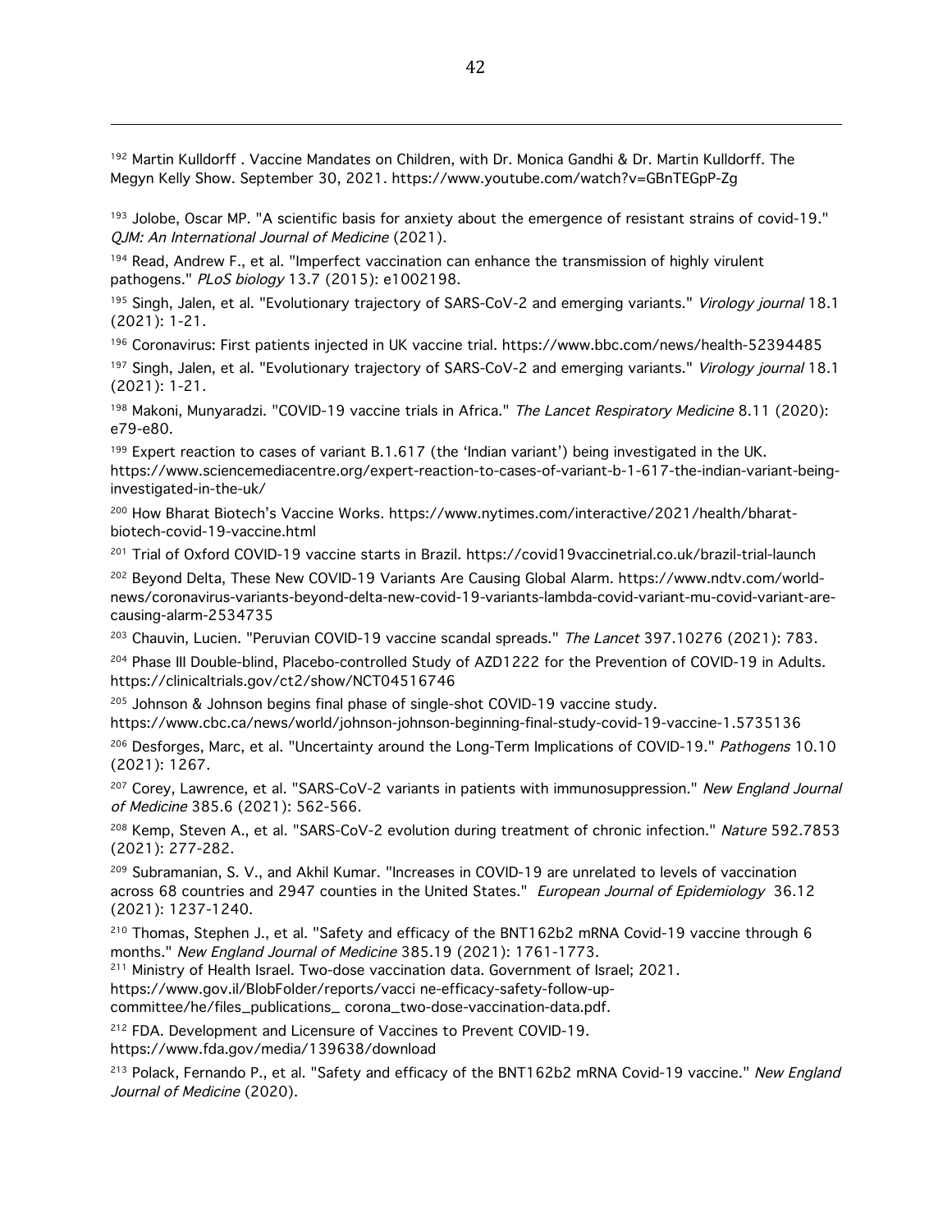[192] Martin Kulldorff . Vaccine Mandates on Children, with Dr. Monica Gandhi & Dr. Martin Kulldorff. The Megyn Kelly Show. September 30, 2021. https://www.youtube.com/watch?v=GBnTEGpP-Zg

[193] Jolobe, Oscar MP. "A scientific basis for anxiety about the emergence of resistant strains of covid-19." *QJM: An International Journal of Medicine* (2021).

[194] Read, Andrew F., et al. "Imperfect vaccination can enhance the transmission of highly virulent pathogens." *PLoS biology* 13.7 (2015): e1002198.

[195] Singh, Jalen, et al. "Evolutionary trajectory of SARS-CoV-2 and emerging variants." *Virology journal* 18.1 (2021): 1-21.

[196] Coronavirus: First patients injected in UK vaccine trial. https://www.bbc.com/news/health-52394485

[197] Singh, Jalen, et al. "Evolutionary trajectory of SARS-CoV-2 and emerging variants." *Virology journal* 18.1 (2021): 1-21.

[198] Makoni, Munyaradzi. "COVID-19 vaccine trials in Africa." *The Lancet Respiratory Medicine* 8.11 (2020): e79-e80.

[199] Expert reaction to cases of variant B.1.617 (the 'Indian variant') being investigated in the UK. https://www.sciencemediacentre.org/expert-reaction-to-cases-of-variant-b-1-617-the-indian-variant-being-investigated-in-the-uk/

[200] How Bharat Biotech's Vaccine Works. https://www.nytimes.com/interactive/2021/health/bharat-biotech-covid-19-vaccine.html

[201] Trial of Oxford COVID-19 vaccine starts in Brazil. https://covid19vaccinetrial.co.uk/brazil-trial-launch

[202] Beyond Delta, These New COVID-19 Variants Are Causing Global Alarm. https://www.ndtv.com/world-news/coronavirus-variants-beyond-delta-new-covid-19-variants-lambda-covid-variant-mu-covid-variant-are-causing-alarm-2534735

[203] Chauvin, Lucien. "Peruvian COVID-19 vaccine scandal spreads." *The Lancet* 397.10276 (2021): 783.

[204] Phase III Double-blind, Placebo-controlled Study of AZD1222 for the Prevention of COVID-19 in Adults. https://clinicaltrials.gov/ct2/show/NCT04516746

[205] Johnson & Johnson begins final phase of single-shot COVID-19 vaccine study. https://www.cbc.ca/news/world/johnson-johnson-beginning-final-study-covid-19-vaccine-1.5735136

[206] Desforges, Marc, et al. "Uncertainty around the Long-Term Implications of COVID-19." *Pathogens* 10.10 (2021): 1267.

[207] Corey, Lawrence, et al. "SARS-CoV-2 variants in patients with immunosuppression." *New England Journal of Medicine* 385.6 (2021): 562-566.

[208] Kemp, Steven A., et al. "SARS-CoV-2 evolution during treatment of chronic infection." *Nature* 592.7853 (2021): 277-282.

[209] Subramanian, S. V., and Akhil Kumar. "Increases in COVID-19 are unrelated to levels of vaccination across 68 countries and 2947 counties in the United States." *European Journal of Epidemiology* 36.12 (2021): 1237-1240.

[210] Thomas, Stephen J., et al. "Safety and efficacy of the BNT162b2 mRNA Covid-19 vaccine through 6 months." *New England Journal of Medicine* 385.19 (2021): 1761-1773.

[211] Ministry of Health Israel. Two-dose vaccination data. Government of Israel; 2021. https://www.gov.il/BlobFolder/reports/vacci ne-efficacy-safety-follow-up-committee/he/files_publications_ corona_two-dose-vaccination-data.pdf.

[212] FDA. Development and Licensure of Vaccines to Prevent COVID-19. https://www.fda.gov/media/139638/download

[213] Polack, Fernando P., et al. "Safety and efficacy of the BNT162b2 mRNA Covid-19 vaccine." *New England Journal of Medicine* (2020).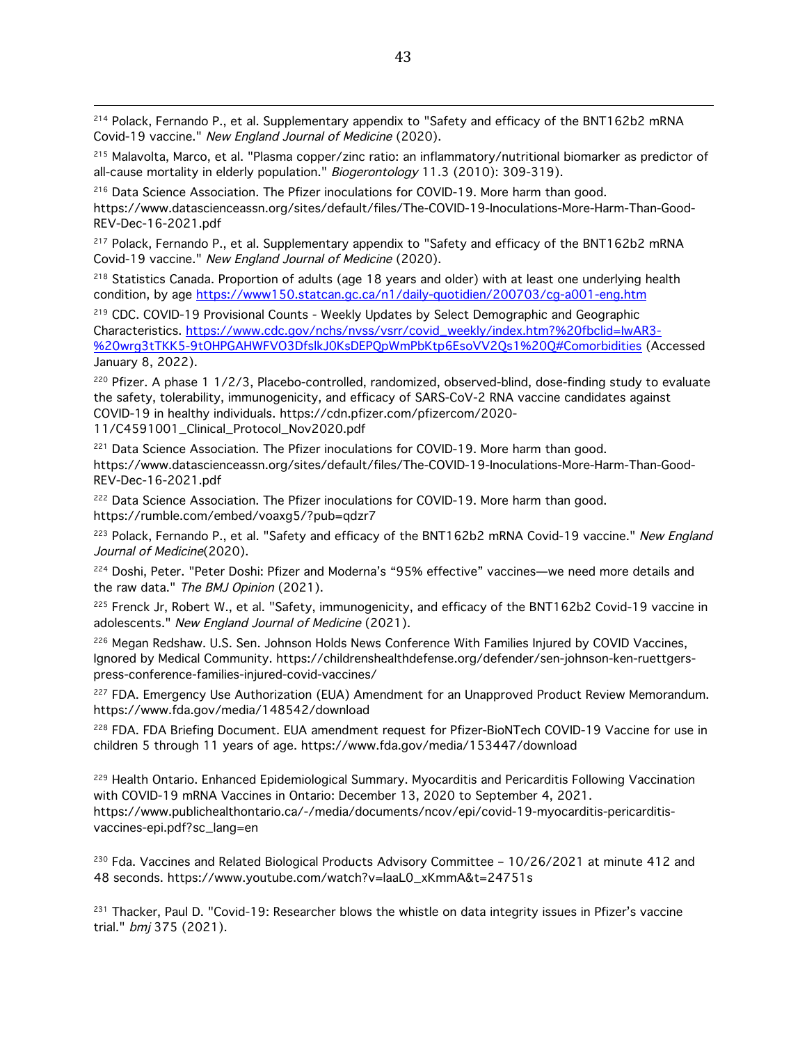[214] Polack, Fernando P., et al. Supplementary appendix to "Safety and efficacy of the BNT162b2 mRNA Covid-19 vaccine." *New England Journal of Medicine* (2020).

[215] Malavolta, Marco, et al. "Plasma copper/zinc ratio: an inflammatory/nutritional biomarker as predictor of all-cause mortality in elderly population." *Biogerontology* 11.3 (2010): 309-319).

[216] Data Science Association. The Pfizer inoculations for COVID-19. More harm than good. https://www.datascienceassn.org/sites/default/files/The-COVID-19-Inoculations-More-Harm-Than-Good-REV-Dec-16-2021.pdf

[217] Polack, Fernando P., et al. Supplementary appendix to "Safety and efficacy of the BNT162b2 mRNA Covid-19 vaccine." *New England Journal of Medicine* (2020).

[218] Statistics Canada. Proportion of adults (age 18 years and older) with at least one underlying health condition, by age https://www150.statcan.gc.ca/n1/daily-quotidien/200703/cg-a001-eng.htm

[219] CDC. COVID-19 Provisional Counts - Weekly Updates by Select Demographic and Geographic Characteristics. https://www.cdc.gov/nchs/nvss/vsrr/covid_weekly/index.htm?%20fbclid=IwAR3-%20wrg3tTKK5-9tOHPGAHWFVO3DfslkJ0KsDEPQpWmPbKtp6EsoVV2Qs1%20Q#Comorbidities (Accessed January 8, 2022).

[220] Pfizer. A phase 1 1/2/3, Placebo-controlled, randomized, observed-blind, dose-finding study to evaluate the safety, tolerability, immunogenicity, and efficacy of SARS-CoV-2 RNA vaccine candidates against COVID-19 in healthy individuals. https://cdn.pfizer.com/pfizercom/2020-11/C4591001_Clinical_Protocol_Nov2020.pdf

[221] Data Science Association. The Pfizer inoculations for COVID-19. More harm than good. https://www.datascienceassn.org/sites/default/files/The-COVID-19-Inoculations-More-Harm-Than-Good-REV-Dec-16-2021.pdf

[222] Data Science Association. The Pfizer inoculations for COVID-19. More harm than good. https://rumble.com/embed/voaxg5/?pub=qdzr7

[223] Polack, Fernando P., et al. "Safety and efficacy of the BNT162b2 mRNA Covid-19 vaccine." *New England Journal of Medicine*(2020).

[224] Doshi, Peter. "Peter Doshi: Pfizer and Moderna's "95% effective" vaccines—we need more details and the raw data." *The BMJ Opinion* (2021).

[225] Frenck Jr, Robert W., et al. "Safety, immunogenicity, and efficacy of the BNT162b2 Covid-19 vaccine in adolescents." *New England Journal of Medicine* (2021).

[226] Megan Redshaw. U.S. Sen. Johnson Holds News Conference With Families Injured by COVID Vaccines, Ignored by Medical Community. https://childrenshealthdefense.org/defender/sen-johnson-ken-ruettgers-press-conference-families-injured-covid-vaccines/

[227] FDA. Emergency Use Authorization (EUA) Amendment for an Unapproved Product Review Memorandum. https://www.fda.gov/media/148542/download

[228] FDA. FDA Briefing Document. EUA amendment request for Pfizer-BioNTech COVID-19 Vaccine for use in children 5 through 11 years of age. https://www.fda.gov/media/153447/download

[229] Health Ontario. Enhanced Epidemiological Summary. Myocarditis and Pericarditis Following Vaccination with COVID-19 mRNA Vaccines in Ontario: December 13, 2020 to September 4, 2021. https://www.publichealthontario.ca/-/media/documents/ncov/epi/covid-19-myocarditis-pericarditis-vaccines-epi.pdf?sc_lang=en

[230] Fda. Vaccines and Related Biological Products Advisory Committee – 10/26/2021 at minute 412 and 48 seconds. https://www.youtube.com/watch?v=laaL0_xKmmA&t=24751s

[231] Thacker, Paul D. "Covid-19: Researcher blows the whistle on data integrity issues in Pfizer's vaccine trial." *bmj* 375 (2021).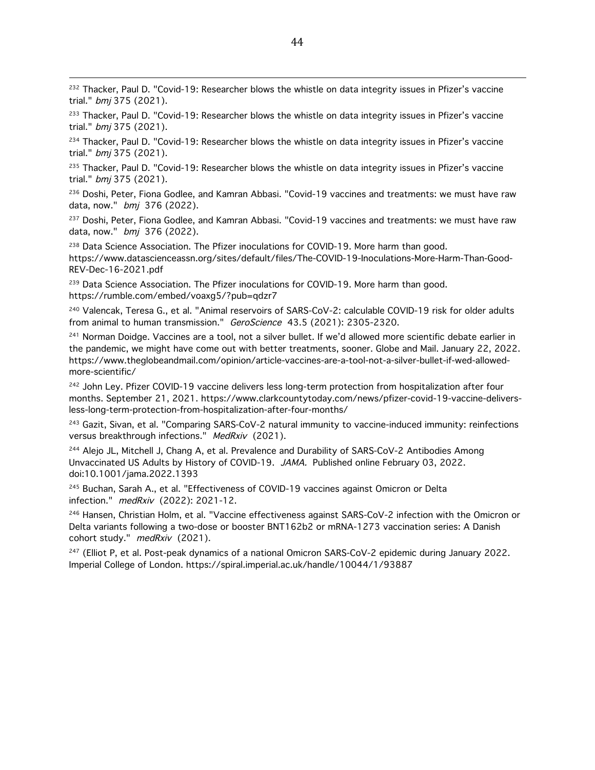[232] Thacker, Paul D. "Covid-19: Researcher blows the whistle on data integrity issues in Pfizer's vaccine trial." *bmj* 375 (2021).

[233] Thacker, Paul D. "Covid-19: Researcher blows the whistle on data integrity issues in Pfizer's vaccine trial." *bmj* 375 (2021).

[234] Thacker, Paul D. "Covid-19: Researcher blows the whistle on data integrity issues in Pfizer's vaccine trial." *bmj* 375 (2021).

[235] Thacker, Paul D. "Covid-19: Researcher blows the whistle on data integrity issues in Pfizer's vaccine trial." *bmj* 375 (2021).

[236] Doshi, Peter, Fiona Godlee, and Kamran Abbasi. "Covid-19 vaccines and treatments: we must have raw data, now." *bmj* 376 (2022).

[237] Doshi, Peter, Fiona Godlee, and Kamran Abbasi. "Covid-19 vaccines and treatments: we must have raw data, now." *bmj* 376 (2022).

[238] Data Science Association. The Pfizer inoculations for COVID-19. More harm than good. https://www.datascienceassn.org/sites/default/files/The-COVID-19-Inoculations-More-Harm-Than-Good-REV-Dec-16-2021.pdf

[239] Data Science Association. The Pfizer inoculations for COVID-19. More harm than good. https://rumble.com/embed/voaxg5/?pub=qdzr7

[240] Valencak, Teresa G., et al. "Animal reservoirs of SARS-CoV-2: calculable COVID-19 risk for older adults from animal to human transmission." *GeroScience* 43.5 (2021): 2305-2320.

[241] Norman Doidge. Vaccines are a tool, not a silver bullet. If we'd allowed more scientific debate earlier in the pandemic, we might have come out with better treatments, sooner. Globe and Mail. January 22, 2022. https://www.theglobeandmail.com/opinion/article-vaccines-are-a-tool-not-a-silver-bullet-if-wed-allowed-more-scientific/

[242] John Ley. Pfizer COVID-19 vaccine delivers less long-term protection from hospitalization after four months. September 21, 2021. https://www.clarkcountytoday.com/news/pfizer-covid-19-vaccine-delivers-less-long-term-protection-from-hospitalization-after-four-months/

[243] Gazit, Sivan, et al. "Comparing SARS-CoV-2 natural immunity to vaccine-induced immunity: reinfections versus breakthrough infections." *MedRxiv* (2021).

[244] Alejo JL, Mitchell J, Chang A, et al. Prevalence and Durability of SARS-CoV-2 Antibodies Among Unvaccinated US Adults by History of COVID-19. *JAMA.* Published online February 03, 2022. doi:10.1001/jama.2022.1393

[245] Buchan, Sarah A., et al. "Effectiveness of COVID-19 vaccines against Omicron or Delta infection." *medRxiv* (2022): 2021-12.

[246] Hansen, Christian Holm, et al. "Vaccine effectiveness against SARS-CoV-2 infection with the Omicron or Delta variants following a two-dose or booster BNT162b2 or mRNA-1273 vaccination series: A Danish cohort study." *medRxiv* (2021).

[247] (Elliot P, et al. Post-peak dynamics of a national Omicron SARS-CoV-2 epidemic during January 2022. Imperial College of London. https://spiral.imperial.ac.uk/handle/10044/1/93887